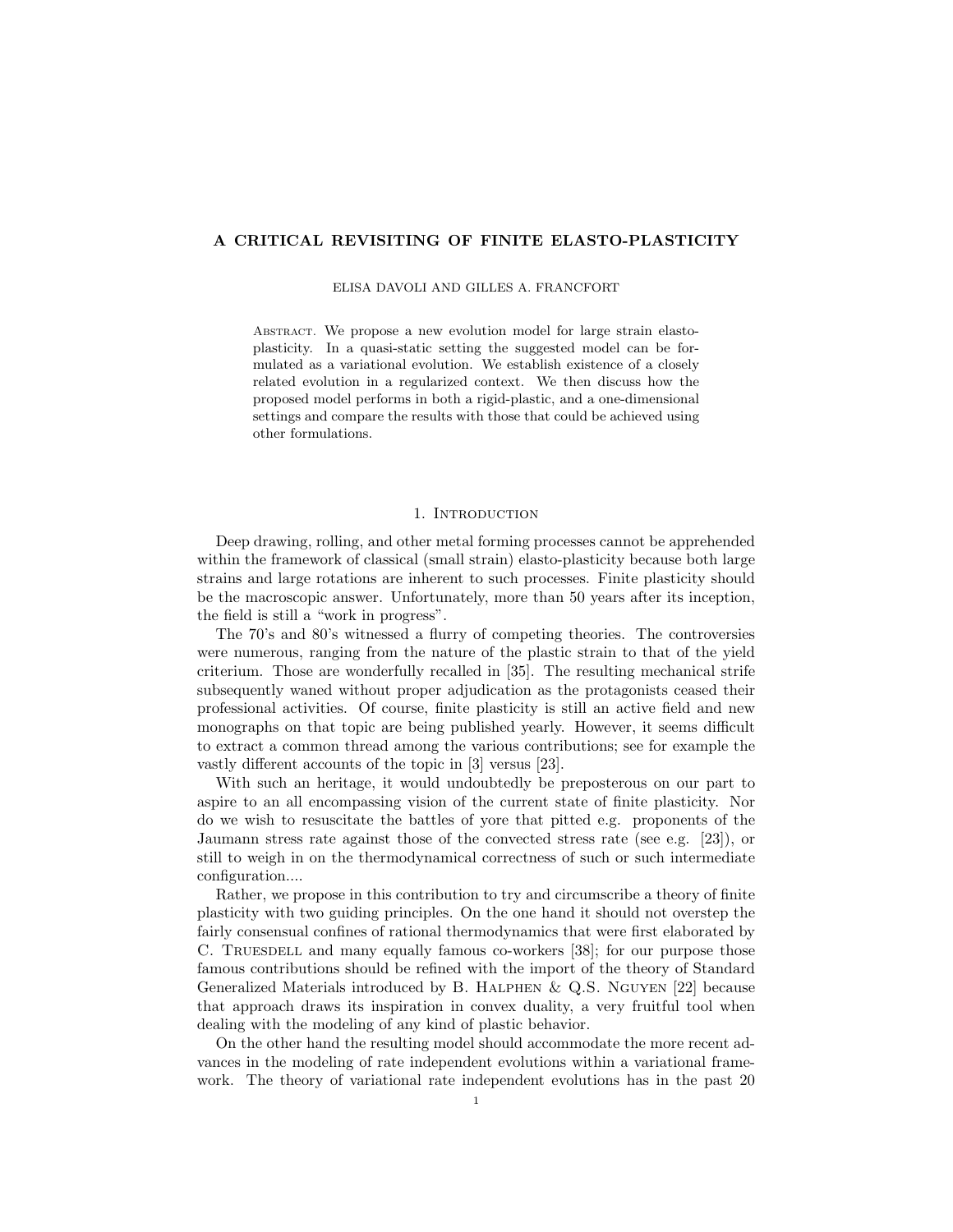# A CRITICAL REVISITING OF FINITE ELASTO-PLASTICITY

ELISA DAVOLI AND GILLES A. FRANCFORT

Abstract. We propose a new evolution model for large strain elasto-plasticity. In a quasi-static setting the suggested model can be formulated as a variational evolution. We establish existence of a closely related evolution in a regularized context. We then discuss how the proposed model performs in both a rigid-plastic, and a one-dimensional settings and compare the results with those that could be achieved using other formulations.

## 1. Introduction

Deep drawing, rolling, and other metal forming processes cannot be apprehended within the framework of classical (small strain) elasto-plasticity because both large strains and large rotations are inherent to such processes. Finite plasticity should be the macroscopic answer. Unfortunately, more than 50 years after its inception, the field is still a "work in progress".

The 70's and 80's witnessed a flurry of competing theories. The controversies were numerous, ranging from the nature of the plastic strain to that of the yield criterium. Those are wonderfully recalled in [35]. The resulting mechanical strife subsequently waned without proper adjudication as the protagonists ceased their professional activities. Of course, finite plasticity is still an active field and new monographs on that topic are being published yearly. However, it seems difficult to extract a common thread among the various contributions; see for example the vastly different accounts of the topic in [3] versus [23].

With such an heritage, it would undoubtedly be preposterous on our part to aspire to an all encompassing vision of the current state of finite plasticity. Nor do we wish to resuscitate the battles of yore that pitted e.g. proponents of the Jaumann stress rate against those of the convected stress rate (see e.g. [23]), or still to weigh in on the thermodynamical correctness of such or such intermediate configuration....

Rather, we propose in this contribution to try and circumscribe a theory of finite plasticity with two guiding principles. On the one hand it should not overstep the fairly consensual confines of rational thermodynamics that were first elaborated by C. Truesdell and many equally famous co-workers [38]; for our purpose those famous contributions should be refined with the import of the theory of Standard Generalized Materials introduced by B. Halphen & Q.S. Nguyen [22] because that approach draws its inspiration in convex duality, a very fruitful tool when dealing with the modeling of any kind of plastic behavior.

On the other hand the resulting model should accommodate the more recent advances in the modeling of rate independent evolutions within a variational framework. The theory of variational rate independent evolutions has in the past 20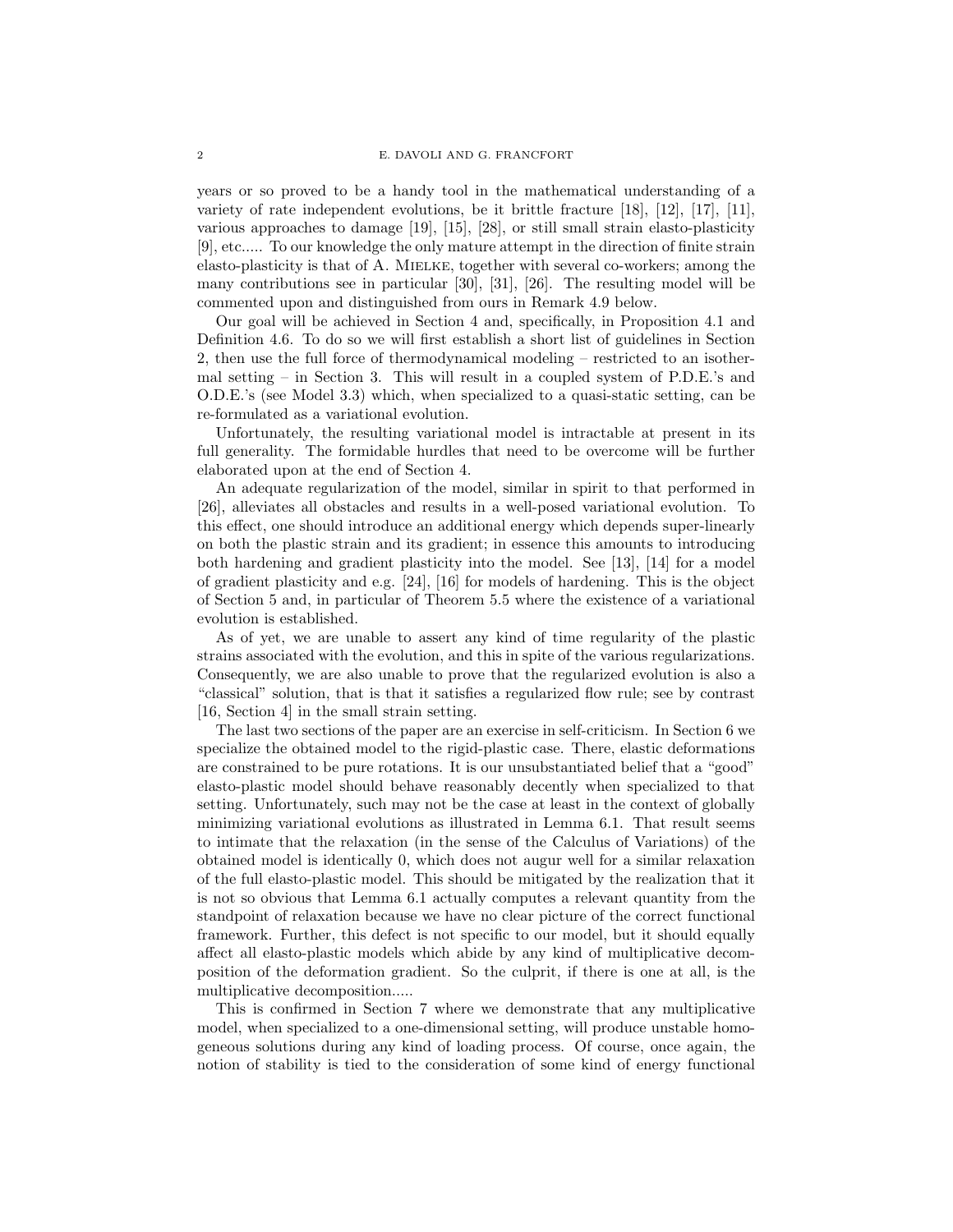years or so proved to be a handy tool in the mathematical understanding of a variety of rate independent evolutions, be it brittle fracture [18], [12], [17], [11], various approaches to damage [19], [15], [28], or still small strain elasto-plasticity [9], etc..... To our knowledge the only mature attempt in the direction of finite strain elasto-plasticity is that of A. Mielke, together with several co-workers; among the many contributions see in particular [30], [31], [26]. The resulting model will be commented upon and distinguished from ours in Remark 4.9 below.

Our goal will be achieved in Section 4 and, specifically, in Proposition 4.1 and Definition 4.6. To do so we will first establish a short list of guidelines in Section 2, then use the full force of thermodynamical modeling – restricted to an isothermal setting – in Section 3. This will result in a coupled system of P.D.E.'s and O.D.E.'s (see Model 3.3) which, when specialized to a quasi-static setting, can be re-formulated as a variational evolution.

Unfortunately, the resulting variational model is intractable at present in its full generality. The formidable hurdles that need to be overcome will be further elaborated upon at the end of Section 4.

An adequate regularization of the model, similar in spirit to that performed in [26], alleviates all obstacles and results in a well-posed variational evolution. To this effect, one should introduce an additional energy which depends super-linearly on both the plastic strain and its gradient; in essence this amounts to introducing both hardening and gradient plasticity into the model. See [13], [14] for a model of gradient plasticity and e.g. [24], [16] for models of hardening. This is the object of Section 5 and, in particular of Theorem 5.5 where the existence of a variational evolution is established.

As of yet, we are unable to assert any kind of time regularity of the plastic strains associated with the evolution, and this in spite of the various regularizations. Consequently, we are also unable to prove that the regularized evolution is also a "classical" solution, that is that it satisfies a regularized flow rule; see by contrast [16, Section 4] in the small strain setting.

The last two sections of the paper are an exercise in self-criticism. In Section 6 we specialize the obtained model to the rigid-plastic case. There, elastic deformations are constrained to be pure rotations. It is our unsubstantiated belief that a "good" elasto-plastic model should behave reasonably decently when specialized to that setting. Unfortunately, such may not be the case at least in the context of globally minimizing variational evolutions as illustrated in Lemma 6.1. That result seems to intimate that the relaxation (in the sense of the Calculus of Variations) of the obtained model is identically 0, which does not augur well for a similar relaxation of the full elasto-plastic model. This should be mitigated by the realization that it is not so obvious that Lemma 6.1 actually computes a relevant quantity from the standpoint of relaxation because we have no clear picture of the correct functional framework. Further, this defect is not specific to our model, but it should equally affect all elasto-plastic models which abide by any kind of multiplicative decomposition of the deformation gradient. So the culprit, if there is one at all, is the multiplicative decomposition.....

This is confirmed in Section 7 where we demonstrate that any multiplicative model, when specialized to a one-dimensional setting, will produce unstable homogeneous solutions during any kind of loading process. Of course, once again, the notion of stability is tied to the consideration of some kind of energy functional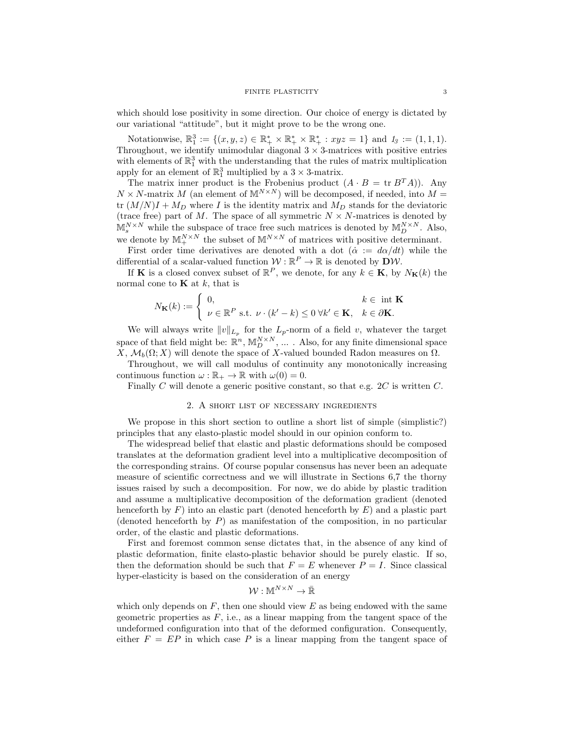which should lose positivity in some direction. Our choice of energy is dictated by our variational "attitude", but it might prove to be the wrong one.

Notationwise, $\mathbb{R}^3_1 := \{(x, y, z) \in \mathbb{R}^*_+ \times \mathbb{R}^*_+ \times \mathbb{R}^*_+ : xyz = 1\}$ and $1_3 := (1, 1, 1)$. Throughout, we identify unimodular diagonal $3 \times 3$-matrices with positive entries with elements of $\mathbb{R}^3_1$ with the understanding that the rules of matrix multiplication apply for an element of $\mathbb{R}^3_1$ multiplied by a $3 \times 3$-matrix.

The matrix inner product is the Frobenius product ($A \cdot B = \text{tr } B^T A$)). Any $N \times N$-matrix $M$ (an element of $\mathbb{M}^{N\times N}$) will be decomposed, if needed, into $M = \text{tr }(M/N)I + M_D$ where $I$ is the identity matrix and $M_D$ stands for the deviatoric (trace free) part of $M$. The space of all symmetric $N \times N$-matrices is denoted by $\mathbb{M}^{N\times N}_s$ while the subspace of trace free such matrices is denoted by $\mathbb{M}^{N\times N}_D$. Also, we denote by $\mathbb{M}^{N\times N}_+$ the subset of $\mathbb{M}^{N\times N}$ of matrices with positive determinant.

First order time derivatives are denoted with a dot ($\dot{\alpha} := d\alpha/dt$) while the differential of a scalar-valued function $\mathcal{W} : \mathbb{R}^P \to \mathbb{R}$ is denoted by $\mathbf{D}\mathcal{W}$.

If $\mathbf{K}$ is a closed convex subset of $\mathbb{R}^P$, we denote, for any $k \in \mathbf{K}$, by $N_{\mathbf{K}}(k)$ the normal cone to $\mathbf{K}$ at $k$, that is

$$N_{\mathbf{K}}(k) := \begin{cases} 0, & k \in \text{ int } \mathbf{K} \\ \nu \in \mathbb{R}^P \text{ s.t. } \nu \cdot (k' - k) \leq 0 \; \forall k' \in \mathbf{K}, & k \in \partial\mathbf{K}. \end{cases}$$

We will always write $\|v\|_{L_p}$ for the $L_p$-norm of a field $v$, whatever the target space of that field might be: $\mathbb{R}^n$, $\mathbb{M}^{N\times N}_D$, ... . Also, for any finite dimensional space $X$, $\mathcal{M}_b(\Omega; X)$ will denote the space of $X$-valued bounded Radon measures on $\Omega$.

Throughout, we will call modulus of continuity any monotonically increasing continuous function $\omega : \mathbb{R}_+ \to \mathbb{R}$ with $\omega(0) = 0$.

Finally $C$ will denote a generic positive constant, so that e.g. $2C$ is written $C$.

## 2. A short list of necessary ingredients

We propose in this short section to outline a short list of simple (simplistic?) principles that any elasto-plastic model should in our opinion conform to.

The widespread belief that elastic and plastic deformations should be composed translates at the deformation gradient level into a multiplicative decomposition of the corresponding strains. Of course popular consensus has never been an adequate measure of scientific correctness and we will illustrate in Sections 6,7 the thorny issues raised by such a decomposition. For now, we do abide by plastic tradition and assume a multiplicative decomposition of the deformation gradient (denoted henceforth by $F$) into an elastic part (denoted henceforth by $E$) and a plastic part (denoted henceforth by $P$) as manifestation of the composition, in no particular order, of the elastic and plastic deformations.

First and foremost common sense dictates that, in the absence of any kind of plastic deformation, finite elasto-plastic behavior should be purely elastic. If so, then the deformation should be such that $F = E$ whenever $P = I$. Since classical hyper-elasticity is based on the consideration of an energy

$$\mathcal{W} : \mathbb{M}^{N\times N} \to \bar{\mathbb{R}}$$

which only depends on $F$, then one should view $E$ as being endowed with the same geometric properties as $F$, i.e., as a linear mapping from the tangent space of the undeformed configuration into that of the deformed configuration. Consequently, either $F = EP$ in which case $P$ is a linear mapping from the tangent space of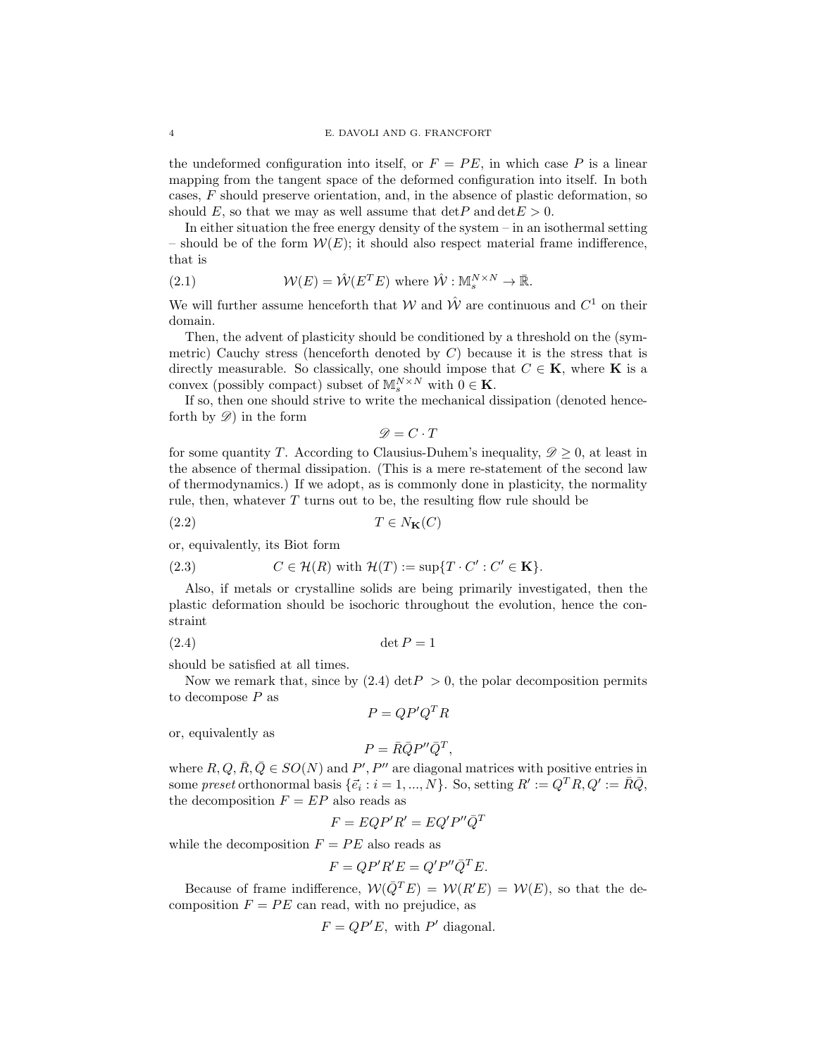the undeformed configuration into itself, or $F = PE$, in which case $P$ is a linear mapping from the tangent space of the deformed configuration into itself. In both cases, $F$ should preserve orientation, and, in the absence of plastic deformation, so should $E$, so that we may as well assume that $\det P$ and $\det E > 0$.

In either situation the free energy density of the system – in an isothermal setting – should be of the form $\mathcal{W}(E)$; it should also respect material frame indifference, that is

$$\mathcal{W}(E) = \hat{\mathcal{W}}(E^T E) \text{ where } \hat{\mathcal{W}} : \mathbb{M}_s^{N\times N} \to \bar{\mathbb{R}}. \tag{2.1}$$

We will further assume henceforth that $\mathcal{W}$ and $\hat{\mathcal{W}}$ are continuous and $C^1$ on their domain.

Then, the advent of plasticity should be conditioned by a threshold on the (symmetric) Cauchy stress (henceforth denoted by $C$) because it is the stress that is directly measurable. So classically, one should impose that $C \in \mathbf{K}$, where $\mathbf{K}$ is a convex (possibly compact) subset of $\mathbb{M}_s^{N\times N}$ with $0 \in \mathbf{K}$.

If so, then one should strive to write the mechanical dissipation (denoted henceforth by $\mathscr{D}$) in the form

$$\mathscr{D} = C \cdot T$$

for some quantity $T$. According to Clausius-Duhem's inequality, $\mathscr{D} \geq 0$, at least in the absence of thermal dissipation. (This is a mere re-statement of the second law of thermodynamics.) If we adopt, as is commonly done in plasticity, the normality rule, then, whatever $T$ turns out to be, the resulting flow rule should be

$$T \in N_{\mathbf{K}}(C) \tag{2.2}$$

or, equivalently, its Biot form

$$C \in \mathcal{H}(R) \text{ with } \mathcal{H}(T) := \sup\{T \cdot C' : C' \in \mathbf{K}\}. \tag{2.3}$$

Also, if metals or crystalline solids are being primarily investigated, then the plastic deformation should be isochoric throughout the evolution, hence the constraint

$$\det P = 1 \tag{2.4}$$

should be satisfied at all times.

Now we remark that, since by (2.4) $\det P > 0$, the polar decomposition permits to decompose $P$ as

$$P = QP'Q^T R$$

or, equivalently as

$$P = \bar{R}\bar{Q}P''\bar{Q}^T,$$

where $R, Q, \bar{R}, \bar{Q} \in SO(N)$ and $P', P''$ are diagonal matrices with positive entries in some *preset* orthonormal basis $\{\vec{e}_i : i = 1, ..., N\}$. So, setting $R' := Q^T R, Q' := \bar{R}\bar{Q}$, the decomposition $F = EP$ also reads as

$$F = EQP'R' = EQ'P''\bar{Q}^T$$

while the decomposition $F = PE$ also reads as

$$F = QP'R'E = Q'P''\bar{Q}^T E.$$

Because of frame indifference, $\mathcal{W}(\bar{Q}^T E) = \mathcal{W}(R'E) = \mathcal{W}(E)$, so that the decomposition $F = PE$ can read, with no prejudice, as

$$F = QP'E, \text{ with } P' \text{ diagonal}.$$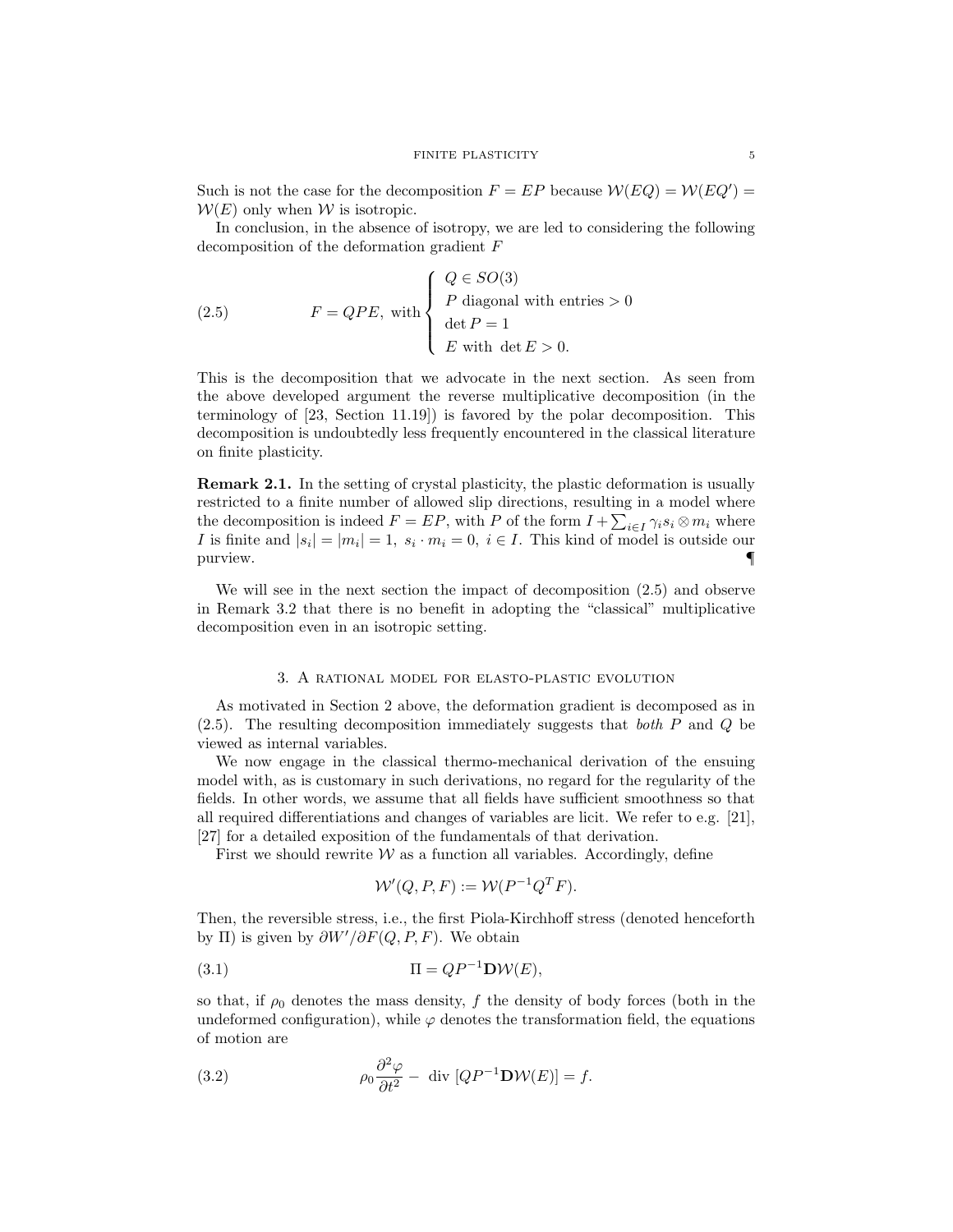Such is not the case for the decomposition $F = EP$ because $\mathcal{W}(EQ) = \mathcal{W}(EQ') = \mathcal{W}(E)$ only when $\mathcal{W}$ is isotropic.

In conclusion, in the absence of isotropy, we are led to considering the following decomposition of the deformation gradient $F$

$$
F = QPE, \text{ with} \begin{cases} Q \in SO(3) \\ P \text{ diagonal with entries} > 0 \\ \det P = 1 \\ E \text{ with } \det E > 0. \end{cases} \tag{2.5}
$$

This is the decomposition that we advocate in the next section. As seen from the above developed argument the reverse multiplicative decomposition (in the terminology of [23, Section 11.19]) is favored by the polar decomposition. This decomposition is undoubtedly less frequently encountered in the classical literature on finite plasticity.

**Remark 2.1.** In the setting of crystal plasticity, the plastic deformation is usually restricted to a finite number of allowed slip directions, resulting in a model where the decomposition is indeed $F = EP$, with $P$ of the form $I + \sum_{i \in I} \gamma_i s_i \otimes m_i$ where $I$ is finite and $|s_i| = |m_i| = 1$, $s_i \cdot m_i = 0$, $i \in I$. This kind of model is outside our purview. ¶

We will see in the next section the impact of decomposition (2.5) and observe in Remark 3.2 that there is no benefit in adopting the "classical" multiplicative decomposition even in an isotropic setting.

## 3. A rational model for elasto-plastic evolution

As motivated in Section 2 above, the deformation gradient is decomposed as in (2.5). The resulting decomposition immediately suggests that *both* $P$ and $Q$ be viewed as internal variables.

We now engage in the classical thermo-mechanical derivation of the ensuing model with, as is customary in such derivations, no regard for the regularity of the fields. In other words, we assume that all fields have sufficient smoothness so that all required differentiations and changes of variables are licit. We refer to e.g. [21], [27] for a detailed exposition of the fundamentals of that derivation.

First we should rewrite $\mathcal{W}$ as a function all variables. Accordingly, define

$$
\mathcal{W}'(Q, P, F) := \mathcal{W}(P^{-1} Q^T F).
$$

Then, the reversible stress, i.e., the first Piola-Kirchhoff stress (denoted henceforth by $\Pi$) is given by $\partial W' / \partial F(Q, P, F)$. We obtain

$$
\Pi = Q P^{-1} \mathbf{D} \mathcal{W}(E), \tag{3.1}
$$

so that, if $\rho_0$ denotes the mass density, $f$ the density of body forces (both in the undeformed configuration), while $\varphi$ denotes the transformation field, the equations of motion are

$$
\rho_0 \frac{\partial^2 \varphi}{\partial t^2} - \text{ div } [Q P^{-1} \mathbf{D} \mathcal{W}(E)] = f. \tag{3.2}
$$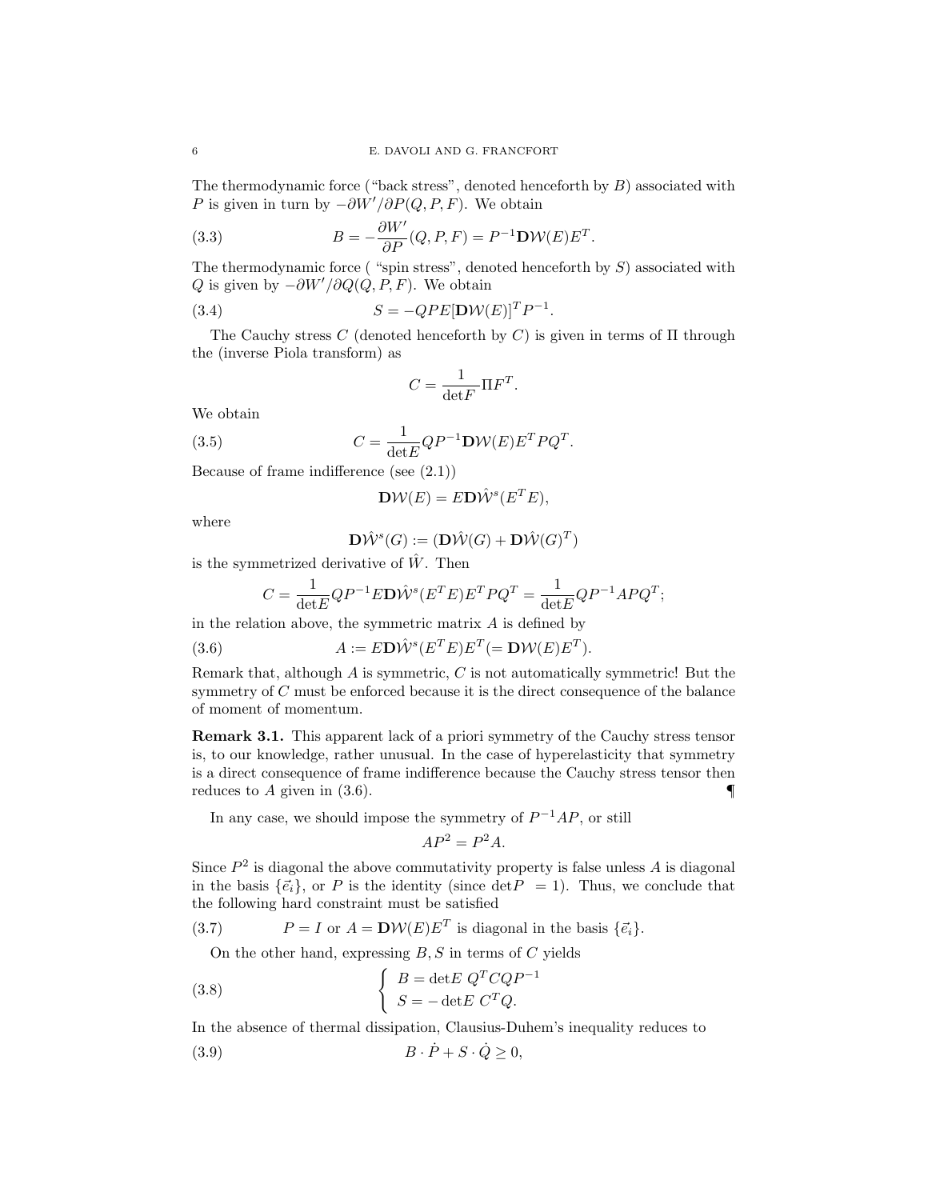The thermodynamic force ("back stress", denoted henceforth by $B$) associated with $P$ is given in turn by $-\partial W'/\partial P(Q,P,F)$. We obtain

$$
B = -\frac{\partial W'}{\partial P}(Q,P,F) = P^{-1}\mathbf{D}\mathcal{W}(E)E^T. \tag{3.3}
$$

The thermodynamic force ( "spin stress", denoted henceforth by $S$) associated with $Q$ is given by $-\partial W'/\partial Q(Q,P,F)$. We obtain

$$
S = -QPE[\mathbf{D}\mathcal{W}(E)]^T P^{-1}. \tag{3.4}
$$

The Cauchy stress $C$ (denoted henceforth by $C$) is given in terms of $\Pi$ through the (inverse Piola transform) as

$$
C = \frac{1}{\det F}\Pi F^T.
$$

We obtain

$$
C = \frac{1}{\det E}QP^{-1}\mathbf{D}\mathcal{W}(E)E^T P Q^T. \tag{3.5}
$$

Because of frame indifference (see (2.1))

$$
\mathbf{D}\mathcal{W}(E) = E\mathbf{D}\hat{\mathcal{W}}^s(E^T E),
$$

where

$$
\mathbf{D}\hat{\mathcal{W}}^s(G) := (\mathbf{D}\hat{\mathcal{W}}(G) + \mathbf{D}\hat{\mathcal{W}}(G)^T)
$$

is the symmetrized derivative of $\hat{W}$. Then

$$
C = \frac{1}{\det E}QP^{-1}E\mathbf{D}\hat{\mathcal{W}}^s(E^T E)E^T P Q^T = \frac{1}{\det E}QP^{-1}APQ^T;
$$

in the relation above, the symmetric matrix $A$ is defined by

$$
A := E\mathbf{D}\hat{\mathcal{W}}^s(E^T E)E^T (= \mathbf{D}\mathcal{W}(E)E^T). \tag{3.6}
$$

Remark that, although $A$ is symmetric, $C$ is not automatically symmetric! But the symmetry of $C$ must be enforced because it is the direct consequence of the balance of moment of momentum.

**Remark 3.1.** This apparent lack of a priori symmetry of the Cauchy stress tensor is, to our knowledge, rather unusual. In the case of hyperelasticity that symmetry is a direct consequence of frame indifference because the Cauchy stress tensor then reduces to $A$ given in (3.6). ¶

In any case, we should impose the symmetry of $P^{-1}AP$, or still

$$
AP^2 = P^2 A.
$$

Since $P^2$ is diagonal the above commutativity property is false unless $A$ is diagonal in the basis $\{\vec{e}_i\}$, or $P$ is the identity (since $\det P = 1$). Thus, we conclude that the following hard constraint must be satisfied

$$
P = I \text{ or } A = \mathbf{D}\mathcal{W}(E)E^T \text{ is diagonal in the basis } \{\vec{e}_i\}. \tag{3.7}
$$

On the other hand, expressing $B, S$ in terms of $C$ yields

$$
\begin{cases} B = \det E \; Q^T CQP^{-1} \\ S = -\det E \; C^T Q. \end{cases} \tag{3.8}
$$

In the absence of thermal dissipation, Clausius-Duhem's inequality reduces to

$$
B \cdot \dot{P} + S \cdot \dot{Q} \geq 0, \tag{3.9}
$$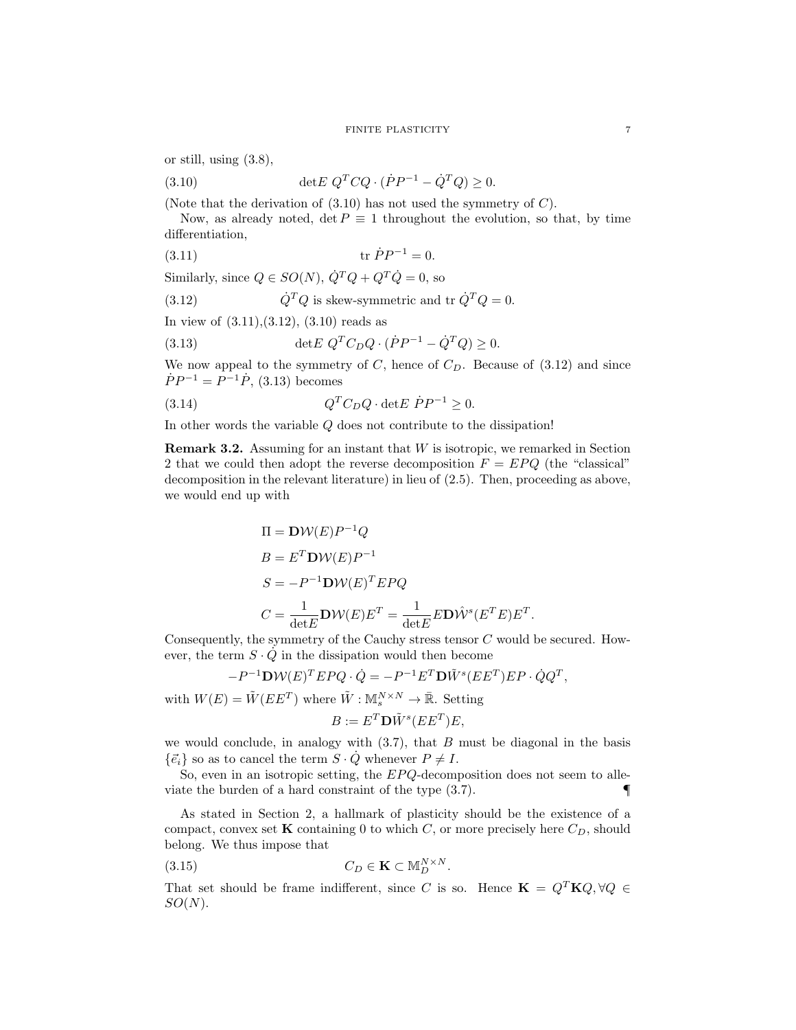or still, using (3.8),

$$\det E \; Q^T C Q \cdot (\dot{P}P^{-1} - \dot{Q}^T Q) \geq 0. \tag{3.10}$$

(Note that the derivation of (3.10) has not used the symmetry of $C$).

Now, as already noted, $\det P \equiv 1$ throughout the evolution, so that, by time differentiation,

$$\operatorname{tr} \dot{P}P^{-1} = 0. \tag{3.11}$$

Similarly, since $Q \in SO(N)$, $\dot{Q}^T Q + Q^T \dot{Q} = 0$, so

$$\dot{Q}^T Q \text{ is skew-symmetric and } \operatorname{tr} \dot{Q}^T Q = 0. \tag{3.12}$$

In view of (3.11),(3.12), (3.10) reads as

$$\det E \; Q^T C_D Q \cdot (\dot{P}P^{-1} - \dot{Q}^T Q) \geq 0. \tag{3.13}$$

We now appeal to the symmetry of $C$, hence of $C_D$. Because of (3.12) and since $\dot{P}P^{-1} = P^{-1}\dot{P}$, (3.13) becomes

$$Q^T C_D Q \cdot \det E \; \dot{P}P^{-1} \geq 0. \tag{3.14}$$

In other words the variable $Q$ does not contribute to the dissipation!

**Remark 3.2.** Assuming for an instant that $W$ is isotropic, we remarked in Section 2 that we could then adopt the reverse decomposition $F = EPQ$ (the "classical" decomposition in the relevant literature) in lieu of (2.5). Then, proceeding as above, we would end up with

$$\Pi = \mathbf{D}\mathcal{W}(E)P^{-1}Q$$

$$B = E^T \mathbf{D}\mathcal{W}(E)P^{-1}$$

$$S = -P^{-1}\mathbf{D}\mathcal{W}(E)^T EPQ$$

$$C = \frac{1}{\det E}\mathbf{D}\mathcal{W}(E)E^T = \frac{1}{\det E}E\mathbf{D}\hat{\mathcal{W}}^s(E^T E)E^T.$$

Consequently, the symmetry of the Cauchy stress tensor $C$ would be secured. However, the term $S \cdot \dot{Q}$ in the dissipation would then become

$$-P^{-1}\mathbf{D}\mathcal{W}(E)^T EPQ \cdot \dot{Q} = -P^{-1}E^T \mathbf{D}\tilde{W}^s(EE^T)EP \cdot \dot{Q}Q^T,$$

with $W(E) = \tilde{W}(EE^T)$ where $\tilde{W} : \mathbb{M}_s^{N\times N} \to \bar{\mathbb{R}}$. Setting

$$B := E^T \mathbf{D}\tilde{W}^s(EE^T)E,$$

we would conclude, in analogy with (3.7), that $B$ must be diagonal in the basis $\{\vec{e}_i\}$ so as to cancel the term $S \cdot \dot{Q}$ whenever $P \neq I$.

So, even in an isotropic setting, the $EPQ$-decomposition does not seem to alleviate the burden of a hard constraint of the type (3.7). ¶

As stated in Section 2, a hallmark of plasticity should be the existence of a compact, convex set $\mathbf{K}$ containing 0 to which $C$, or more precisely here $C_D$, should belong. We thus impose that

$$C_D \in \mathbf{K} \subset \mathbb{M}_D^{N\times N}. \tag{3.15}$$

That set should be frame indifferent, since $C$ is so. Hence $\mathbf{K} = Q^T \mathbf{K} Q, \forall Q \in SO(N)$.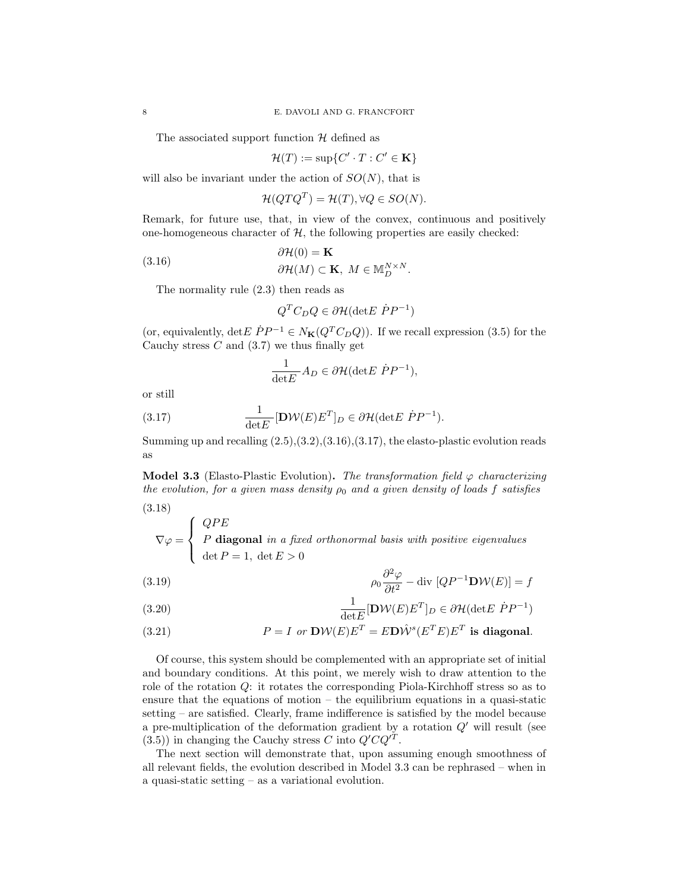The associated support function $\mathcal{H}$ defined as

$$\mathcal{H}(T) := \sup\{C' \cdot T : C' \in \mathbf{K}\}$$

will also be invariant under the action of $SO(N)$, that is

$$\mathcal{H}(QTQ^T) = \mathcal{H}(T), \forall Q \in SO(N).$$

Remark, for future use, that, in view of the convex, continuous and positively one-homogeneous character of $\mathcal{H}$, the following properties are easily checked:

$$\begin{aligned} &\partial\mathcal{H}(0) = \mathbf{K} \\ &\partial\mathcal{H}(M) \subset \mathbf{K},\ M \in \mathbb{M}^{N\times N}_D. \end{aligned} \tag{3.16}$$

The normality rule (2.3) then reads as

$$Q^T C_D Q \in \partial\mathcal{H}(\det E\ \dot{P}P^{-1})$$

(or, equivalently, $\det E\ \dot{P}P^{-1} \in N_{\mathbf{K}}(Q^T C_D Q)$). If we recall expression (3.5) for the Cauchy stress $C$ and (3.7) we thus finally get

$$\frac{1}{\det E} A_D \in \partial\mathcal{H}(\det E\ \dot{P}P^{-1}),$$

or still

$$\frac{1}{\det E}[\mathbf{D}\mathcal{W}(E)E^T]_D \in \partial\mathcal{H}(\det E\ \dot{P}P^{-1}). \tag{3.17}$$

Summing up and recalling (2.5),(3.2),(3.16),(3.17), the elasto-plastic evolution reads as

**Model 3.3** (Elasto-Plastic Evolution)**.** *The transformation field $\varphi$ characterizing the evolution, for a given mass density $\rho_0$ and a given density of loads $f$ satisfies*

$$\nabla\varphi = \begin{cases} QPE \\ P \textbf{ diagonal } \textit{in a fixed orthonormal basis with positive eigenvalues} \\ \det P = 1,\ \det E > 0 \end{cases} \tag{3.18}$$

$$\rho_0 \frac{\partial^2 \varphi}{\partial t^2} - \operatorname{div}\, [QP^{-1}\mathbf{D}\mathcal{W}(E)] = f \tag{3.19}$$

$$\frac{1}{\det E}[\mathbf{D}\mathcal{W}(E)E^T]_D \in \partial\mathcal{H}(\det E\ \dot{P}P^{-1}) \tag{3.20}$$

$$P = I \textit{ or } \mathbf{D}\mathcal{W}(E)E^T = E\mathbf{D}\hat{\mathcal{W}}^s(E^T E)E^T \textbf{ is diagonal}. \tag{3.21}$$

Of course, this system should be complemented with an appropriate set of initial and boundary conditions. At this point, we merely wish to draw attention to the role of the rotation $Q$: it rotates the corresponding Piola-Kirchhoff stress so as to ensure that the equations of motion – the equilibrium equations in a quasi-static setting – are satisfied. Clearly, frame indifference is satisfied by the model because a pre-multiplication of the deformation gradient by a rotation $Q'$ will result (see (3.5)) in changing the Cauchy stress $C$ into $Q'CQ'^T$.

The next section will demonstrate that, upon assuming enough smoothness of all relevant fields, the evolution described in Model 3.3 can be rephrased – when in a quasi-static setting – as a variational evolution.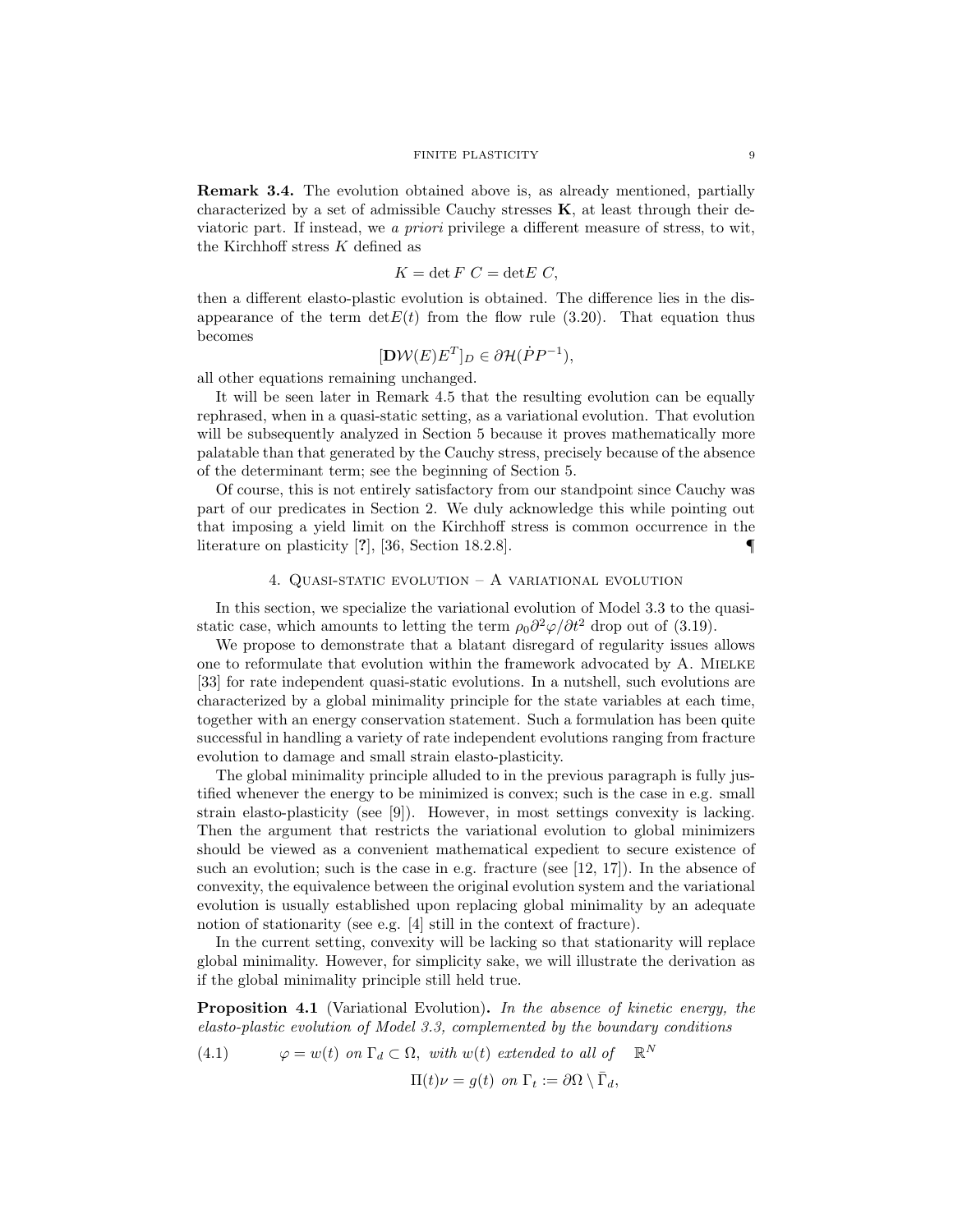**Remark 3.4.** The evolution obtained above is, as already mentioned, partially characterized by a set of admissible Cauchy stresses $\mathbf{K}$, at least through their deviatoric part. If instead, we *a priori* privilege a different measure of stress, to wit, the Kirchhoff stress $K$ defined as

$$K = \det F\ C = \det E\ C,$$

then a different elasto-plastic evolution is obtained. The difference lies in the disappearance of the term $\det E(t)$ from the flow rule (3.20). That equation thus becomes

$$[\mathbf{D}\mathcal{W}(E)E^T]_D \in \partial\mathcal{H}(\dot{P}P^{-1}),$$

all other equations remaining unchanged.

It will be seen later in Remark 4.5 that the resulting evolution can be equally rephrased, when in a quasi-static setting, as a variational evolution. That evolution will be subsequently analyzed in Section 5 because it proves mathematically more palatable than that generated by the Cauchy stress, precisely because of the absence of the determinant term; see the beginning of Section 5.

Of course, this is not entirely satisfactory from our standpoint since Cauchy was part of our predicates in Section 2. We duly acknowledge this while pointing out that imposing a yield limit on the Kirchhoff stress is common occurrence in the literature on plasticity [**?**], [36, Section 18.2.8]. ¶

## 4. Quasi-static evolution – A variational evolution

In this section, we specialize the variational evolution of Model 3.3 to the quasi-static case, which amounts to letting the term $\rho_0 \partial^2\varphi/\partial t^2$ drop out of (3.19).

We propose to demonstrate that a blatant disregard of regularity issues allows one to reformulate that evolution within the framework advocated by A. Mielke [33] for rate independent quasi-static evolutions. In a nutshell, such evolutions are characterized by a global minimality principle for the state variables at each time, together with an energy conservation statement. Such a formulation has been quite successful in handling a variety of rate independent evolutions ranging from fracture evolution to damage and small strain elasto-plasticity.

The global minimality principle alluded to in the previous paragraph is fully justified whenever the energy to be minimized is convex; such is the case in e.g. small strain elasto-plasticity (see [9]). However, in most settings convexity is lacking. Then the argument that restricts the variational evolution to global minimizers should be viewed as a convenient mathematical expedient to secure existence of such an evolution; such is the case in e.g. fracture (see [12, 17]). In the absence of convexity, the equivalence between the original evolution system and the variational evolution is usually established upon replacing global minimality by an adequate notion of stationarity (see e.g. [4] still in the context of fracture).

In the current setting, convexity will be lacking so that stationarity will replace global minimality. However, for simplicity sake, we will illustrate the derivation as if the global minimality principle still held true.

**Proposition 4.1** (Variational Evolution)**.** *In the absence of kinetic energy, the elasto-plastic evolution of Model 3.3, complemented by the boundary conditions*

$$\varphi = w(t) \text{ on } \Gamma_d \subset \Omega, \text{ with } w(t) \text{ extended to all of } \mathbb{R}^N \tag{4.1}$$

$$\Pi(t)\nu = g(t) \text{ on } \Gamma_t := \partial\Omega \setminus \bar{\Gamma}_d,$$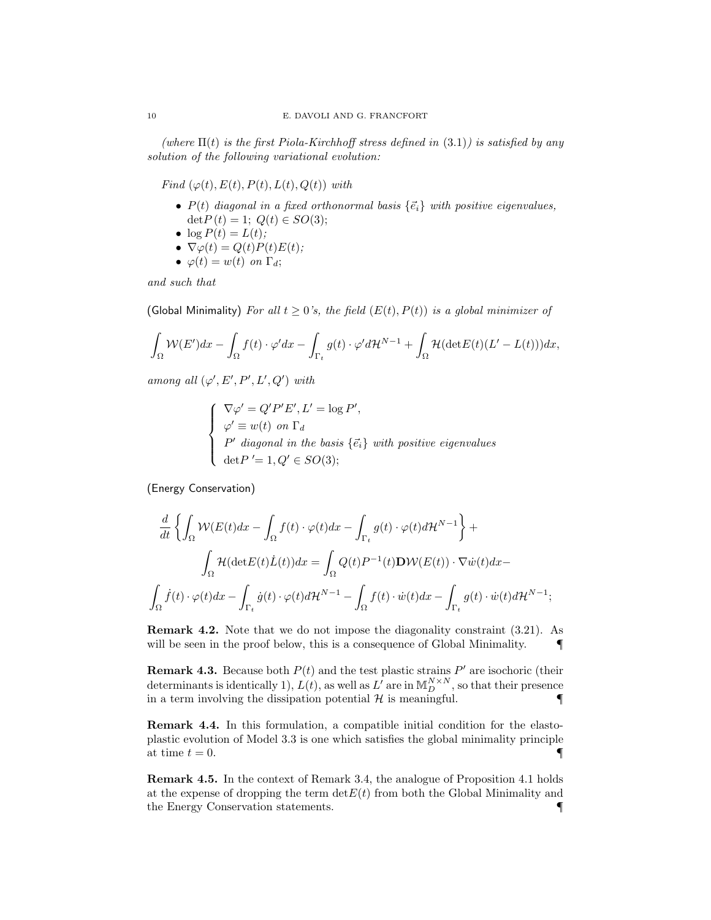*(where $\Pi(t)$ is the first Piola-Kirchhoff stress defined in* (3.1)*) is satisfied by any solution of the following variational evolution:*

*Find* $(\varphi(t), E(t), P(t), L(t), Q(t))$ *with*

- $P(t)$ *diagonal in a fixed orthonormal basis* $\{\vec{e}_i\}$ *with positive eigenvalues,* $\det P(t) = 1;\ Q(t) \in SO(3)$;
- $\log P(t) = L(t)$;
- $\nabla\varphi(t) = Q(t)P(t)E(t)$;
- $\varphi(t) = w(t)$ *on* $\Gamma_d$;

*and such that*

(Global Minimality) *For all $t \geq 0$'s, the field $(E(t), P(t))$ is a global minimizer of*

$$\int_\Omega \mathcal{W}(E')dx - \int_\Omega f(t)\cdot\varphi' dx - \int_{\Gamma_t} g(t)\cdot\varphi' d\mathcal{H}^{N-1} + \int_\Omega \mathcal{H}(\det E(t)(L' - L(t)))dx,$$

*among all* $(\varphi', E', P', L', Q')$ *with*

$$\begin{cases} \nabla\varphi' = Q'P'E', L' = \log P', \\ \varphi' \equiv w(t) \text{ on } \Gamma_d \\ P' \text{ diagonal in the basis } \{\vec{e}_i\} \text{ with positive eigenvalues} \\ \det P' = 1, Q' \in SO(3); \end{cases}$$

(Energy Conservation)

$$\frac{d}{dt}\left\{\int_\Omega \mathcal{W}(E(t)dx - \int_\Omega f(t)\cdot\varphi(t)dx - \int_{\Gamma_t} g(t)\cdot\varphi(t)d\mathcal{H}^{N-1}\right\} +$$

$$\int_\Omega \mathcal{H}(\det E(t)\dot{L}(t))dx = \int_\Omega Q(t)P^{-1}(t)\mathbf{D}\mathcal{W}(E(t))\cdot\nabla\dot{w}(t)dx -$$

$$\int_\Omega \dot{f}(t)\cdot\varphi(t)dx - \int_{\Gamma_t}\dot{g}(t)\cdot\varphi(t)d\mathcal{H}^{N-1} - \int_\Omega f(t)\cdot\dot{w}(t)dx - \int_{\Gamma_t} g(t)\cdot\dot{w}(t)d\mathcal{H}^{N-1};$$

**Remark 4.2.** Note that we do not impose the diagonality constraint (3.21). As will be seen in the proof below, this is a consequence of Global Minimality. ¶

**Remark 4.3.** Because both $P(t)$ and the test plastic strains $P'$ are isochoric (their determinants is identically 1), $L(t)$, as well as $L'$ are in $\mathbb{M}_D^{N\times N}$, so that their presence in a term involving the dissipation potential $\mathcal{H}$ is meaningful. ¶

**Remark 4.4.** In this formulation, a compatible initial condition for the elasto-plastic evolution of Model 3.3 is one which satisfies the global minimality principle at time $t = 0$. ¶

**Remark 4.5.** In the context of Remark 3.4, the analogue of Proposition 4.1 holds at the expense of dropping the term $\det E(t)$ from both the Global Minimality and the Energy Conservation statements. ¶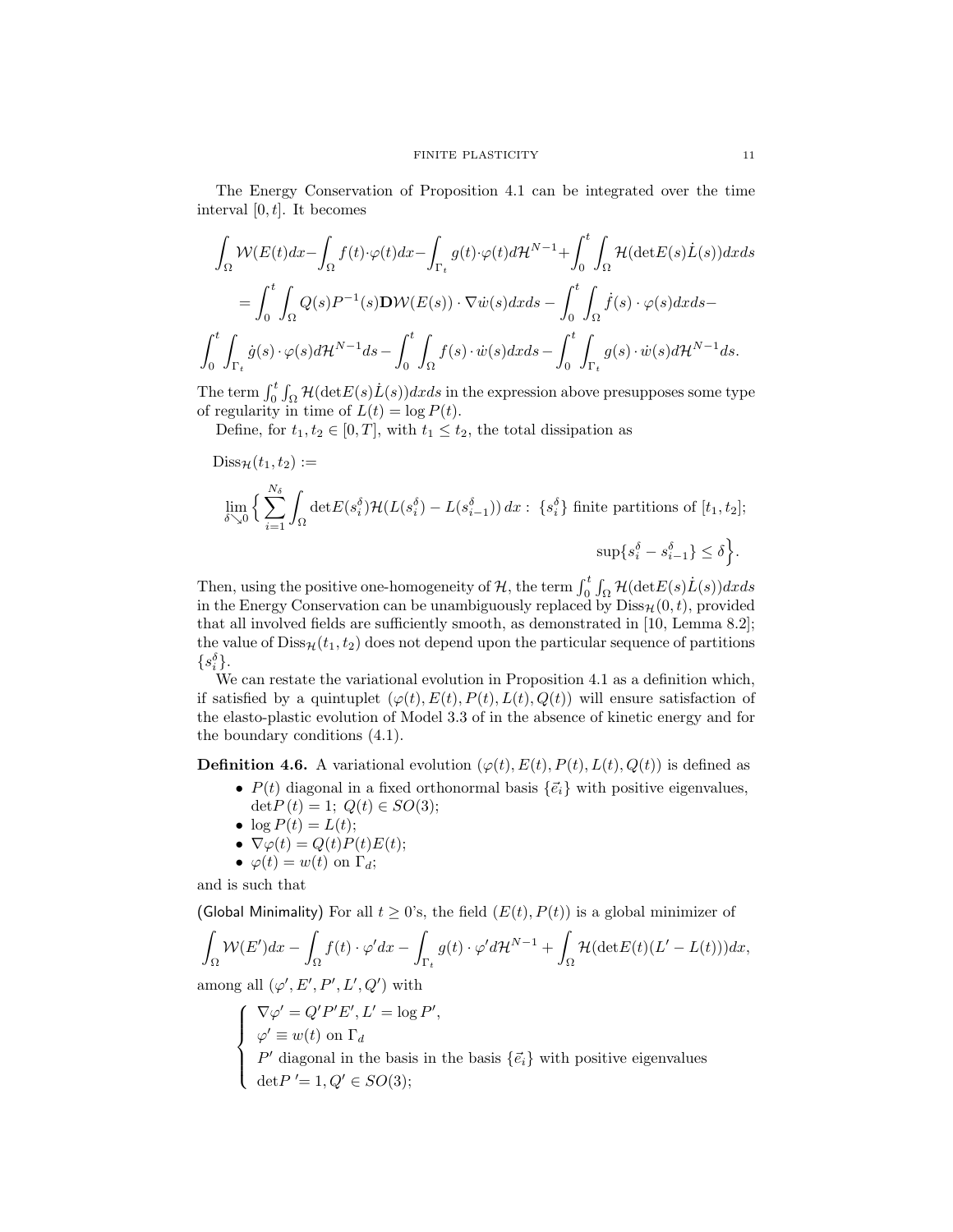The Energy Conservation of Proposition 4.1 can be integrated over the time interval $[0,t]$. It becomes

$$
\int_\Omega \mathcal{W}(E(t)dx - \int_\Omega f(t)\cdot\varphi(t)dx - \int_{\Gamma_t} g(t)\cdot\varphi(t)d\mathcal{H}^{N-1} + \int_0^t\int_\Omega \mathcal{H}(\det E(s)\dot{L}(s))dxds
$$

$$
= \int_0^t\int_\Omega Q(s)P^{-1}(s)\mathbf{D}\mathcal{W}(E(s))\cdot\nabla\dot{w}(s)dxds - \int_0^t\int_\Omega \dot{f}(s)\cdot\varphi(s)dxds -
$$

$$
\int_0^t\int_{\Gamma_t} \dot{g}(s)\cdot\varphi(s)d\mathcal{H}^{N-1}ds - \int_0^t\int_\Omega f(s)\cdot\dot{w}(s)dxds - \int_0^t\int_{\Gamma_t} g(s)\cdot\dot{w}(s)d\mathcal{H}^{N-1}ds.
$$

The term $\int_0^t\int_\Omega \mathcal{H}(\det E(s)\dot{L}(s))dxds$ in the expression above presupposes some type of regularity in time of $L(t) = \log P(t)$.

Define, for $t_1, t_2 \in [0,T]$, with $t_1 \le t_2$, the total dissipation as

$$
\mathrm{Diss}_{\mathcal{H}}(t_1,t_2) :=
$$

$$
\lim_{\delta\searrow 0}\Big\{\sum_{i=1}^{N_\delta}\int_\Omega \det E(s_i^\delta)\mathcal{H}(L(s_i^\delta)-L(s_{i-1}^\delta))\,dx:\ \{s_i^\delta\}\text{ finite partitions of }[t_1,t_2];
$$

$$
\sup\{s_i^\delta - s_{i-1}^\delta\}\le\delta\Big\}.
$$

Then, using the positive one-homogeneity of $\mathcal{H}$, the term $\int_0^t\int_\Omega \mathcal{H}(\det E(s)\dot{L}(s))dxds$ in the Energy Conservation can be unambiguously replaced by $\mathrm{Diss}_{\mathcal{H}}(0,t)$, provided that all involved fields are sufficiently smooth, as demonstrated in [10, Lemma 8.2]; the value of $\mathrm{Diss}_{\mathcal{H}}(t_1,t_2)$ does not depend upon the particular sequence of partitions $\{s_i^\delta\}$.

We can restate the variational evolution in Proposition 4.1 as a definition which, if satisfied by a quintuplet $(\varphi(t), E(t), P(t), L(t), Q(t))$ will ensure satisfaction of the elasto-plastic evolution of Model 3.3 of in the absence of kinetic energy and for the boundary conditions (4.1).

**Definition 4.6.** A variational evolution $(\varphi(t), E(t), P(t), L(t), Q(t))$ is defined as

- $P(t)$ diagonal in a fixed orthonormal basis $\{\vec{e}_i\}$ with positive eigenvalues, $\det P(t) = 1$; $Q(t) \in SO(3)$;
- $\log P(t) = L(t)$;
- $\nabla\varphi(t) = Q(t)P(t)E(t)$;
- $\varphi(t) = w(t)$ on $\Gamma_d$;

and is such that

(Global Minimality) For all $t \ge 0$'s, the field $(E(t), P(t))$ is a global minimizer of

$$
\int_\Omega \mathcal{W}(E')dx - \int_\Omega f(t)\cdot\varphi' dx - \int_{\Gamma_t} g(t)\cdot\varphi' d\mathcal{H}^{N-1} + \int_\Omega \mathcal{H}(\det E(t)(L'-L(t)))dx,
$$

among all $(\varphi', E', P', L', Q')$ with

$$
\begin{cases}
\nabla\varphi' = Q'P'E', L' = \log P', \\
\varphi' \equiv w(t) \text{ on } \Gamma_d \\
P' \text{ diagonal in the basis in the basis } \{\vec{e}_i\} \text{ with positive eigenvalues} \\
\det P' = 1, Q' \in SO(3);
\end{cases}
$$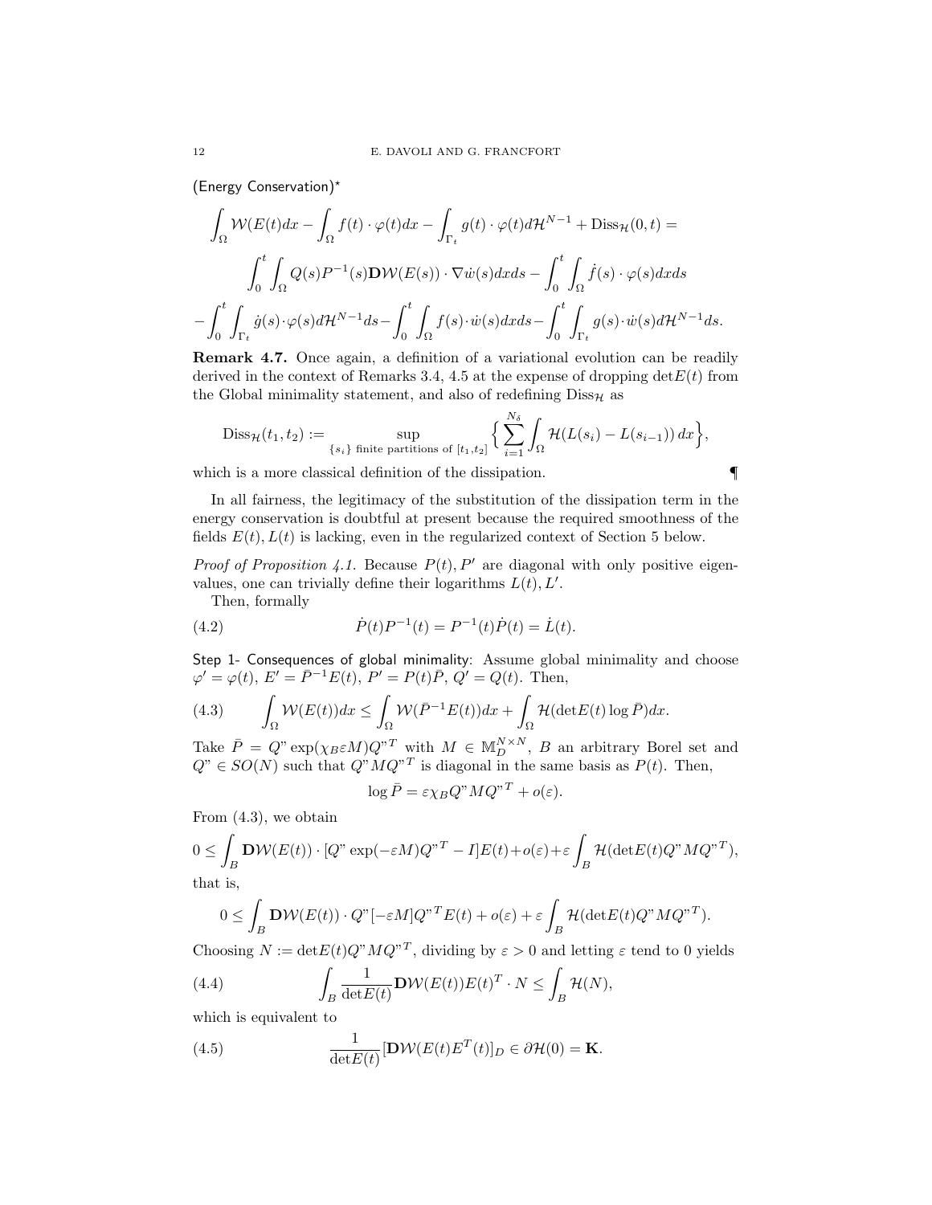(Energy Conservation)*

$$
\int_\Omega \mathcal{W}(E(t)dx - \int_\Omega f(t)\cdot\varphi(t)dx - \int_{\Gamma_t} g(t)\cdot\varphi(t)d\mathcal{H}^{N-1} + \mathrm{Diss}_{\mathcal{H}}(0,t) =
$$

$$
\int_0^t\int_\Omega Q(s)P^{-1}(s)\mathbf{D}\mathcal{W}(E(s))\cdot\nabla\dot{w}(s)dxds - \int_0^t\int_\Omega \dot{f}(s)\cdot\varphi(s)dxds
$$

$$
-\int_0^t\int_{\Gamma_t}\dot{g}(s)\cdot\varphi(s)d\mathcal{H}^{N-1}ds - \int_0^t\int_\Omega f(s)\cdot\dot{w}(s)dxds - \int_0^t\int_{\Gamma_t} g(s)\cdot\dot{w}(s)d\mathcal{H}^{N-1}ds.
$$

**Remark 4.7.** Once again, a definition of a variational evolution can be readily derived in the context of Remarks 3.4, 4.5 at the expense of dropping $\det E(t)$ from the Global minimality statement, and also of redefining $\mathrm{Diss}_{\mathcal{H}}$ as

$$
\mathrm{Diss}_{\mathcal{H}}(t_1,t_2) := \sup_{\{s_i\}\text{ finite partitions of }[t_1,t_2]}\Big\{\sum_{i=1}^{N_\delta}\int_\Omega \mathcal{H}(L(s_i)-L(s_{i-1}))\,dx\Big\},
$$

which is a more classical definition of the dissipation. ¶

In all fairness, the legitimacy of the substitution of the dissipation term in the energy conservation is doubtful at present because the required smoothness of the fields $E(t), L(t)$ is lacking, even in the regularized context of Section 5 below.

*Proof of Proposition 4.1.* Because $P(t), P'$ are diagonal with only positive eigenvalues, one can trivially define their logarithms $L(t), L'$.

Then, formally

$$
\dot{P}(t)P^{-1}(t) = P^{-1}(t)\dot{P}(t) = \dot{L}(t). \tag{4.2}
$$

Step 1- Consequences of global minimality: Assume global minimality and choose $\varphi' = \varphi(t)$, $E' = \bar{P}^{-1}E(t)$, $P' = P(t)\bar{P}$, $Q' = Q(t)$. Then,

$$
\int_\Omega \mathcal{W}(E(t))dx \le \int_\Omega \mathcal{W}(\bar{P}^{-1}E(t))dx + \int_\Omega \mathcal{H}(\det E(t)\log\bar{P})dx. \tag{4.3}
$$

Take $\bar{P} = Q"\exp(\chi_B\varepsilon M)Q"^T$ with $M\in\mathbb{M}_D^{N\times N}$, $B$ an arbitrary Borel set and $Q"\in SO(N)$ such that $Q"MQ"^T$ is diagonal in the same basis as $P(t)$. Then,

$$
\log\bar{P} = \varepsilon\chi_B Q"MQ"^T + o(\varepsilon).
$$

From (4.3), we obtain

$$
0\le\int_B \mathbf{D}\mathcal{W}(E(t))\cdot[Q"\exp(-\varepsilon M)Q"^T - I]E(t) + o(\varepsilon) + \varepsilon\int_B\mathcal{H}(\det E(t)Q"MQ"^T),
$$

that is,

$$
0\le\int_B \mathbf{D}\mathcal{W}(E(t))\cdot Q"[-\varepsilon M]Q"^T E(t) + o(\varepsilon) + \varepsilon\int_B\mathcal{H}(\det E(t)Q"MQ"^T).
$$

Choosing $N := \det E(t)Q"MQ"^T$, dividing by $\varepsilon > 0$ and letting $\varepsilon$ tend to 0 yields

$$
\int_B \frac{1}{\det E(t)}\mathbf{D}\mathcal{W}(E(t))E(t)^T\cdot N \le \int_B\mathcal{H}(N), \tag{4.4}
$$

which is equivalent to

$$
\frac{1}{\det E(t)}[\mathbf{D}\mathcal{W}(E(t)E^T(t)]_D \in \partial\mathcal{H}(0) = \mathbf{K}. \tag{4.5}
$$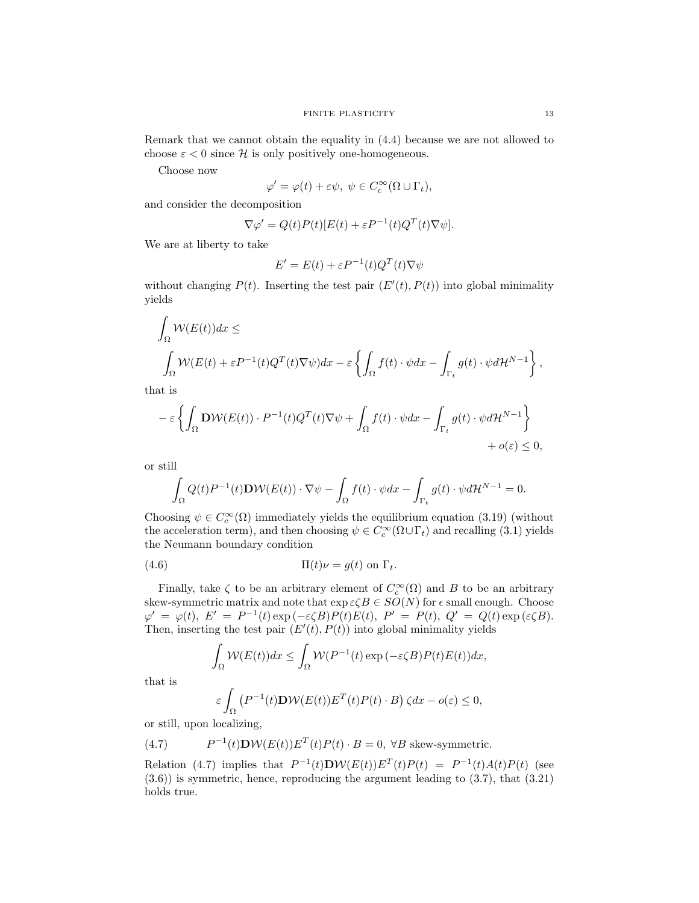Remark that we cannot obtain the equality in (4.4) because we are not allowed to choose $\varepsilon < 0$ since $\mathcal{H}$ is only positively one-homogeneous.

Choose now

$$\varphi' = \varphi(t) + \varepsilon\psi,\ \psi \in C_c^\infty(\Omega \cup \Gamma_t),$$

and consider the decomposition

$$\nabla\varphi' = Q(t)P(t)[E(t) + \varepsilon P^{-1}(t)Q^T(t)\nabla\psi].$$

We are at liberty to take

$$E' = E(t) + \varepsilon P^{-1}(t)Q^T(t)\nabla\psi$$

without changing $P(t)$. Inserting the test pair $(E'(t), P(t))$ into global minimality yields

$$\int_\Omega \mathcal{W}(E(t))dx \leq$$
$$\int_\Omega \mathcal{W}(E(t) + \varepsilon P^{-1}(t)Q^T(t)\nabla\psi)dx - \varepsilon\left\{\int_\Omega f(t)\cdot\psi dx - \int_{\Gamma_t} g(t)\cdot\psi d\mathcal{H}^{N-1}\right\},$$

that is

$$-\varepsilon\left\{\int_\Omega \mathbf{D}\mathcal{W}(E(t))\cdot P^{-1}(t)Q^T(t)\nabla\psi + \int_\Omega f(t)\cdot\psi dx - \int_{\Gamma_t} g(t)\cdot\psi d\mathcal{H}^{N-1}\right\}$$
$$+ o(\varepsilon) \leq 0,$$

or still

$$\int_\Omega Q(t)P^{-1}(t)\mathbf{D}\mathcal{W}(E(t))\cdot\nabla\psi - \int_\Omega f(t)\cdot\psi dx - \int_{\Gamma_t} g(t)\cdot\psi d\mathcal{H}^{N-1} = 0.$$

Choosing $\psi \in C_c^\infty(\Omega)$ immediately yields the equilibrium equation (3.19) (without the acceleration term), and then choosing $\psi \in C_c^\infty(\Omega\cup\Gamma_t)$ and recalling (3.1) yields the Neumann boundary condition

$$\Pi(t)\nu = g(t) \text{ on } \Gamma_t. \tag{4.6}$$

Finally, take $\zeta$ to be an arbitrary element of $C_c^\infty(\Omega)$ and $B$ to be an arbitrary skew-symmetric matrix and note that $\exp\varepsilon\zeta B \in SO(N)$ for $\epsilon$ small enough. Choose $\varphi' = \varphi(t)$, $E' = P^{-1}(t)\exp(-\varepsilon\zeta B)P(t)E(t)$, $P' = P(t)$, $Q' = Q(t)\exp(\varepsilon\zeta B)$. Then, inserting the test pair $(E'(t), P(t))$ into global minimality yields

$$\int_\Omega \mathcal{W}(E(t))dx \leq \int_\Omega \mathcal{W}(P^{-1}(t)\exp(-\varepsilon\zeta B)P(t)E(t))dx,$$

that is

$$\varepsilon\int_\Omega \left(P^{-1}(t)\mathbf{D}\mathcal{W}(E(t))E^T(t)P(t)\cdot B\right)\zeta dx - o(\varepsilon) \leq 0,$$

or still, upon localizing,

$$P^{-1}(t)\mathbf{D}\mathcal{W}(E(t))E^T(t)P(t)\cdot B = 0,\ \forall B \text{ skew-symmetric.} \tag{4.7}$$

Relation (4.7) implies that $P^{-1}(t)\mathbf{D}\mathcal{W}(E(t))E^T(t)P(t) = P^{-1}(t)A(t)P(t)$ (see (3.6)) is symmetric, hence, reproducing the argument leading to (3.7), that (3.21) holds true.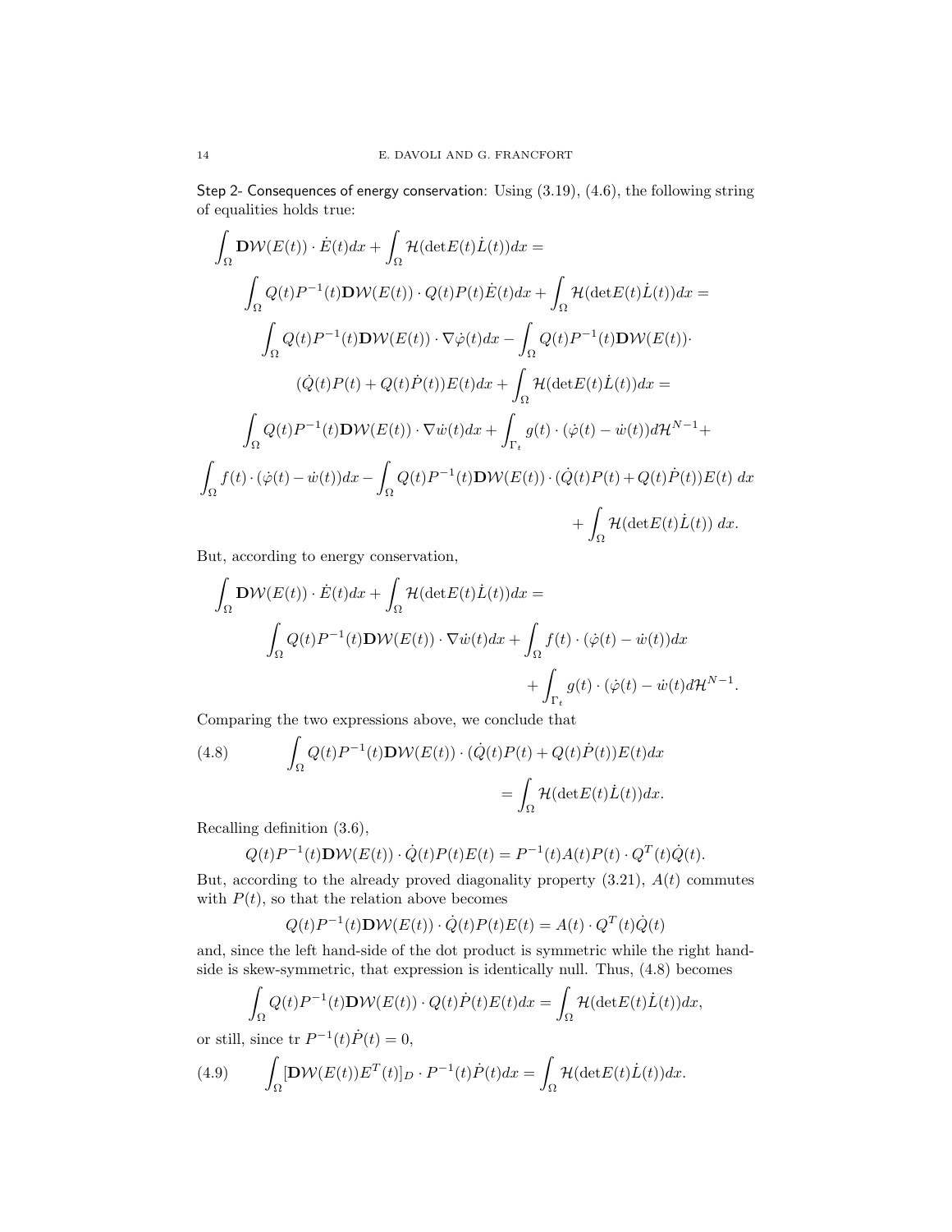Step 2- Consequences of energy conservation: Using (3.19), (4.6), the following string of equalities holds true:

$$
\begin{aligned}
&\int_\Omega \mathbf{D}\mathcal{W}(E(t))\cdot \dot E(t)dx + \int_\Omega \mathcal{H}(\det E(t)\dot L(t))dx = \\
&\int_\Omega Q(t)P^{-1}(t)\mathbf{D}\mathcal{W}(E(t))\cdot Q(t)P(t)\dot E(t)dx + \int_\Omega \mathcal{H}(\det E(t)\dot L(t))dx = \\
&\int_\Omega Q(t)P^{-1}(t)\mathbf{D}\mathcal{W}(E(t))\cdot \nabla\dot\varphi(t)dx - \int_\Omega Q(t)P^{-1}(t)\mathbf{D}\mathcal{W}(E(t))\cdot \\
&(\dot Q(t)P(t)+Q(t)\dot P(t))E(t)dx + \int_\Omega \mathcal{H}(\det E(t)\dot L(t))dx = \\
&\int_\Omega Q(t)P^{-1}(t)\mathbf{D}\mathcal{W}(E(t))\cdot \nabla\dot w(t)dx + \int_{\Gamma_t} g(t)\cdot(\dot\varphi(t)-\dot w(t))d\mathcal{H}^{N-1}+ \\
&\int_\Omega f(t)\cdot(\dot\varphi(t)-\dot w(t))dx - \int_\Omega Q(t)P^{-1}(t)\mathbf{D}\mathcal{W}(E(t))\cdot(\dot Q(t)P(t)+Q(t)\dot P(t))E(t)\,dx \\
&\qquad + \int_\Omega \mathcal{H}(\det E(t)\dot L(t))\,dx.
\end{aligned}
$$

But, according to energy conservation,

$$
\begin{aligned}
&\int_\Omega \mathbf{D}\mathcal{W}(E(t))\cdot \dot E(t)dx + \int_\Omega \mathcal{H}(\det E(t)\dot L(t))dx = \\
&\int_\Omega Q(t)P^{-1}(t)\mathbf{D}\mathcal{W}(E(t))\cdot \nabla\dot w(t)dx + \int_\Omega f(t)\cdot(\dot\varphi(t)-\dot w(t))dx \\
&\qquad + \int_{\Gamma_t} g(t)\cdot(\dot\varphi(t)-\dot w(t)d\mathcal{H}^{N-1}.
\end{aligned}
$$

Comparing the two expressions above, we conclude that

$$
\int_\Omega Q(t)P^{-1}(t)\mathbf{D}\mathcal{W}(E(t))\cdot(\dot Q(t)P(t)+Q(t)\dot P(t))E(t)dx = \int_\Omega \mathcal{H}(\det E(t)\dot L(t))dx. \tag{4.8}
$$

Recalling definition (3.6),

$$
Q(t)P^{-1}(t)\mathbf{D}\mathcal{W}(E(t))\cdot \dot Q(t)P(t)E(t) = P^{-1}(t)A(t)P(t)\cdot Q^T(t)\dot Q(t).
$$

But, according to the already proved diagonality property (3.21), $A(t)$ commutes with $P(t)$, so that the relation above becomes

$$
Q(t)P^{-1}(t)\mathbf{D}\mathcal{W}(E(t))\cdot \dot Q(t)P(t)E(t) = A(t)\cdot Q^T(t)\dot Q(t)
$$

and, since the left hand-side of the dot product is symmetric while the right hand-side is skew-symmetric, that expression is identically null. Thus, (4.8) becomes

$$
\int_\Omega Q(t)P^{-1}(t)\mathbf{D}\mathcal{W}(E(t))\cdot Q(t)\dot P(t)E(t)dx = \int_\Omega \mathcal{H}(\det E(t)\dot L(t))dx,
$$

or still, since $\operatorname{tr} P^{-1}(t)\dot P(t) = 0$,

$$
\int_\Omega [\mathbf{D}\mathcal{W}(E(t))E^T(t)]_D\cdot P^{-1}(t)\dot P(t)dx = \int_\Omega \mathcal{H}(\det E(t)\dot L(t))dx. \tag{4.9}
$$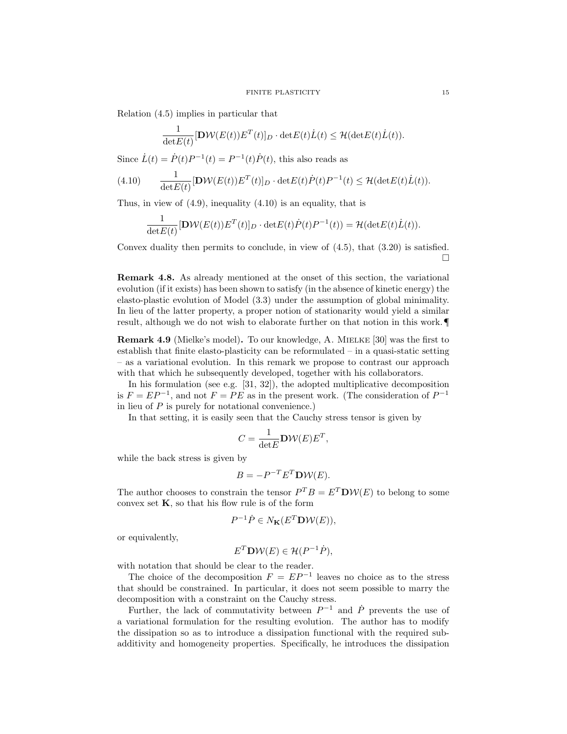Relation (4.5) implies in particular that

$$\frac{1}{\det E(t)}[\mathbf{D}\mathcal{W}(E(t))E^T(t)]_D \cdot \det E(t)\dot{L}(t) \le \mathcal{H}(\det E(t)\dot{L}(t)).$$

Since $\dot{L}(t) = \dot{P}(t)P^{-1}(t) = P^{-1}(t)\dot{P}(t)$, this also reads as

$$\frac{1}{\det E(t)}[\mathbf{D}\mathcal{W}(E(t))E^T(t)]_D \cdot \det E(t)\dot{P}(t)P^{-1}(t) \le \mathcal{H}(\det E(t)\dot{L}(t)). \tag{4.10}$$

Thus, in view of (4.9), inequality (4.10) is an equality, that is

$$\frac{1}{\det E(t)}[\mathbf{D}\mathcal{W}(E(t))E^T(t)]_D \cdot \det E(t)\dot{P}(t)P^{-1}(t)) = \mathcal{H}(\det E(t)\dot{L}(t)).$$

Convex duality then permits to conclude, in view of (4.5), that (3.20) is satisfied. □

**Remark 4.8.** As already mentioned at the onset of this section, the variational evolution (if it exists) has been shown to satisfy (in the absence of kinetic energy) the elasto-plastic evolution of Model (3.3) under the assumption of global minimality. In lieu of the latter property, a proper notion of stationarity would yield a similar result, although we do not wish to elaborate further on that notion in this work. ¶

**Remark 4.9** (Mielke's model)**.** To our knowledge, A. Mielke [30] was the first to establish that finite elasto-plasticity can be reformulated – in a quasi-static setting – as a variational evolution. In this remark we propose to contrast our approach with that which he subsequently developed, together with his collaborators.

In his formulation (see e.g. [31, 32]), the adopted multiplicative decomposition is $F = EP^{-1}$, and not $F = PE$ as in the present work. (The consideration of $P^{-1}$ in lieu of $P$ is purely for notational convenience.)

In that setting, it is easily seen that the Cauchy stress tensor is given by

$$C = \frac{1}{\det E}\mathbf{D}\mathcal{W}(E)E^T,$$

while the back stress is given by

$$B = -P^{-T}E^T\mathbf{D}\mathcal{W}(E).$$

The author chooses to constrain the tensor $P^TB = E^T\mathbf{D}\mathcal{W}(E)$ to belong to some convex set $\mathbf{K}$, so that his flow rule is of the form

$$P^{-1}\dot{P} \in N_{\mathbf{K}}(E^T\mathbf{D}\mathcal{W}(E)),$$

or equivalently,

$$E^T\mathbf{D}\mathcal{W}(E) \in \mathcal{H}(P^{-1}\dot{P}),$$

with notation that should be clear to the reader.

The choice of the decomposition $F = EP^{-1}$ leaves no choice as to the stress that should be constrained. In particular, it does not seem possible to marry the decomposition with a constraint on the Cauchy stress.

Further, the lack of commutativity between $P^{-1}$ and $\dot{P}$ prevents the use of a variational formulation for the resulting evolution. The author has to modify the dissipation so as to introduce a dissipation functional with the required sub-additivity and homogeneity properties. Specifically, he introduces the dissipation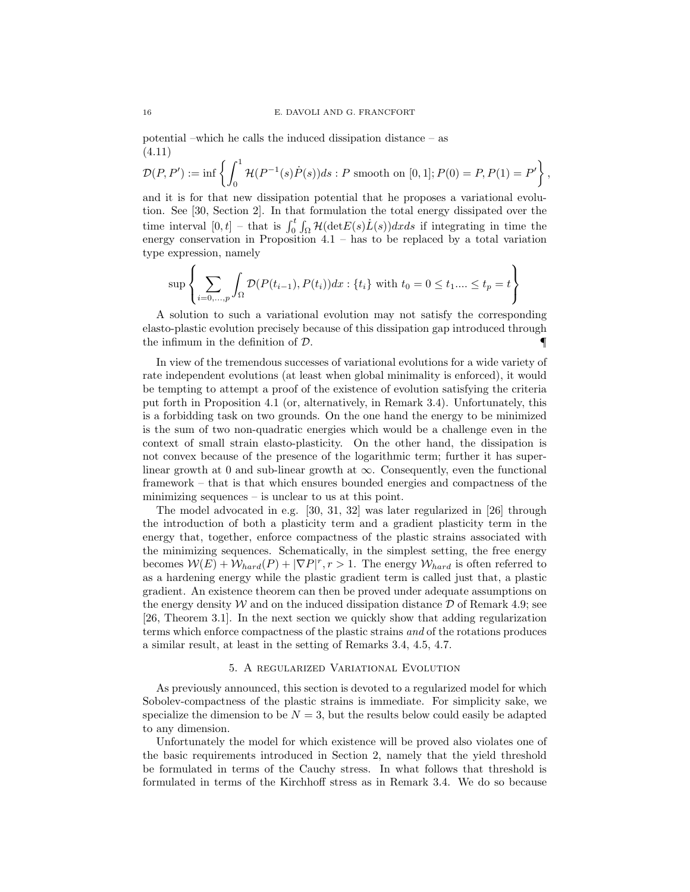potential –which he calls the induced dissipation distance – as

(4.11)

$$\mathcal{D}(P,P') := \inf\left\{\int_0^1 \mathcal{H}(P^{-1}(s)\dot{P}(s))ds : P \text{ smooth on } [0,1]; P(0)=P, P(1)=P'\right\},$$

and it is for that new dissipation potential that he proposes a variational evolution. See [30, Section 2]. In that formulation the total energy dissipated over the time interval $[0,t]$ – that is $\int_0^t \int_\Omega \mathcal{H}(\det E(s)\dot{L}(s))dxds$ if integrating in time the energy conservation in Proposition 4.1 – has to be replaced by a total variation type expression, namely

$$\sup\left\{\sum_{i=0,\dots,p}\int_\Omega \mathcal{D}(P(t_{i-1}),P(t_i))dx : \{t_i\} \text{ with } t_0 = 0 \le t_1 \dots \le t_p = t\right\}$$

A solution to such a variational evolution may not satisfy the corresponding elasto-plastic evolution precisely because of this dissipation gap introduced through the infimum in the definition of $\mathcal{D}$. ¶

In view of the tremendous successes of variational evolutions for a wide variety of rate independent evolutions (at least when global minimality is enforced), it would be tempting to attempt a proof of the existence of evolution satisfying the criteria put forth in Proposition 4.1 (or, alternatively, in Remark 3.4). Unfortunately, this is a forbidding task on two grounds. On the one hand the energy to be minimized is the sum of two non-quadratic energies which would be a challenge even in the context of small strain elasto-plasticity. On the other hand, the dissipation is not convex because of the presence of the logarithmic term; further it has super-linear growth at 0 and sub-linear growth at $\infty$. Consequently, even the functional framework – that is that which ensures bounded energies and compactness of the minimizing sequences – is unclear to us at this point.

The model advocated in e.g. [30, 31, 32] was later regularized in [26] through the introduction of both a plasticity term and a gradient plasticity term in the energy that, together, enforce compactness of the plastic strains associated with the minimizing sequences. Schematically, in the simplest setting, the free energy becomes $\mathcal{W}(E) + \mathcal{W}_{hard}(P) + |\nabla P|^r, r > 1$. The energy $\mathcal{W}_{hard}$ is often referred to as a hardening energy while the plastic gradient term is called just that, a plastic gradient. An existence theorem can then be proved under adequate assumptions on the energy density $\mathcal{W}$ and on the induced dissipation distance $\mathcal{D}$ of Remark 4.9; see [26, Theorem 3.1]. In the next section we quickly show that adding regularization terms which enforce compactness of the plastic strains *and* of the rotations produces a similar result, at least in the setting of Remarks 3.4, 4.5, 4.7.

## 5. A regularized Variational Evolution

As previously announced, this section is devoted to a regularized model for which Sobolev-compactness of the plastic strains is immediate. For simplicity sake, we specialize the dimension to be $N = 3$, but the results below could easily be adapted to any dimension.

Unfortunately the model for which existence will be proved also violates one of the basic requirements introduced in Section 2, namely that the yield threshold be formulated in terms of the Cauchy stress. In what follows that threshold is formulated in terms of the Kirchhoff stress as in Remark 3.4. We do so because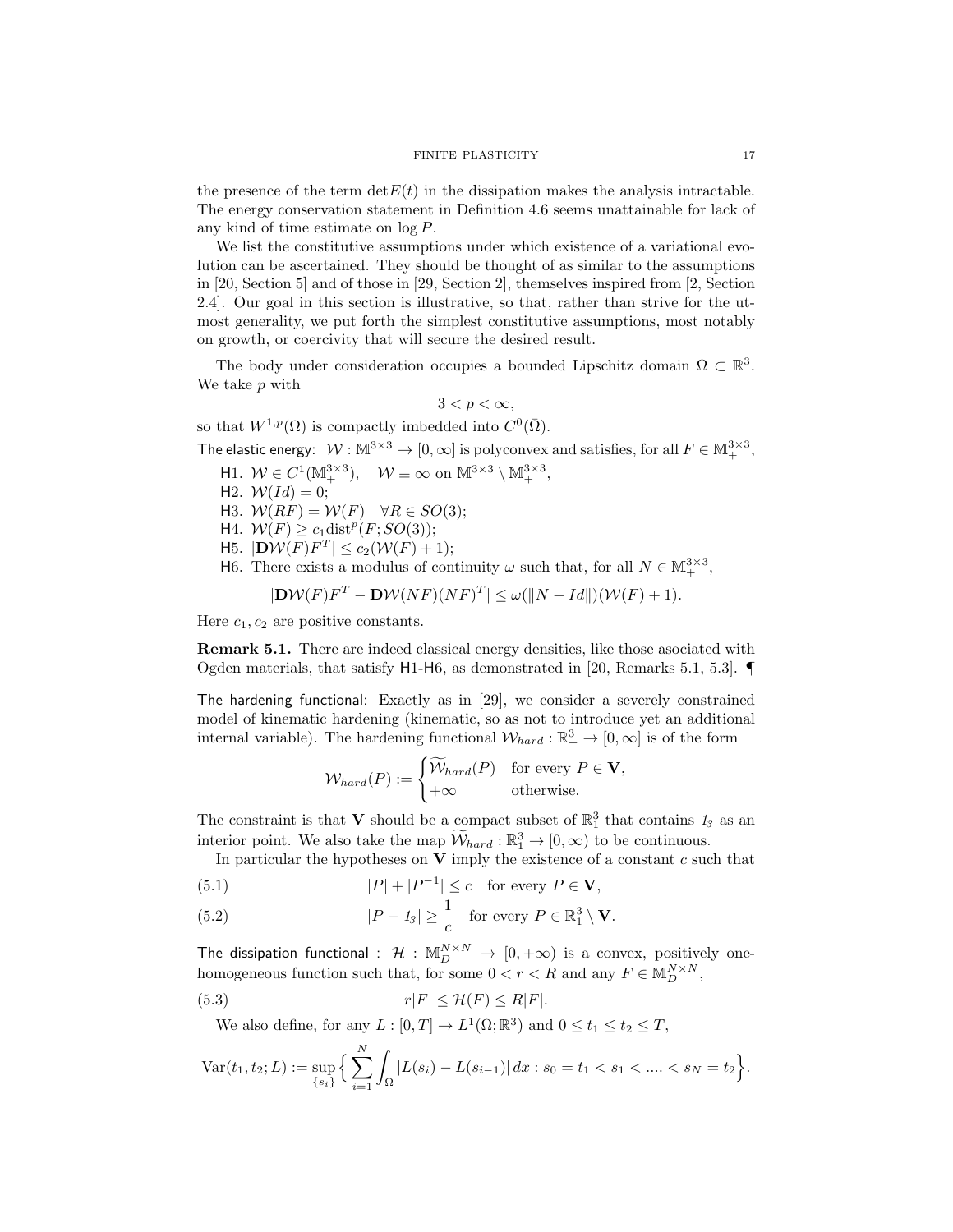the presence of the term $\det E(t)$ in the dissipation makes the analysis intractable. The energy conservation statement in Definition 4.6 seems unattainable for lack of any kind of time estimate on $\log P$.

We list the constitutive assumptions under which existence of a variational evolution can be ascertained. They should be thought of as similar to the assumptions in [20, Section 5] and of those in [29, Section 2], themselves inspired from [2, Section 2.4]. Our goal in this section is illustrative, so that, rather than strive for the utmost generality, we put forth the simplest constitutive assumptions, most notably on growth, or coercivity that will secure the desired result.

The body under consideration occupies a bounded Lipschitz domain $\Omega \subset \mathbb{R}^3$. We take $p$ with

$$3 < p < \infty,$$

so that $W^{1,p}(\Omega)$ is compactly imbedded into $C^0(\bar{\Omega})$.

The elastic energy: $\mathcal{W} : \mathbb{M}^{3\times 3} \to [0, \infty]$ is polyconvex and satisfies, for all $F \in \mathbb{M}^{3\times 3}_+$,

- H1. $\mathcal{W} \in C^1(\mathbb{M}^{3\times 3}_+)$, $\quad \mathcal{W} \equiv \infty$ on $\mathbb{M}^{3\times 3} \setminus \mathbb{M}^{3\times 3}_+$,
- H2. $\mathcal{W}(Id) = 0$;
- H3. $\mathcal{W}(RF) = \mathcal{W}(F) \quad \forall R \in SO(3)$;
- H4. $\mathcal{W}(F) \geq c_1 \mathrm{dist}^p(F; SO(3))$;
- H5. $|\mathbf{D}\mathcal{W}(F)F^T| \leq c_2(\mathcal{W}(F) + 1)$;
- H6. There exists a modulus of continuity $\omega$ such that, for all $N \in \mathbb{M}^{3\times 3}_+$,

$$|\mathbf{D}\mathcal{W}(F)F^T - \mathbf{D}\mathcal{W}(NF)(NF)^T| \leq \omega(\|N - Id\|)(\mathcal{W}(F) + 1).$$

Here $c_1, c_2$ are positive constants.

**Remark 5.1.** There are indeed classical energy densities, like those asociated with Ogden materials, that satisfy H1-H6, as demonstrated in [20, Remarks 5.1, 5.3]. ¶

The hardening functional: Exactly as in [29], we consider a severely constrained model of kinematic hardening (kinematic, so as not to introduce yet an additional internal variable). The hardening functional $\mathcal{W}_{hard} : \mathbb{R}^3_+ \to [0, \infty]$ is of the form

$$\mathcal{W}_{hard}(P) := \begin{cases} \widetilde{\mathcal{W}}_{hard}(P) & \text{for every } P \in \mathbf{V}, \\ +\infty & \text{otherwise.} \end{cases}$$

The constraint is that $\mathbf{V}$ should be a compact subset of $\mathbb{R}^3_1$ that contains $\mathit{1}_3$ as an interior point. We also take the map $\widetilde{\mathcal{W}}_{hard} : \mathbb{R}^3_1 \to [0, \infty)$ to be continuous.

In particular the hypotheses on $\mathbf{V}$ imply the existence of a constant $c$ such that

$$|P| + |P^{-1}| \leq c \quad \text{for every } P \in \mathbf{V}, \tag{5.1}$$

$$|P - \mathit{1}_3| \geq \frac{1}{c} \quad \text{for every } P \in \mathbb{R}^3_1 \setminus \mathbf{V}. \tag{5.2}$$

The dissipation functional : $\mathcal{H} : \mathbb{M}^{N\times N}_D \to [0, +\infty)$ is a convex, positively one-homogeneous function such that, for some $0 < r < R$ and any $F \in \mathbb{M}^{N\times N}_D$,

$$r|F| \leq \mathcal{H}(F) \leq R|F|. \tag{5.3}$$

We also define, for any $L : [0, T] \to L^1(\Omega; \mathbb{R}^3)$ and $0 \leq t_1 \leq t_2 \leq T$,

$$\mathrm{Var}(t_1, t_2; L) := \sup_{\{s_i\}} \Big\{ \sum_{i=1}^{N} \int_\Omega |L(s_i) - L(s_{i-1})|\, dx : s_0 = t_1 < s_1 < .... < s_N = t_2 \Big\}.$$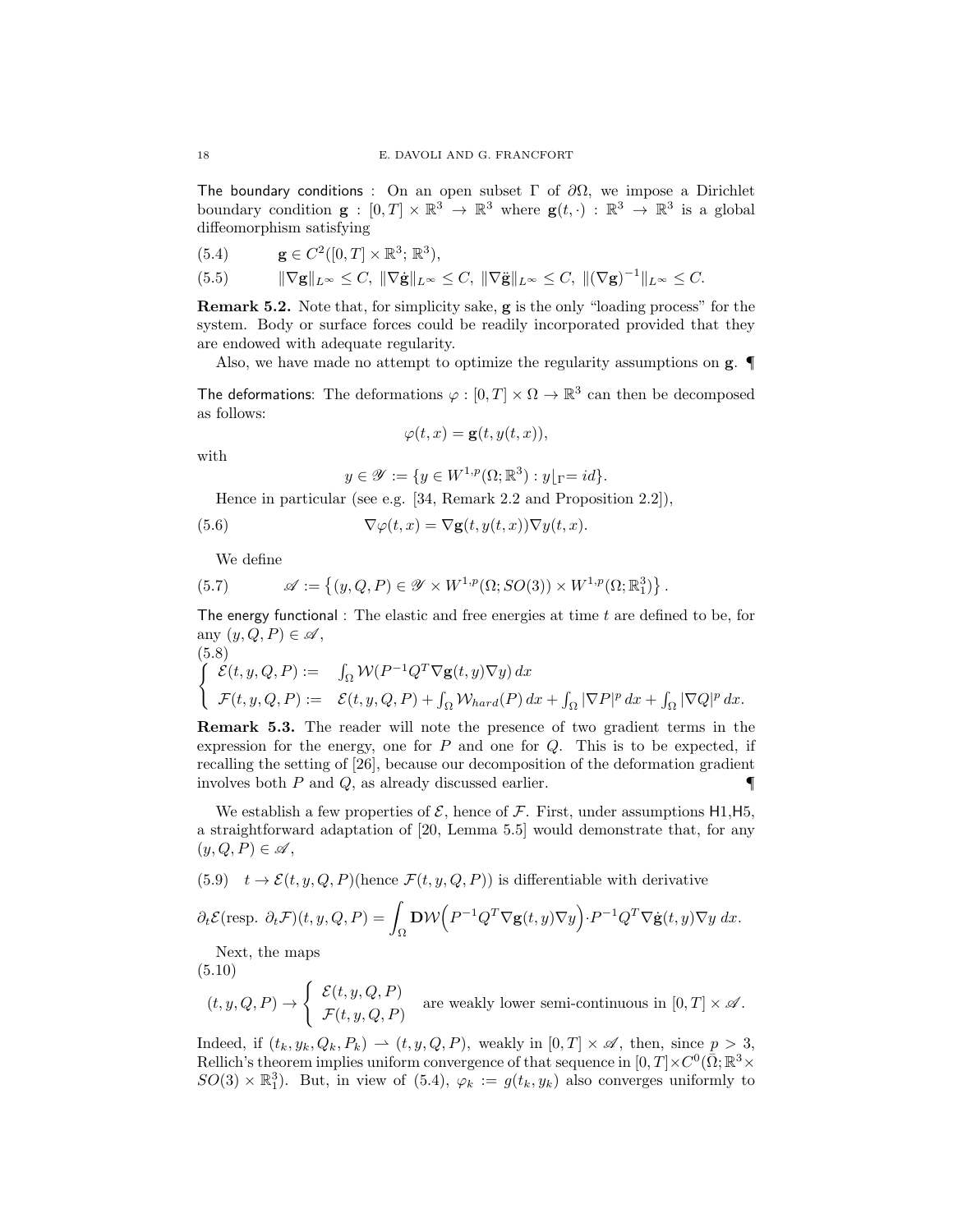The boundary conditions : On an open subset $\Gamma$ of $\partial\Omega$, we impose a Dirichlet boundary condition $\mathbf{g} : [0,T] \times \mathbb{R}^3 \to \mathbb{R}^3$ where $\mathbf{g}(t,\cdot) : \mathbb{R}^3 \to \mathbb{R}^3$ is a global diffeomorphism satisfying

$$\mathbf{g} \in C^2([0,T] \times \mathbb{R}^3; \mathbb{R}^3), \tag{5.4}$$

$$\|\nabla \mathbf{g}\|_{L^\infty} \le C,\ \|\nabla \dot{\mathbf{g}}\|_{L^\infty} \le C,\ \|\nabla \ddot{\mathbf{g}}\|_{L^\infty} \le C,\ \|(\nabla \mathbf{g})^{-1}\|_{L^\infty} \le C. \tag{5.5}$$

**Remark 5.2.** Note that, for simplicity sake, $\mathbf{g}$ is the only "loading process" for the system. Body or surface forces could be readily incorporated provided that they are endowed with adequate regularity.

Also, we have made no attempt to optimize the regularity assumptions on $\mathbf{g}$. ¶

The deformations: The deformations $\varphi : [0,T] \times \Omega \to \mathbb{R}^3$ can then be decomposed as follows:

$$\varphi(t,x) = \mathbf{g}(t, y(t,x)),$$

with

$$y \in \mathscr{Y} := \{y \in W^{1,p}(\Omega; \mathbb{R}^3) : y\lfloor_\Gamma = id\}.$$

Hence in particular (see e.g. [34, Remark 2.2 and Proposition 2.2]),

$$\nabla \varphi(t,x) = \nabla \mathbf{g}(t, y(t,x)) \nabla y(t,x). \tag{5.6}$$

We define

$$\mathscr{A} := \left\{(y, Q, P) \in \mathscr{Y} \times W^{1,p}(\Omega; SO(3)) \times W^{1,p}(\Omega; \mathbb{R}^3_1)\right\}. \tag{5.7}$$

The energy functional : The elastic and free energies at time $t$ are defined to be, for any $(y, Q, P) \in \mathscr{A}$,

$$\begin{cases} \mathcal{E}(t, y, Q, P) := & \int_\Omega \mathcal{W}(P^{-1} Q^T \nabla \mathbf{g}(t,y) \nabla y)\, dx \\ \mathcal{F}(t, y, Q, P) := & \mathcal{E}(t, y, Q, P) + \int_\Omega \mathcal{W}_{hard}(P)\, dx + \int_\Omega |\nabla P|^p\, dx + \int_\Omega |\nabla Q|^p\, dx. \end{cases} \tag{5.8}$$

**Remark 5.3.** The reader will note the presence of two gradient terms in the expression for the energy, one for $P$ and one for $Q$. This is to be expected, if recalling the setting of [26], because our decomposition of the deformation gradient involves both $P$ and $Q$, as already discussed earlier. ¶

We establish a few properties of $\mathcal{E}$, hence of $\mathcal{F}$. First, under assumptions H1,H5, a straightforward adaptation of [20, Lemma 5.5] would demonstrate that, for any $(y, Q, P) \in \mathscr{A}$,

(5.9) $t \to \mathcal{E}(t, y, Q, P)$(hence $\mathcal{F}(t, y, Q, P)$) is differentiable with derivative

$$\partial_t \mathcal{E}(\text{resp. } \partial_t \mathcal{F})(t, y, Q, P) = \int_\Omega \mathbf{D}\mathcal{W}\Big(P^{-1} Q^T \nabla \mathbf{g}(t,y) \nabla y\Big) \cdot P^{-1} Q^T \nabla \dot{\mathbf{g}}(t,y) \nabla y\, dx.$$

Next, the maps

$$(t, y, Q, P) \to \begin{cases} \mathcal{E}(t, y, Q, P) \\ \mathcal{F}(t, y, Q, P) \end{cases} \text{are weakly lower semi-continuous in } [0,T] \times \mathscr{A}. \tag{5.10}$$

Indeed, if $(t_k, y_k, Q_k, P_k) \rightharpoonup (t, y, Q, P)$, weakly in $[0,T] \times \mathscr{A}$, then, since $p > 3$, Rellich's theorem implies uniform convergence of that sequence in $[0,T] \times C^0(\bar{\Omega}; \mathbb{R}^3 \times SO(3) \times \mathbb{R}^3_1)$. But, in view of (5.4), $\varphi_k := g(t_k, y_k)$ also converges uniformly to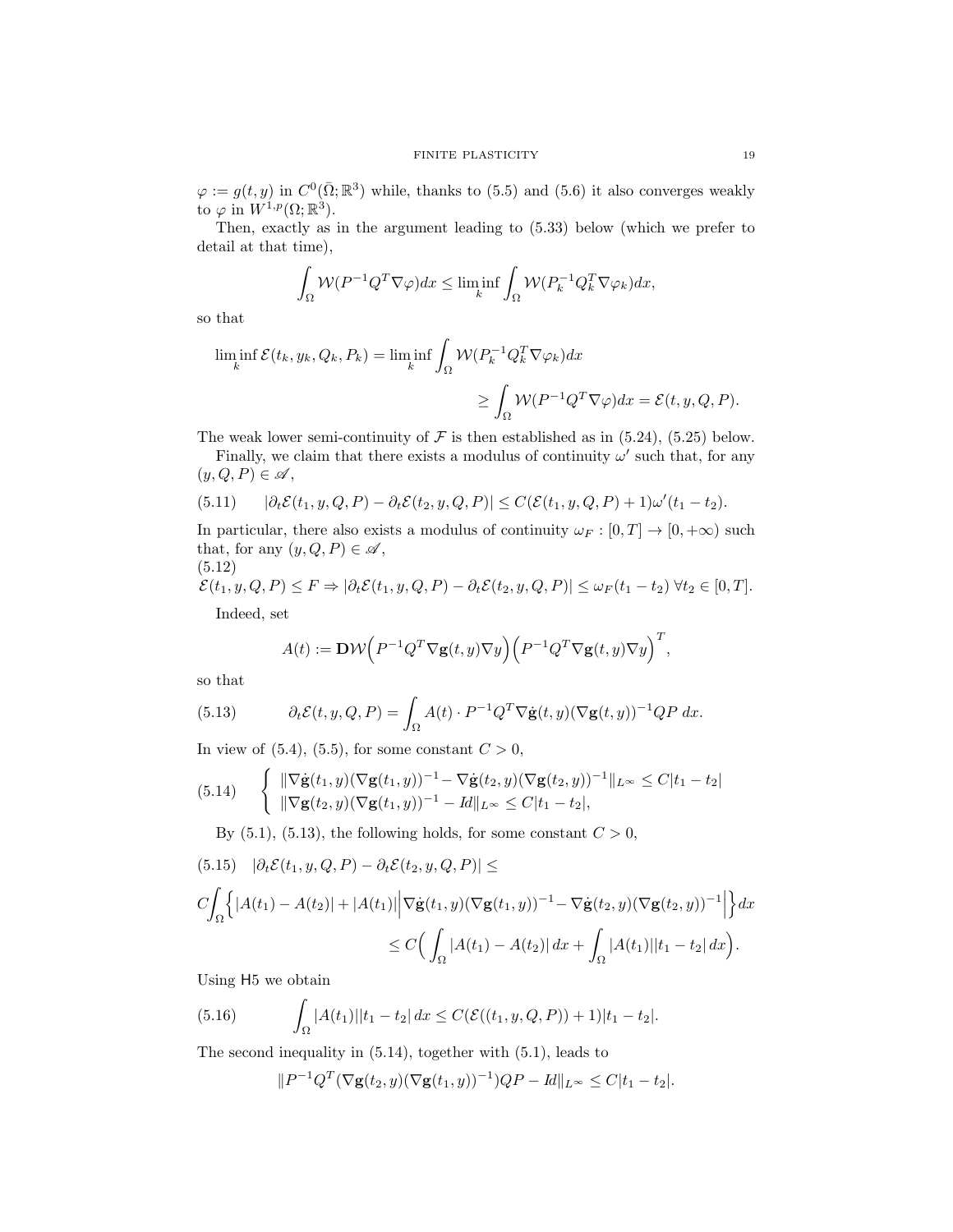$\varphi := g(t,y)$ in $C^0(\bar\Omega;\mathbb{R}^3)$ while, thanks to (5.5) and (5.6) it also converges weakly to $\varphi$ in $W^{1,p}(\Omega;\mathbb{R}^3)$.

Then, exactly as in the argument leading to (5.33) below (which we prefer to detail at that time),

$$\int_\Omega \mathcal{W}(P^{-1}Q^T\nabla\varphi)dx \le \liminf_k \int_\Omega \mathcal{W}(P_k^{-1}Q_k^T\nabla\varphi_k)dx,$$

so that

$$\liminf_k \mathcal{E}(t_k,y_k,Q_k,P_k) = \liminf_k \int_\Omega \mathcal{W}(P_k^{-1}Q_k^T\nabla\varphi_k)dx$$
$$\ge \int_\Omega \mathcal{W}(P^{-1}Q^T\nabla\varphi)dx = \mathcal{E}(t,y,Q,P).$$

The weak lower semi-continuity of $\mathcal{F}$ is then established as in (5.24), (5.25) below.

Finally, we claim that there exists a modulus of continuity $\omega'$ such that, for any $(y,Q,P)\in\mathscr{A}$,

$$|\partial_t\mathcal{E}(t_1,y,Q,P) - \partial_t\mathcal{E}(t_2,y,Q,P)| \le C(\mathcal{E}(t_1,y,Q,P)+1)\omega'(t_1-t_2). \tag{5.11}$$

In particular, there also exists a modulus of continuity $\omega_F:[0,T]\to[0,+\infty)$ such that, for any $(y,Q,P)\in\mathscr{A}$,

$$\mathcal{E}(t_1,y,Q,P)\le F \Rightarrow |\partial_t\mathcal{E}(t_1,y,Q,P) - \partial_t\mathcal{E}(t_2,y,Q,P)| \le \omega_F(t_1-t_2)\ \forall t_2\in[0,T]. \tag{5.12}$$

Indeed, set

$$A(t) := \mathbf{D}\mathcal{W}\Big(P^{-1}Q^T\nabla\mathbf{g}(t,y)\nabla y\Big)\Big(P^{-1}Q^T\nabla\mathbf{g}(t,y)\nabla y\Big)^T,$$

so that

$$\partial_t\mathcal{E}(t,y,Q,P) = \int_\Omega A(t)\cdot P^{-1}Q^T\nabla\dot{\mathbf{g}}(t,y)(\nabla\mathbf{g}(t,y))^{-1}QP\ dx. \tag{5.13}$$

In view of (5.4), (5.5), for some constant $C>0$,

$$\begin{cases} \|\nabla\dot{\mathbf{g}}(t_1,y)(\nabla\mathbf{g}(t_1,y))^{-1} - \nabla\dot{\mathbf{g}}(t_2,y)(\nabla\mathbf{g}(t_2,y))^{-1}\|_{L^\infty} \le C|t_1-t_2| \\ \|\nabla\mathbf{g}(t_2,y)(\nabla\mathbf{g}(t_1,y))^{-1} - Id\|_{L^\infty} \le C|t_1-t_2|, \end{cases} \tag{5.14}$$

By (5.1), (5.13), the following holds, for some constant $C>0$,

$$\begin{aligned} &|\partial_t\mathcal{E}(t_1,y,Q,P) - \partial_t\mathcal{E}(t_2,y,Q,P)| \le \\ &C\int_\Omega\Big\{|A(t_1)-A(t_2)| + |A(t_1)|\Big|\nabla\dot{\mathbf{g}}(t_1,y)(\nabla\mathbf{g}(t_1,y))^{-1} - \nabla\dot{\mathbf{g}}(t_2,y)(\nabla\mathbf{g}(t_2,y))^{-1}\Big|\Big\}dx \\ &\qquad \le C\Big(\int_\Omega |A(t_1)-A(t_2)|\,dx + \int_\Omega |A(t_1)||t_1-t_2|\,dx\Big). \end{aligned} \tag{5.15}$$

Using H5 we obtain

$$\int_\Omega |A(t_1)||t_1-t_2|\,dx \le C(\mathcal{E}((t_1,y,Q,P))+1)|t_1-t_2|. \tag{5.16}$$

The second inequality in (5.14), together with (5.1), leads to

$$\|P^{-1}Q^T(\nabla\mathbf{g}(t_2,y)(\nabla\mathbf{g}(t_1,y))^{-1})QP - Id\|_{L^\infty} \le C|t_1-t_2|.$$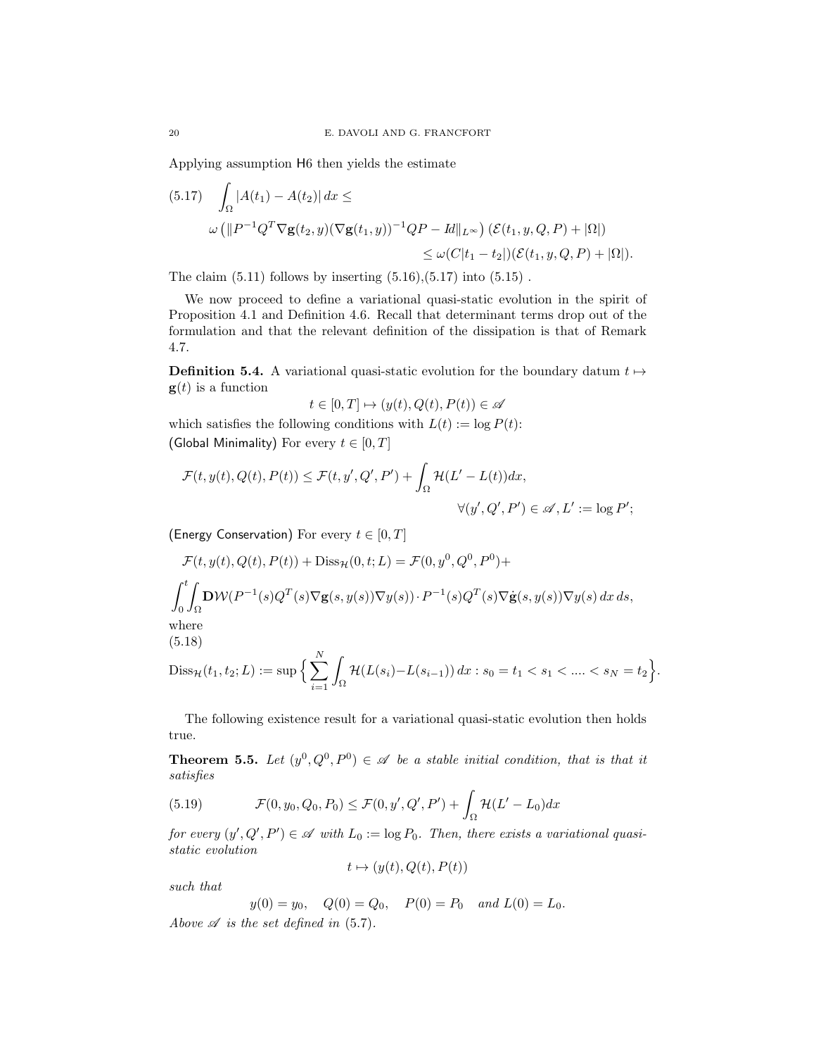Applying assumption H6 then yields the estimate

$$
\begin{aligned}
(5.17)\quad & \int_\Omega |A(t_1) - A(t_2)|\, dx \leq \\
& \omega\left(\|P^{-1}Q^T \nabla \mathbf{g}(t_2, y)(\nabla \mathbf{g}(t_1, y))^{-1} QP - Id\|_{L^\infty}\right) (\mathcal{E}(t_1, y, Q, P) + |\Omega|) \\
& \qquad\qquad \leq \omega(C|t_1 - t_2|)(\mathcal{E}(t_1, y, Q, P) + |\Omega|).
\end{aligned}
$$

The claim (5.11) follows by inserting (5.16),(5.17) into (5.15) .

We now proceed to define a variational quasi-static evolution in the spirit of Proposition 4.1 and Definition 4.6. Recall that determinant terms drop out of the formulation and that the relevant definition of the dissipation is that of Remark 4.7.

**Definition 5.4.** A variational quasi-static evolution for the boundary datum $t \mapsto \mathbf{g}(t)$ is a function

$$
t \in [0, T] \mapsto (y(t), Q(t), P(t)) \in \mathscr{A}
$$

which satisfies the following conditions with $L(t) := \log P(t)$:

(Global Minimality) For every $t \in [0, T]$

$$
\mathcal{F}(t, y(t), Q(t), P(t)) \leq \mathcal{F}(t, y', Q', P') + \int_\Omega \mathcal{H}(L' - L(t)) dx,
$$

$$
\forall (y', Q', P') \in \mathscr{A}, L' := \log P';
$$

(Energy Conservation) For every $t \in [0, T]$

$$
\mathcal{F}(t, y(t), Q(t), P(t)) + \mathrm{Diss}_{\mathcal{H}}(0, t; L) = \mathcal{F}(0, y^0, Q^0, P^0) +
$$

$$
\int_0^t \int_\Omega \mathbf{D}\mathcal{W}(P^{-1}(s) Q^T(s) \nabla \mathbf{g}(s, y(s)) \nabla y(s)) \cdot P^{-1}(s) Q^T(s) \nabla \dot{\mathbf{g}}(s, y(s)) \nabla y(s)\, dx\, ds,
$$

where

$$
(5.18)\quad \mathrm{Diss}_{\mathcal{H}}(t_1, t_2; L) := \sup \Big\{ \sum_{i=1}^N \int_\Omega \mathcal{H}(L(s_i) - L(s_{i-1}))\, dx : s_0 = t_1 < s_1 < .... < s_N = t_2 \Big\}.
$$

The following existence result for a variational quasi-static evolution then holds true.

**Theorem 5.5.** *Let $(y^0, Q^0, P^0) \in \mathscr{A}$ be a stable initial condition, that is that it satisfies*

$$
(5.19)\qquad \mathcal{F}(0, y_0, Q_0, P_0) \leq \mathcal{F}(0, y', Q', P') + \int_\Omega \mathcal{H}(L' - L_0) dx
$$

*for every $(y', Q', P') \in \mathscr{A}$ with $L_0 := \log P_0$. Then, there exists a variational quasi-static evolution*

$$
t \mapsto (y(t), Q(t), P(t))
$$

*such that*

$$
y(0) = y_0, \quad Q(0) = Q_0, \quad P(0) = P_0 \quad \text{and } L(0) = L_0.
$$

*Above $\mathscr{A}$ is the set defined in (5.7).*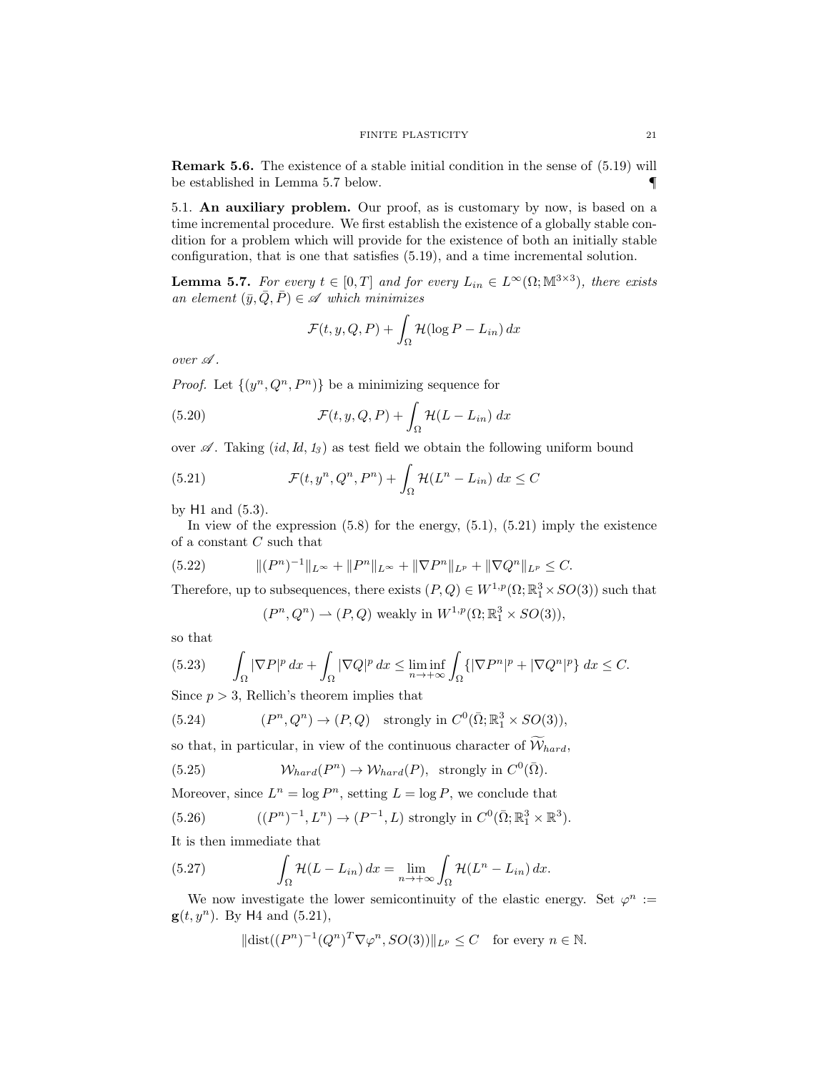**Remark 5.6.** The existence of a stable initial condition in the sense of (5.19) will be established in Lemma 5.7 below. ¶

5.1. **An auxiliary problem.** Our proof, as is customary by now, is based on a time incremental procedure. We first establish the existence of a globally stable condition for a problem which will provide for the existence of both an initially stable configuration, that is one that satisfies (5.19), and a time incremental solution.

**Lemma 5.7.** *For every $t \in [0,T]$ and for every $L_{in} \in L^\infty(\Omega;\mathbb{M}^{3\times 3})$, there exists an element $(\bar{y}, \bar{Q}, \bar{P}) \in \mathscr{A}$ which minimizes*

$$\mathcal{F}(t,y,Q,P) + \int_\Omega \mathcal{H}(\log P - L_{in})\,dx$$

*over $\mathscr{A}$.*

*Proof.* Let $\{(y^n, Q^n, P^n)\}$ be a minimizing sequence for

$$\mathcal{F}(t,y,Q,P) + \int_\Omega \mathcal{H}(L - L_{in})\,dx \tag{5.20}$$

over $\mathscr{A}$. Taking $(id, Id, 1_3)$ as test field we obtain the following uniform bound

$$\mathcal{F}(t,y^n,Q^n,P^n) + \int_\Omega \mathcal{H}(L^n - L_{in})\,dx \le C \tag{5.21}$$

by H1 and (5.3).

In view of the expression (5.8) for the energy, (5.1), (5.21) imply the existence of a constant $C$ such that

$$\|(P^n)^{-1}\|_{L^\infty} + \|P^n\|_{L^\infty} + \|\nabla P^n\|_{L^p} + \|\nabla Q^n\|_{L^p} \le C. \tag{5.22}$$

Therefore, up to subsequences, there exists $(P,Q) \in W^{1,p}(\Omega;\mathbb{R}^3_1 \times SO(3))$ such that

$$(P^n, Q^n) \rightharpoonup (P,Q) \text{ weakly in } W^{1,p}(\Omega;\mathbb{R}^3_1 \times SO(3)),$$

so that

$$\int_\Omega |\nabla P|^p\,dx + \int_\Omega |\nabla Q|^p\,dx \le \liminf_{n\to+\infty} \int_\Omega \{|\nabla P^n|^p + |\nabla Q^n|^p\}\,dx \le C. \tag{5.23}$$

Since $p > 3$, Rellich's theorem implies that

$$(P^n, Q^n) \to (P,Q) \quad \text{strongly in } C^0(\bar{\Omega};\mathbb{R}^3_1 \times SO(3)), \tag{5.24}$$

so that, in particular, in view of the continuous character of $\widetilde{\mathcal{W}}_{hard}$,

$$\mathcal{W}_{hard}(P^n) \to \mathcal{W}_{hard}(P), \text{ strongly in } C^0(\bar{\Omega}). \tag{5.25}$$

Moreover, since $L^n = \log P^n$, setting $L = \log P$, we conclude that

$$((P^n)^{-1}, L^n) \to (P^{-1}, L) \text{ strongly in } C^0(\bar{\Omega};\mathbb{R}^3_1 \times \mathbb{R}^3). \tag{5.26}$$

It is then immediate that

$$\int_\Omega \mathcal{H}(L - L_{in})\,dx = \lim_{n\to+\infty} \int_\Omega \mathcal{H}(L^n - L_{in})\,dx. \tag{5.27}$$

We now investigate the lower semicontinuity of the elastic energy. Set $\varphi^n := \mathbf{g}(t, y^n)$. By H4 and (5.21),

$$\|\text{dist}((P^n)^{-1}(Q^n)^T \nabla\varphi^n, SO(3))\|_{L^p} \le C \quad \text{for every } n \in \mathbb{N}.$$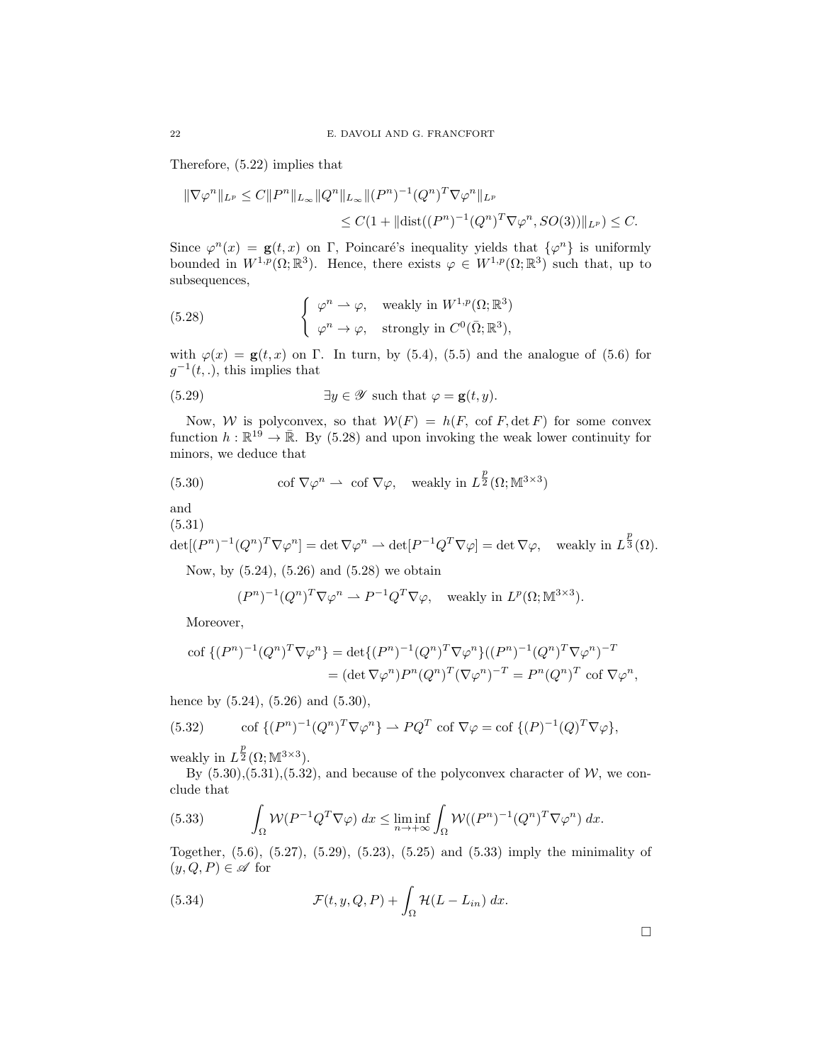Therefore, (5.22) implies that

$$
\begin{aligned}
\|\nabla\varphi^n\|_{L^p} &\leq C\|P^n\|_{L_\infty}\|Q^n\|_{L_\infty}\|(P^n)^{-1}(Q^n)^T\nabla\varphi^n\|_{L^p} \\
&\leq C(1+\|\mathrm{dist}((P^n)^{-1}(Q^n)^T\nabla\varphi^n, SO(3))\|_{L^p}) \leq C.
\end{aligned}
$$

Since $\varphi^n(x) = \mathbf{g}(t,x)$ on $\Gamma$, Poincaré's inequality yields that $\{\varphi^n\}$ is uniformly bounded in $W^{1,p}(\Omega;\mathbb{R}^3)$. Hence, there exists $\varphi \in W^{1,p}(\Omega;\mathbb{R}^3)$ such that, up to subsequences,

$$
\left\{\begin{array}{ll}
\varphi^n \rightharpoonup \varphi, & \text{weakly in } W^{1,p}(\Omega;\mathbb{R}^3) \\
\varphi^n \to \varphi, & \text{strongly in } C^0(\bar{\Omega};\mathbb{R}^3),
\end{array}\right. \tag{5.28}
$$

with $\varphi(x) = \mathbf{g}(t,x)$ on $\Gamma$. In turn, by (5.4), (5.5) and the analogue of (5.6) for $g^{-1}(t,.)$, this implies that

$$
\exists y \in \mathscr{Y} \text{ such that } \varphi = \mathbf{g}(t,y). \tag{5.29}
$$

Now, $\mathcal{W}$ is polyconvex, so that $\mathcal{W}(F) = h(F, \text{ cof } F, \det F)$ for some convex function $h : \mathbb{R}^{19} \to \bar{\mathbb{R}}$. By (5.28) and upon invoking the weak lower continuity for minors, we deduce that

$$
\text{cof } \nabla\varphi^n \rightharpoonup \text{ cof } \nabla\varphi, \quad \text{weakly in } L^{\frac{p}{2}}(\Omega;\mathbb{M}^{3\times 3}) \tag{5.30}
$$

and

$$
\det[(P^n)^{-1}(Q^n)^T\nabla\varphi^n] = \det\nabla\varphi^n \rightharpoonup \det[P^{-1}Q^T\nabla\varphi] = \det\nabla\varphi, \quad \text{weakly in } L^{\frac{p}{3}}(\Omega). \tag{5.31}
$$

Now, by (5.24), (5.26) and (5.28) we obtain

$$
(P^n)^{-1}(Q^n)^T\nabla\varphi^n \rightharpoonup P^{-1}Q^T\nabla\varphi, \quad \text{weakly in } L^p(\Omega;\mathbb{M}^{3\times 3}).
$$

Moreover,

$$
\begin{aligned}
\text{cof } \{(P^n)^{-1}(Q^n)^T\nabla\varphi^n\} &= \det\{(P^n)^{-1}(Q^n)^T\nabla\varphi^n\}((P^n)^{-1}(Q^n)^T\nabla\varphi^n)^{-T} \\
&= (\det\nabla\varphi^n)P^n(Q^n)^T(\nabla\varphi^n)^{-T} = P^n(Q^n)^T \text{ cof } \nabla\varphi^n,
\end{aligned}
$$

hence by (5.24), (5.26) and (5.30),

$$
\text{cof } \{(P^n)^{-1}(Q^n)^T\nabla\varphi^n\} \rightharpoonup PQ^T \text{ cof } \nabla\varphi = \text{cof } \{(P)^{-1}(Q)^T\nabla\varphi\}, \tag{5.32}
$$

weakly in $L^{\frac{p}{2}}(\Omega;\mathbb{M}^{3\times 3})$.

By (5.30),(5.31),(5.32), and because of the polyconvex character of $\mathcal{W}$, we conclude that

$$
\int_\Omega \mathcal{W}(P^{-1}Q^T\nabla\varphi)\,dx \leq \liminf_{n\to+\infty}\int_\Omega \mathcal{W}((P^n)^{-1}(Q^n)^T\nabla\varphi^n)\,dx. \tag{5.33}
$$

Together, (5.6), (5.27), (5.29), (5.23), (5.25) and (5.33) imply the minimality of $(y,Q,P) \in \mathscr{A}$ for

$$
\mathcal{F}(t,y,Q,P) + \int_\Omega \mathcal{H}(L - L_{in})\,dx. \tag{5.34}
$$

$\square$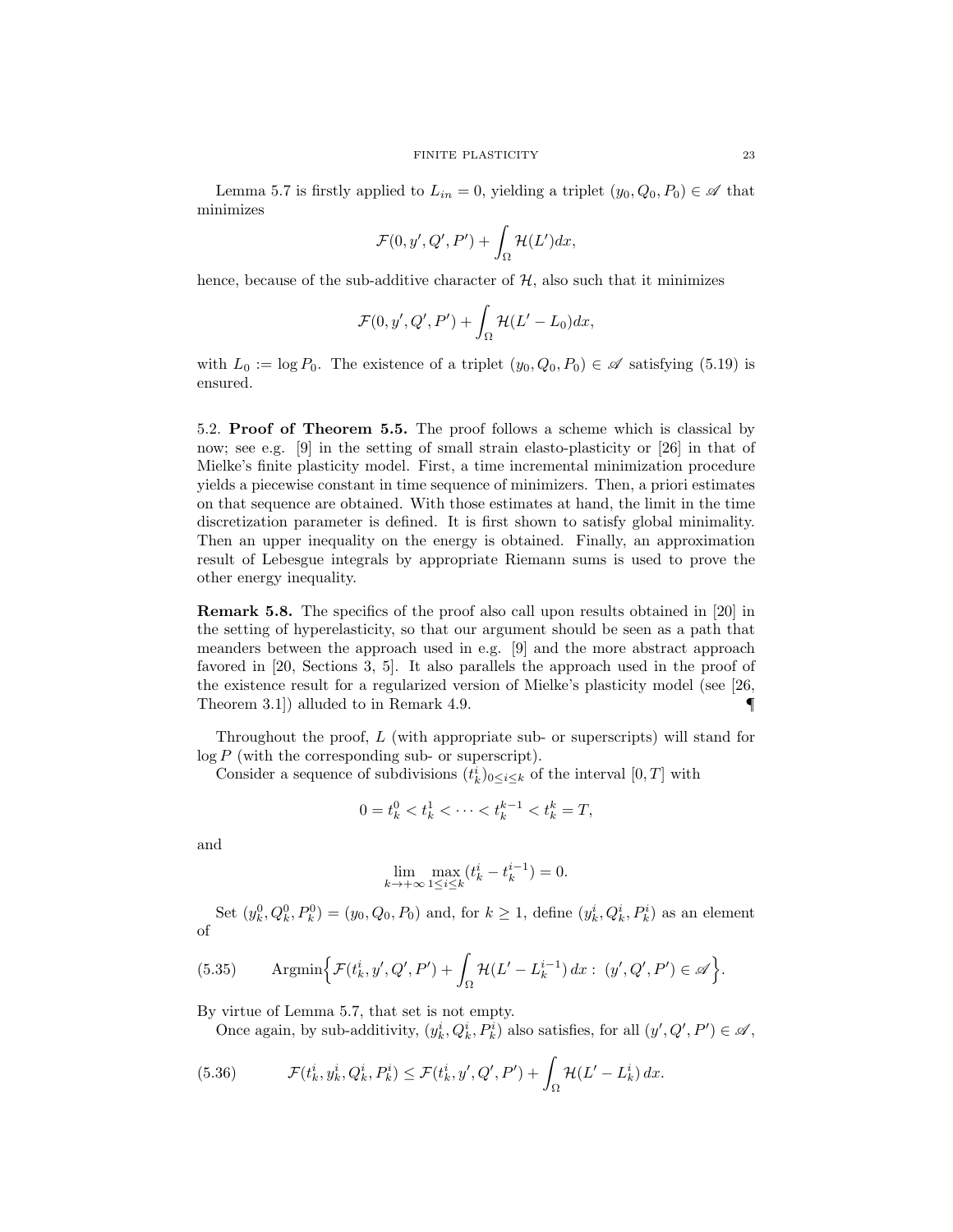Lemma 5.7 is firstly applied to $L_{in} = 0$, yielding a triplet $(y_0, Q_0, P_0) \in \mathscr{A}$ that minimizes

$$\mathcal{F}(0, y', Q', P') + \int_\Omega \mathcal{H}(L')dx,$$

hence, because of the sub-additive character of $\mathcal{H}$, also such that it minimizes

$$\mathcal{F}(0, y', Q', P') + \int_\Omega \mathcal{H}(L' - L_0)dx,$$

with $L_0 := \log P_0$. The existence of a triplet $(y_0, Q_0, P_0) \in \mathscr{A}$ satisfying (5.19) is ensured.

5.2. **Proof of Theorem 5.5.** The proof follows a scheme which is classical by now; see e.g. [9] in the setting of small strain elasto-plasticity or [26] in that of Mielke's finite plasticity model. First, a time incremental minimization procedure yields a piecewise constant in time sequence of minimizers. Then, a priori estimates on that sequence are obtained. With those estimates at hand, the limit in the time discretization parameter is defined. It is first shown to satisfy global minimality. Then an upper inequality on the energy is obtained. Finally, an approximation result of Lebesgue integrals by appropriate Riemann sums is used to prove the other energy inequality.

**Remark 5.8.** The specifics of the proof also call upon results obtained in [20] in the setting of hyperelasticity, so that our argument should be seen as a path that meanders between the approach used in e.g. [9] and the more abstract approach favored in [20, Sections 3, 5]. It also parallels the approach used in the proof of the existence result for a regularized version of Mielke's plasticity model (see [26, Theorem 3.1]) alluded to in Remark 4.9. ¶

Throughout the proof, $L$ (with appropriate sub- or superscripts) will stand for $\log P$ (with the corresponding sub- or superscript).

Consider a sequence of subdivisions $(t_k^i)_{0 \le i \le k}$ of the interval $[0, T]$ with

$$0 = t_k^0 < t_k^1 < \cdots < t_k^{k-1} < t_k^k = T,$$

and

$$\lim_{k \to +\infty} \max_{1 \le i \le k} (t_k^i - t_k^{i-1}) = 0.$$

Set $(y_k^0, Q_k^0, P_k^0) = (y_0, Q_0, P_0)$ and, for $k \ge 1$, define $(y_k^i, Q_k^i, P_k^i)$ as an element of

$$\text{Argmin}\Big\{\mathcal{F}(t_k^i, y', Q', P') + \int_\Omega \mathcal{H}(L' - L_k^{i-1})\, dx : \ (y', Q', P') \in \mathscr{A}\Big\}. \tag{5.35}$$

By virtue of Lemma 5.7, that set is not empty.

Once again, by sub-additivity, $(y_k^i, Q_k^i, P_k^i)$ also satisfies, for all $(y', Q', P') \in \mathscr{A}$,

$$\mathcal{F}(t_k^i, y_k^i, Q_k^i, P_k^i) \le \mathcal{F}(t_k^i, y', Q', P') + \int_\Omega \mathcal{H}(L' - L_k^i)\, dx. \tag{5.36}$$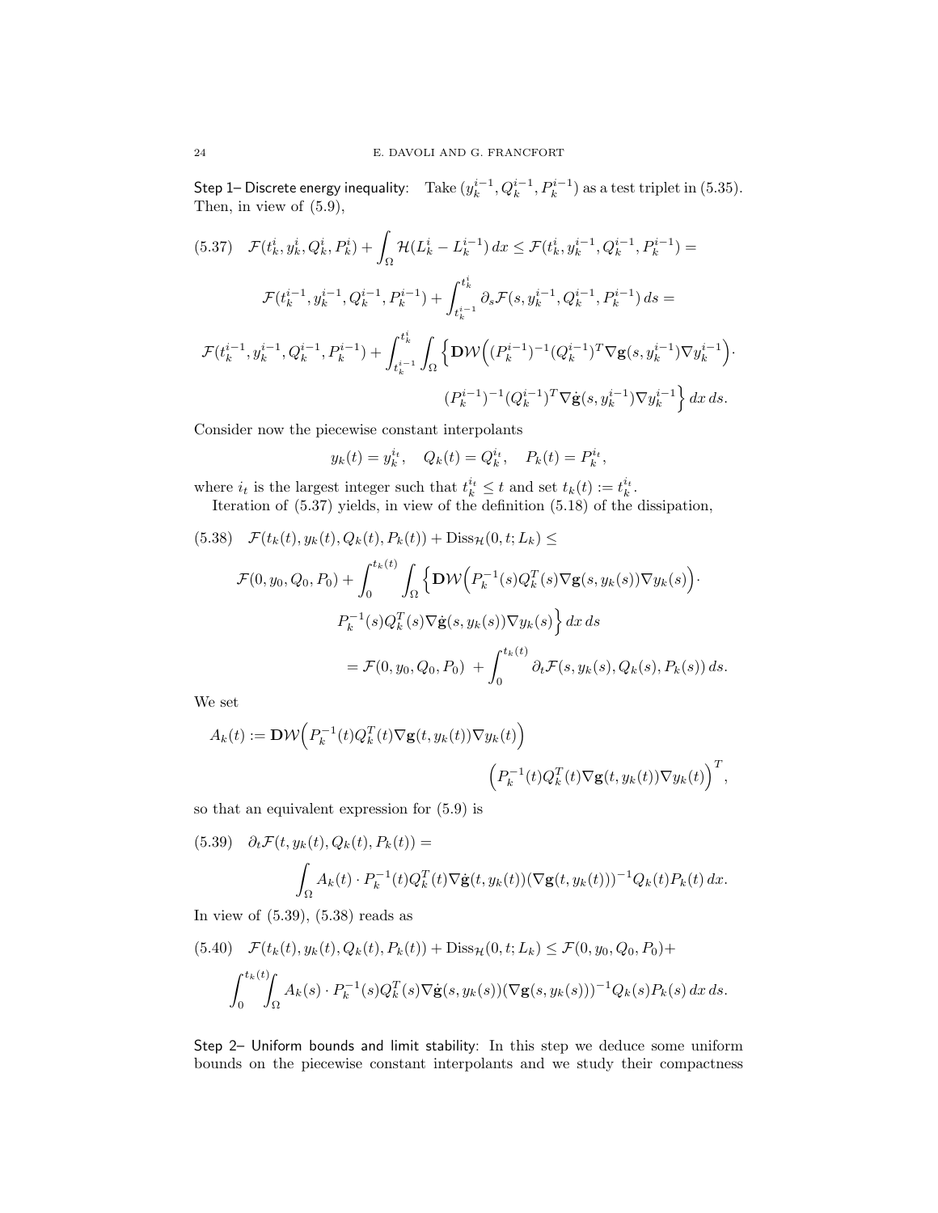**Step 1– Discrete energy inequality:** Take $(y_k^{i-1}, Q_k^{i-1}, P_k^{i-1})$ as a test triplet in (5.35). Then, in view of (5.9),

$$
\begin{aligned}
(5.37)\quad \mathcal{F}(t_k^i, y_k^i, Q_k^i, P_k^i) + \int_\Omega \mathcal{H}(L_k^i - L_k^{i-1})\,dx \le \mathcal{F}(t_k^i, y_k^{i-1}, Q_k^{i-1}, P_k^{i-1}) = \\
\mathcal{F}(t_k^{i-1}, y_k^{i-1}, Q_k^{i-1}, P_k^{i-1}) + \int_{t_k^{i-1}}^{t_k^i} \partial_s \mathcal{F}(s, y_k^{i-1}, Q_k^{i-1}, P_k^{i-1})\,ds = \\
\mathcal{F}(t_k^{i-1}, y_k^{i-1}, Q_k^{i-1}, P_k^{i-1}) + \int_{t_k^{i-1}}^{t_k^i}\int_\Omega \Big\{ \mathbf{D}\mathcal{W}\Big((P_k^{i-1})^{-1}(Q_k^{i-1})^T \nabla \mathbf{g}(s, y_k^{i-1})\nabla y_k^{i-1}\Big)\cdot \\
(P_k^{i-1})^{-1}(Q_k^{i-1})^T \nabla \dot{\mathbf{g}}(s, y_k^{i-1})\nabla y_k^{i-1}\Big\}\,dx\,ds.
\end{aligned}
$$

Consider now the piecewise constant interpolants

$$
y_k(t) = y_k^{i_t}, \quad Q_k(t) = Q_k^{i_t}, \quad P_k(t) = P_k^{i_t},
$$

where $i_t$ is the largest integer such that $t_k^{i_t} \le t$ and set $t_k(t) := t_k^{i_t}$.

Iteration of (5.37) yields, in view of the definition (5.18) of the dissipation,

$$
\begin{aligned}
(5.38)\quad \mathcal{F}(t_k(t), y_k(t), Q_k(t), P_k(t)) + \mathrm{Diss}_{\mathcal{H}}(0, t; L_k) \le \\
\mathcal{F}(0, y_0, Q_0, P_0) + \int_0^{t_k(t)}\int_\Omega \Big\{ \mathbf{D}\mathcal{W}\Big(P_k^{-1}(s)Q_k^T(s)\nabla \mathbf{g}(s, y_k(s))\nabla y_k(s)\Big)\cdot \\
P_k^{-1}(s)Q_k^T(s)\nabla \dot{\mathbf{g}}(s, y_k(s))\nabla y_k(s)\Big\}\,dx\,ds \\
= \mathcal{F}(0, y_0, Q_0, P_0) + \int_0^{t_k(t)} \partial_t \mathcal{F}(s, y_k(s), Q_k(s), P_k(s))\,ds.
\end{aligned}
$$

We set

$$
\begin{aligned}
A_k(t) := \mathbf{D}\mathcal{W}\Big(P_k^{-1}(t)Q_k^T(t)\nabla \mathbf{g}(t, y_k(t))\nabla y_k(t)\Big) \\
\Big(P_k^{-1}(t)Q_k^T(t)\nabla \mathbf{g}(t, y_k(t))\nabla y_k(t)\Big)^T,
\end{aligned}
$$

so that an equivalent expression for (5.9) is

$$
\begin{aligned}
(5.39)\quad \partial_t \mathcal{F}(t, y_k(t), Q_k(t), P_k(t)) = \\
\int_\Omega A_k(t)\cdot P_k^{-1}(t)Q_k^T(t)\nabla \dot{\mathbf{g}}(t, y_k(t))(\nabla \mathbf{g}(t, y_k(t)))^{-1} Q_k(t)P_k(t)\,dx.
\end{aligned}
$$

In view of (5.39), (5.38) reads as

$$
\begin{aligned}
(5.40)\quad \mathcal{F}(t_k(t), y_k(t), Q_k(t), P_k(t)) + \mathrm{Diss}_{\mathcal{H}}(0, t; L_k) \le \mathcal{F}(0, y_0, Q_0, P_0) + \\
\int_0^{t_k(t)}\int_\Omega A_k(s)\cdot P_k^{-1}(s)Q_k^T(s)\nabla \dot{\mathbf{g}}(s, y_k(s))(\nabla \mathbf{g}(s, y_k(s)))^{-1} Q_k(s)P_k(s)\,dx\,ds.
\end{aligned}
$$

**Step 2– Uniform bounds and limit stability:** In this step we deduce some uniform bounds on the piecewise constant interpolants and we study their compactness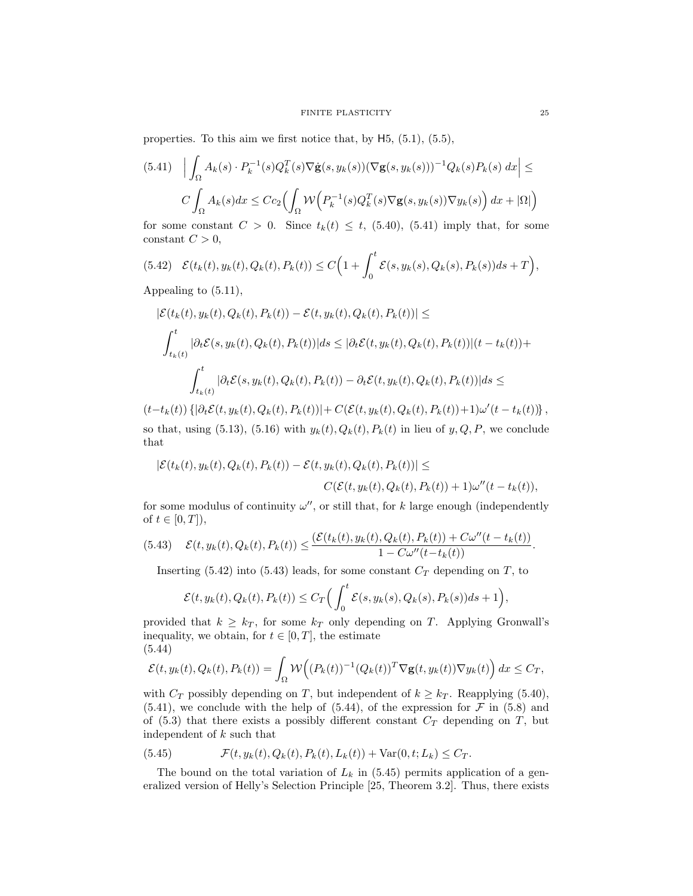properties. To this aim we first notice that, by H5, (5.1), (5.5),

$$
(5.41)\quad \Big| \int_\Omega A_k(s) \cdot P_k^{-1}(s) Q_k^T(s) \nabla \dot{\mathbf{g}}(s, y_k(s)) (\nabla \mathbf{g}(s, y_k(s)))^{-1} Q_k(s) P_k(s)\, dx \Big| \leq
$$

$$
C \int_\Omega A_k(s) dx \leq C c_2 \Big( \int_\Omega \mathcal{W}\Big( P_k^{-1}(s) Q_k^T(s) \nabla \mathbf{g}(s, y_k(s)) \nabla y_k(s) \Big)\, dx + |\Omega| \Big)
$$

for some constant $C > 0$. Since $t_k(t) \leq t$, (5.40), (5.41) imply that, for some constant $C > 0$,

$$
(5.42)\quad \mathcal{E}(t_k(t), y_k(t), Q_k(t), P_k(t)) \leq C\Big( 1 + \int_0^t \mathcal{E}(s, y_k(s), Q_k(s), P_k(s)) ds + T \Big),
$$

Appealing to (5.11),

$$
|\mathcal{E}(t_k(t), y_k(t), Q_k(t), P_k(t)) - \mathcal{E}(t, y_k(t), Q_k(t), P_k(t))| \leq
$$

$$
\int_{t_k(t)}^t |\partial_t \mathcal{E}(s, y_k(t), Q_k(t), P_k(t))| ds \leq |\partial_t \mathcal{E}(t, y_k(t), Q_k(t), P_k(t))| (t - t_k(t)) +
$$

$$
\int_{t_k(t)}^t |\partial_t \mathcal{E}(s, y_k(t), Q_k(t), P_k(t)) - \partial_t \mathcal{E}(t, y_k(t), Q_k(t), P_k(t))| ds \leq
$$

$$
(t - t_k(t)) \left\{ |\partial_t \mathcal{E}(t, y_k(t), Q_k(t), P_k(t))| + C(\mathcal{E}(t, y_k(t), Q_k(t), P_k(t)) + 1) \omega'(t - t_k(t)) \right\},
$$

so that, using (5.13), (5.16) with $y_k(t), Q_k(t), P_k(t)$ in lieu of $y, Q, P$, we conclude that

$$
|\mathcal{E}(t_k(t), y_k(t), Q_k(t), P_k(t)) - \mathcal{E}(t, y_k(t), Q_k(t), P_k(t))| \leq
$$

$$
C(\mathcal{E}(t, y_k(t), Q_k(t), P_k(t)) + 1) \omega''(t - t_k(t)),
$$

for some modulus of continuity $\omega''$, or still that, for $k$ large enough (independently of $t \in [0, T]$),

$$
(5.43)\quad \mathcal{E}(t, y_k(t), Q_k(t), P_k(t)) \leq \frac{(\mathcal{E}(t_k(t), y_k(t), Q_k(t), P_k(t)) + C\omega''(t - t_k(t))}{1 - C\omega''(t - t_k(t))}.
$$

Inserting (5.42) into (5.43) leads, for some constant $C_T$ depending on $T$, to

$$
\mathcal{E}(t, y_k(t), Q_k(t), P_k(t)) \leq C_T \Big( \int_0^t \mathcal{E}(s, y_k(s), Q_k(s), P_k(s)) ds + 1 \Big),
$$

provided that $k \geq k_T$, for some $k_T$ only depending on $T$. Applying Gronwall's inequality, we obtain, for $t \in [0, T]$, the estimate

$$
(5.44)\quad \mathcal{E}(t, y_k(t), Q_k(t), P_k(t)) = \int_\Omega \mathcal{W}\Big( (P_k(t))^{-1} (Q_k(t))^T \nabla \mathbf{g}(t, y_k(t)) \nabla y_k(t) \Big)\, dx \leq C_T,
$$

with $C_T$ possibly depending on $T$, but independent of $k \geq k_T$. Reapplying (5.40), (5.41), we conclude with the help of (5.44), of the expression for $\mathcal{F}$ in (5.8) and of (5.3) that there exists a possibly different constant $C_T$ depending on $T$, but independent of $k$ such that

$$
(5.45)\quad \mathcal{F}(t, y_k(t), Q_k(t), P_k(t), L_k(t)) + \mathrm{Var}(0, t; L_k) \leq C_T.
$$

The bound on the total variation of $L_k$ in (5.45) permits application of a generalized version of Helly's Selection Principle [25, Theorem 3.2]. Thus, there exists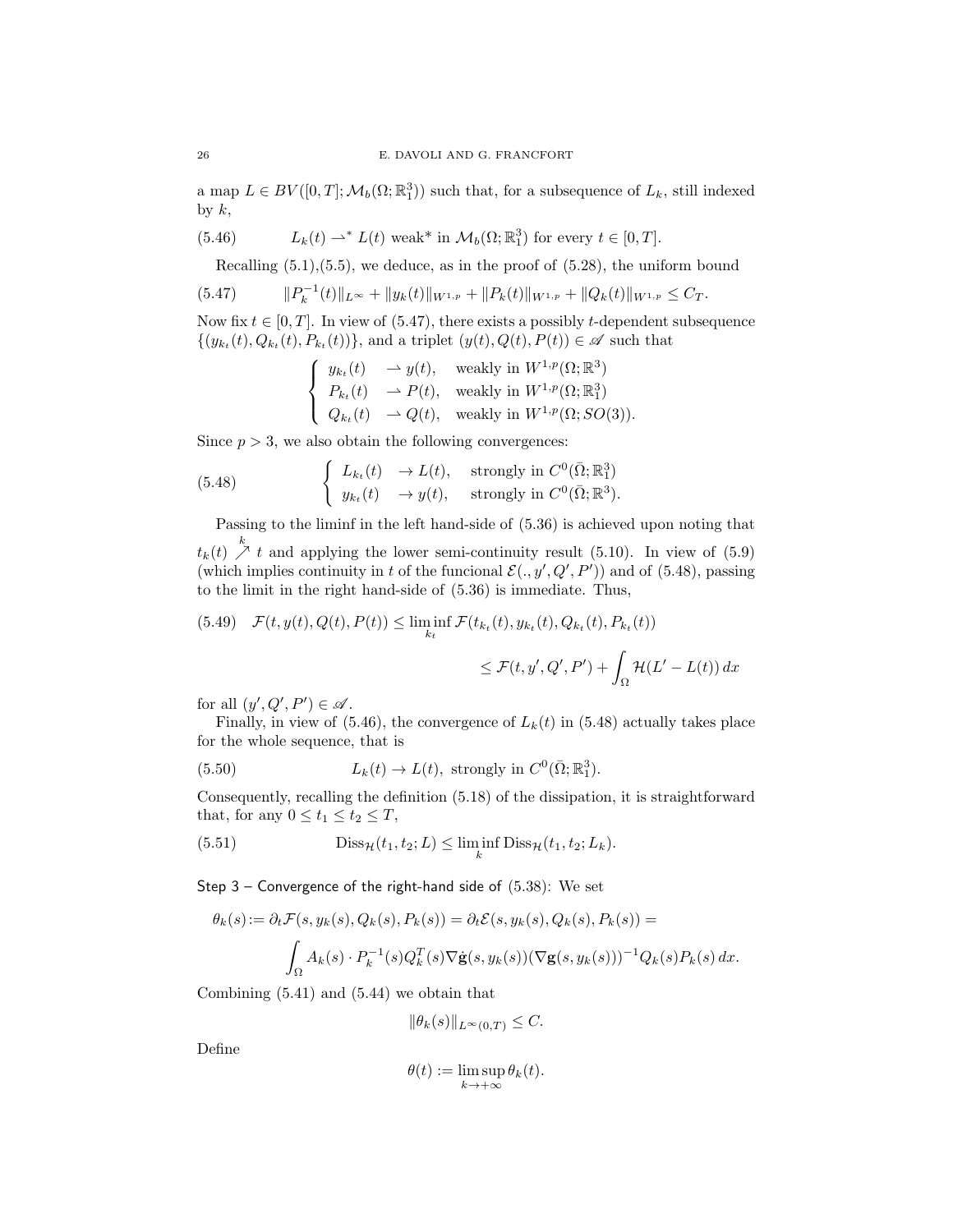a map $L \in BV([0,T];\mathcal{M}_b(\Omega;\mathbb{R}^3_1))$ such that, for a subsequence of $L_k$, still indexed by $k$,

$$L_k(t) \rightharpoonup^* L(t) \text{ weak* in } \mathcal{M}_b(\Omega;\mathbb{R}^3_1) \text{ for every } t \in [0,T]. \tag{5.46}$$

Recalling (5.1),(5.5), we deduce, as in the proof of (5.28), the uniform bound

$$\|P_k^{-1}(t)\|_{L^\infty} + \|y_k(t)\|_{W^{1,p}} + \|P_k(t)\|_{W^{1,p}} + \|Q_k(t)\|_{W^{1,p}} \le C_T. \tag{5.47}$$

Now fix $t \in [0,T]$. In view of (5.47), there exists a possibly $t$-dependent subsequence $\{(y_{k_t}(t), Q_{k_t}(t), P_{k_t}(t))\}$, and a triplet $(y(t), Q(t), P(t)) \in \mathscr{A}$ such that

$$\begin{cases} y_{k_t}(t) & \rightharpoonup y(t), \quad \text{weakly in } W^{1,p}(\Omega;\mathbb{R}^3) \\ P_{k_t}(t) & \rightharpoonup P(t), \quad \text{weakly in } W^{1,p}(\Omega;\mathbb{R}^3_1) \\ Q_{k_t}(t) & \rightharpoonup Q(t), \quad \text{weakly in } W^{1,p}(\Omega;SO(3)). \end{cases}$$

Since $p > 3$, we also obtain the following convergences:

$$\begin{cases} L_{k_t}(t) & \to L(t), \quad \text{strongly in } C^0(\bar{\Omega};\mathbb{R}^3_1) \\ y_{k_t}(t) & \to y(t), \quad \text{strongly in } C^0(\bar{\Omega};\mathbb{R}^3). \end{cases} \tag{5.48}$$

Passing to the liminf in the left hand-side of (5.36) is achieved upon noting that $t_k(t) \overset{k}{\nearrow} t$ and applying the lower semi-continuity result (5.10). In view of (5.9) (which implies continuity in $t$ of the funcional $\mathcal{E}(.,y',Q',P')$) and of (5.48), passing to the limit in the right hand-side of (5.36) is immediate. Thus,

$$\mathcal{F}(t,y(t),Q(t),P(t)) \le \liminf_{k_t} \mathcal{F}(t_{k_t}(t), y_{k_t}(t), Q_{k_t}(t), P_{k_t}(t)) \tag{5.49}$$
$$\le \mathcal{F}(t,y',Q',P') + \int_\Omega \mathcal{H}(L' - L(t))\,dx$$

for all $(y',Q',P') \in \mathscr{A}$.

Finally, in view of (5.46), the convergence of $L_k(t)$ in (5.48) actually takes place for the whole sequence, that is

$$L_k(t) \to L(t), \text{ strongly in } C^0(\bar{\Omega};\mathbb{R}^3_1). \tag{5.50}$$

Consequently, recalling the definition (5.18) of the dissipation, it is straightforward that, for any $0 \le t_1 \le t_2 \le T$,

$$\mathrm{Diss}_{\mathcal{H}}(t_1,t_2;L) \le \liminf_k \mathrm{Diss}_{\mathcal{H}}(t_1,t_2;L_k). \tag{5.51}$$

Step 3 – Convergence of the right-hand side of (5.38): We set

$$\theta_k(s) := \partial_t \mathcal{F}(s, y_k(s), Q_k(s), P_k(s)) = \partial_t \mathcal{E}(s, y_k(s), Q_k(s), P_k(s)) =$$
$$\int_\Omega A_k(s) \cdot P_k^{-1}(s) Q_k^T(s) \nabla \dot{\mathbf{g}}(s, y_k(s)) (\nabla \mathbf{g}(s, y_k(s)))^{-1} Q_k(s) P_k(s)\,dx.$$

Combining (5.41) and (5.44) we obtain that

$$\|\theta_k(s)\|_{L^\infty(0,T)} \le C.$$

Define

$$\theta(t) := \limsup_{k \to +\infty} \theta_k(t).$$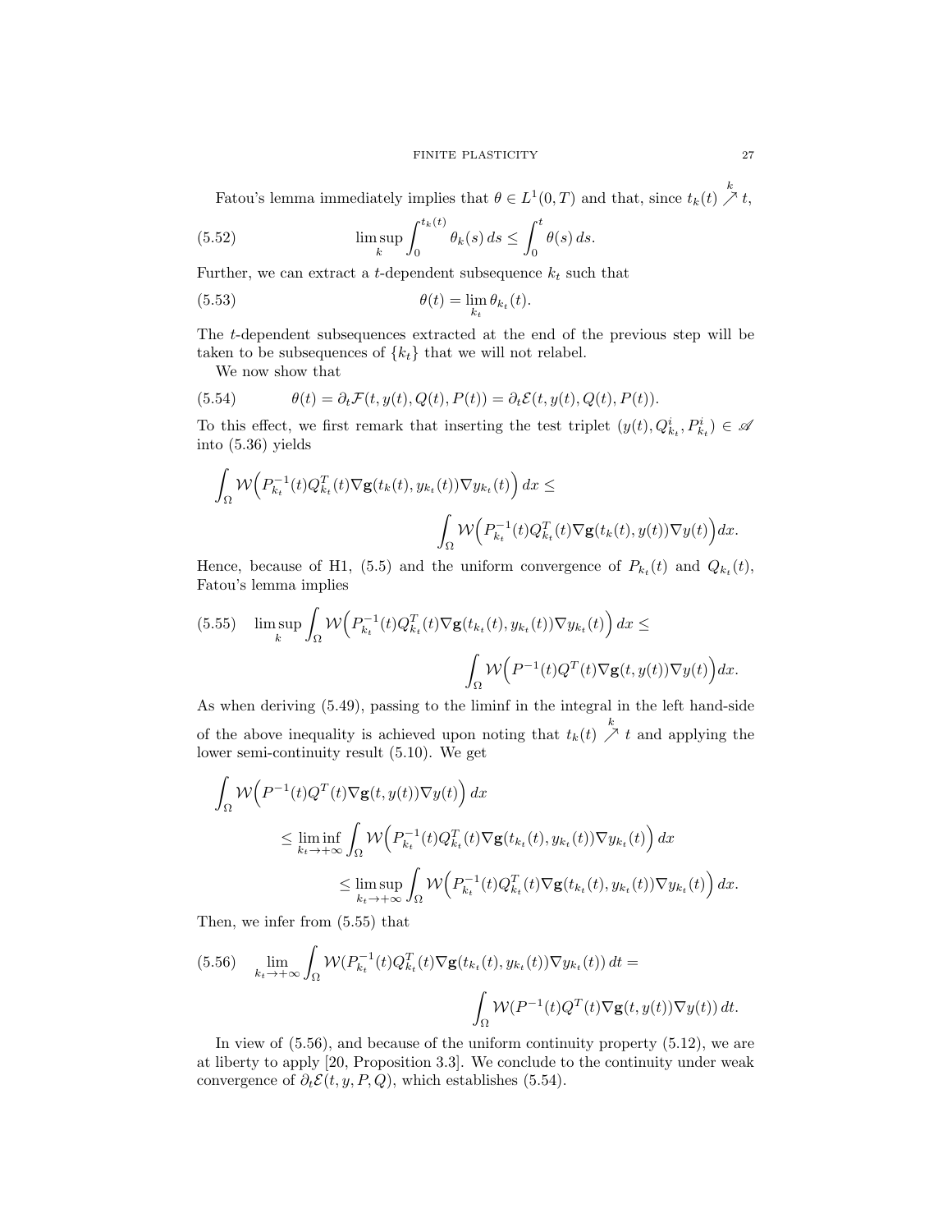Fatou's lemma immediately implies that $\theta \in L^1(0,T)$ and that, since $t_k(t) \overset{k}{\nearrow} t$,

$$\limsup_k \int_0^{t_k(t)} \theta_k(s)\, ds \leq \int_0^t \theta(s)\, ds. \tag{5.52}$$

Further, we can extract a $t$-dependent subsequence $k_t$ such that

$$\theta(t) = \lim_{k_t} \theta_{k_t}(t). \tag{5.53}$$

The $t$-dependent subsequences extracted at the end of the previous step will be taken to be subsequences of $\{k_t\}$ that we will not relabel.

We now show that

$$\theta(t) = \partial_t \mathcal{F}(t, y(t), Q(t), P(t)) = \partial_t \mathcal{E}(t, y(t), Q(t), P(t)). \tag{5.54}$$

To this effect, we first remark that inserting the test triplet $(y(t), Q^i_{k_t}, P^i_{k_t}) \in \mathscr{A}$ into (5.36) yields

$$\int_\Omega \mathcal{W}\Big(P^{-1}_{k_t}(t) Q^T_{k_t}(t) \nabla \mathbf{g}(t_k(t), y_{k_t}(t)) \nabla y_{k_t}(t)\Big)\, dx \leq \int_\Omega \mathcal{W}\Big(P^{-1}_{k_t}(t) Q^T_{k_t}(t) \nabla \mathbf{g}(t_k(t), y(t)) \nabla y(t)\Big) dx.$$

Hence, because of H1, (5.5) and the uniform convergence of $P_{k_t}(t)$ and $Q_{k_t}(t)$, Fatou's lemma implies

$$\limsup_k \int_\Omega \mathcal{W}\Big(P^{-1}_{k_t}(t) Q^T_{k_t}(t) \nabla \mathbf{g}(t_{k_t}(t), y_{k_t}(t)) \nabla y_{k_t}(t)\Big)\, dx \leq \int_\Omega \mathcal{W}\Big(P^{-1}(t) Q^T(t) \nabla \mathbf{g}(t, y(t)) \nabla y(t)\Big) dx. \tag{5.55}$$

As when deriving (5.49), passing to the liminf in the integral in the left hand-side of the above inequality is achieved upon noting that $t_k(t) \overset{k}{\nearrow} t$ and applying the lower semi-continuity result (5.10). We get

$$\begin{aligned}
\int_\Omega \mathcal{W}\Big(P^{-1}(t) Q^T(t) \nabla \mathbf{g}(t, y(t)) \nabla y(t)\Big)\, dx
&\leq \liminf_{k_t \to +\infty} \int_\Omega \mathcal{W}\Big(P^{-1}_{k_t}(t) Q^T_{k_t}(t) \nabla \mathbf{g}(t_{k_t}(t), y_{k_t}(t)) \nabla y_{k_t}(t)\Big)\, dx \\
&\leq \limsup_{k_t \to +\infty} \int_\Omega \mathcal{W}\Big(P^{-1}_{k_t}(t) Q^T_{k_t}(t) \nabla \mathbf{g}(t_{k_t}(t), y_{k_t}(t)) \nabla y_{k_t}(t)\Big)\, dx.
\end{aligned}$$

Then, we infer from (5.55) that

$$\lim_{k_t \to +\infty} \int_\Omega \mathcal{W}(P^{-1}_{k_t}(t) Q^T_{k_t}(t) \nabla \mathbf{g}(t_{k_t}(t), y_{k_t}(t)) \nabla y_{k_t}(t))\, dt = \int_\Omega \mathcal{W}(P^{-1}(t) Q^T(t) \nabla \mathbf{g}(t, y(t)) \nabla y(t))\, dt. \tag{5.56}$$

In view of (5.56), and because of the uniform continuity property (5.12), we are at liberty to apply [20, Proposition 3.3]. We conclude to the continuity under weak convergence of $\partial_t \mathcal{E}(t, y, P, Q)$, which establishes (5.54).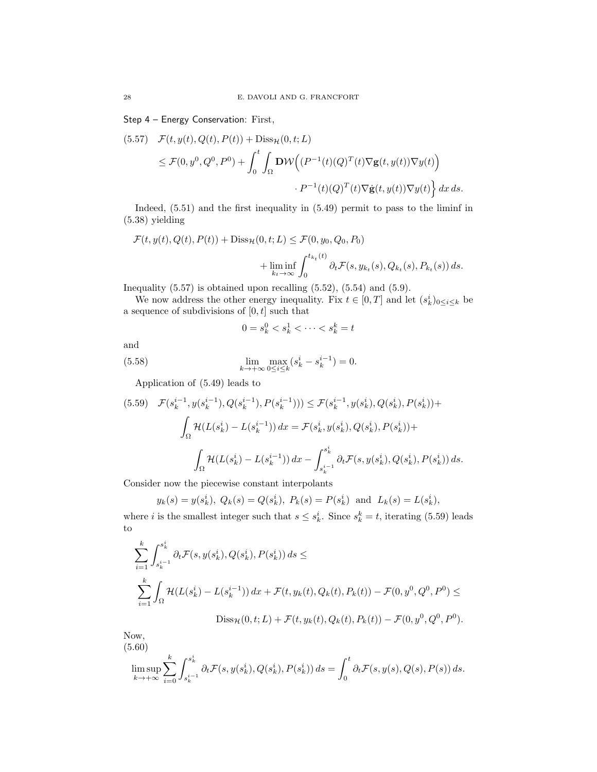Step 4 – Energy Conservation: First,

$$
\begin{aligned}
(5.57)\quad & \mathcal{F}(t, y(t), Q(t), P(t)) + \mathrm{Diss}_{\mathcal{H}}(0, t; L) \\
& \leq \mathcal{F}(0, y^0, Q^0, P^0) + \int_0^t \int_\Omega \mathbf{D}\mathcal{W}\Big( (P^{-1}(t)(Q)^T(t) \nabla \mathbf{g}(t, y(t)) \nabla y(t) \Big) \\
& \qquad\qquad \cdot P^{-1}(t)(Q)^T(t) \nabla \dot{\mathbf{g}}(t, y(t)) \nabla y(t) \Big\} \, dx \, ds.
\end{aligned}
$$

Indeed, (5.51) and the first inequality in (5.49) permit to pass to the liminf in (5.38) yielding

$$
\begin{aligned}
\mathcal{F}(t, y(t), Q(t), P(t)) + \mathrm{Diss}_{\mathcal{H}}(0, t; L) &\leq \mathcal{F}(0, y_0, Q_0, P_0) \\
&+ \liminf_{k_t \to \infty} \int_0^{t_{k_t}(t)} \partial_t \mathcal{F}(s, y_{k_t}(s), Q_{k_t}(s), P_{k_t}(s)) \, ds.
\end{aligned}
$$

Inequality (5.57) is obtained upon recalling (5.52), (5.54) and (5.9).

We now address the other energy inequality. Fix $t \in [0, T]$ and let $(s_k^i)_{0 \leq i \leq k}$ be a sequence of subdivisions of $[0, t]$ such that

$$
0 = s_k^0 < s_k^1 < \cdots < s_k^k = t
$$

and

$$
(5.58) \qquad \lim_{k \to +\infty} \max_{0 \leq i \leq k} (s_k^i - s_k^{i-1}) = 0.
$$

Application of (5.49) leads to

$$
\begin{aligned}
(5.59)\quad \mathcal{F}(s_k^{i-1}, y(s_k^{i-1}), Q(s_k^{i-1}), P(s_k^{i-1}))) &\leq \mathcal{F}(s_k^{i-1}, y(s_k^i), Q(s_k^i), P(s_k^i)) + \\
\int_\Omega \mathcal{H}(L(s_k^i) - L(s_k^{i-1})) \, dx &= \mathcal{F}(s_k^i, y(s_k^i), Q(s_k^i), P(s_k^i)) + \\
\int_\Omega \mathcal{H}(L(s_k^i) - L(s_k^{i-1})) \, dx &- \int_{s_k^{i-1}}^{s_k^i} \partial_t \mathcal{F}(s, y(s_k^i), Q(s_k^i), P(s_k^i)) \, ds.
\end{aligned}
$$

Consider now the piecewise constant interpolants

$$
y_k(s) = y(s_k^i), \; Q_k(s) = Q(s_k^i), \; P_k(s) = P(s_k^i) \; \text{ and } \; L_k(s) = L(s_k^i),
$$

where $i$ is the smallest integer such that $s \leq s_k^i$. Since $s_k^k = t$, iterating (5.59) leads to

$$
\begin{aligned}
& \sum_{i=1}^k \int_{s_k^{i-1}}^{s_k^i} \partial_t \mathcal{F}(s, y(s_k^i), Q(s_k^i), P(s_k^i)) \, ds \leq \\
& \sum_{i=1}^k \int_\Omega \mathcal{H}(L(s_k^i) - L(s_k^{i-1})) \, dx + \mathcal{F}(t, y_k(t), Q_k(t), P_k(t)) - \mathcal{F}(0, y^0, Q^0, P^0) \leq \\
& \qquad\qquad \mathrm{Diss}_{\mathcal{H}}(0, t; L) + \mathcal{F}(t, y_k(t), Q_k(t), P_k(t)) - \mathcal{F}(0, y^0, Q^0, P^0).
\end{aligned}
$$

Now,

$$
(5.60) \qquad \limsup_{k \to +\infty} \sum_{i=0}^k \int_{s_k^{i-1}}^{s_k^i} \partial_t \mathcal{F}(s, y(s_k^i), Q(s_k^i), P(s_k^i)) \, ds = \int_0^t \partial_t \mathcal{F}(s, y(s), Q(s), P(s)) \, ds.
$$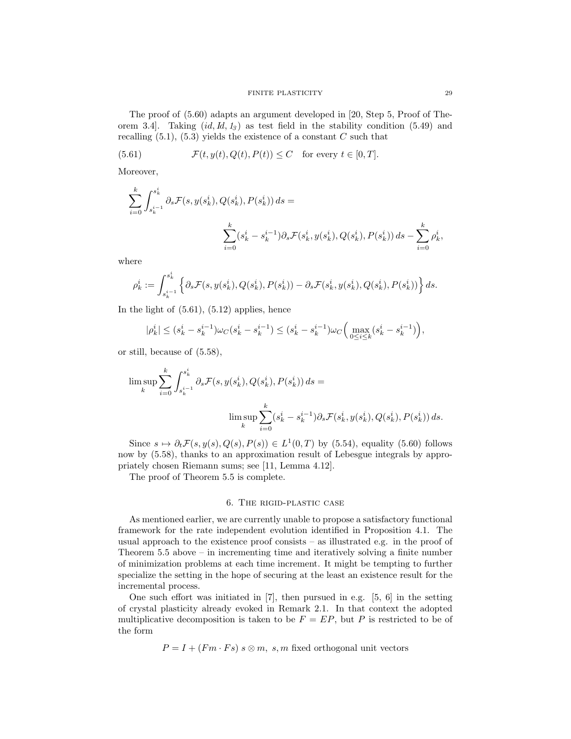The proof of (5.60) adapts an argument developed in [20, Step 5, Proof of Theorem 3.4]. Taking $(id, Id, 1_3)$ as test field in the stability condition (5.49) and recalling (5.1), (5.3) yields the existence of a constant $C$ such that

$$\mathcal{F}(t, y(t), Q(t), P(t)) \leq C \quad \text{for every } t \in [0, T]. \tag{5.61}$$

Moreover,

$$\sum_{i=0}^{k} \int_{s_k^{i-1}}^{s_k^i} \partial_s \mathcal{F}(s, y(s_k^i), Q(s_k^i), P(s_k^i))\, ds =$$

$$\sum_{i=0}^{k} (s_k^i - s_k^{i-1}) \partial_s \mathcal{F}(s_k^i, y(s_k^i), Q(s_k^i), P(s_k^i))\, ds - \sum_{i=0}^{k} \rho_k^i,$$

where

$$\rho_k^i := \int_{s_k^{i-1}}^{s_k^i} \Big\{ \partial_s \mathcal{F}(s, y(s_k^i), Q(s_k^i), P(s_k^i)) - \partial_s \mathcal{F}(s_k^i, y(s_k^i), Q(s_k^i), P(s_k^i)) \Big\}\, ds.$$

In the light of (5.61), (5.12) applies, hence

$$|\rho_k^i| \leq (s_k^i - s_k^{i-1}) \omega_C (s_k^i - s_k^{i-1}) \leq (s_k^i - s_k^{i-1}) \omega_C \Big( \max_{0 \leq i \leq k} (s_k^i - s_k^{i-1}) \Big),$$

or still, because of (5.58),

$$\limsup_k \sum_{i=0}^{k} \int_{s_k^{i-1}}^{s_k^i} \partial_s \mathcal{F}(s, y(s_k^i), Q(s_k^i), P(s_k^i))\, ds =$$

$$\limsup_k \sum_{i=0}^{k} (s_k^i - s_k^{i-1}) \partial_s \mathcal{F}(s_k^i, y(s_k^i), Q(s_k^i), P(s_k^i))\, ds.$$

Since $s \mapsto \partial_t \mathcal{F}(s, y(s), Q(s), P(s)) \in L^1(0,T)$ by (5.54), equality (5.60) follows now by (5.58), thanks to an approximation result of Lebesgue integrals by appropriately chosen Riemann sums; see [11, Lemma 4.12].

The proof of Theorem 5.5 is complete.

## 6. The rigid-plastic case

As mentioned earlier, we are currently unable to propose a satisfactory functional framework for the rate independent evolution identified in Proposition 4.1. The usual approach to the existence proof consists – as illustrated e.g. in the proof of Theorem 5.5 above – in incrementing time and iteratively solving a finite number of minimization problems at each time increment. It might be tempting to further specialize the setting in the hope of securing at the least an existence result for the incremental process.

One such effort was initiated in [7], then pursued in e.g. [5, 6] in the setting of crystal plasticity already evoked in Remark 2.1. In that context the adopted multiplicative decomposition is taken to be $F = EP$, but $P$ is restricted to be of the form

$$P = I + (Fm \cdot Fs)\, s \otimes m, \ s, m \text{ fixed orthogonal unit vectors}$$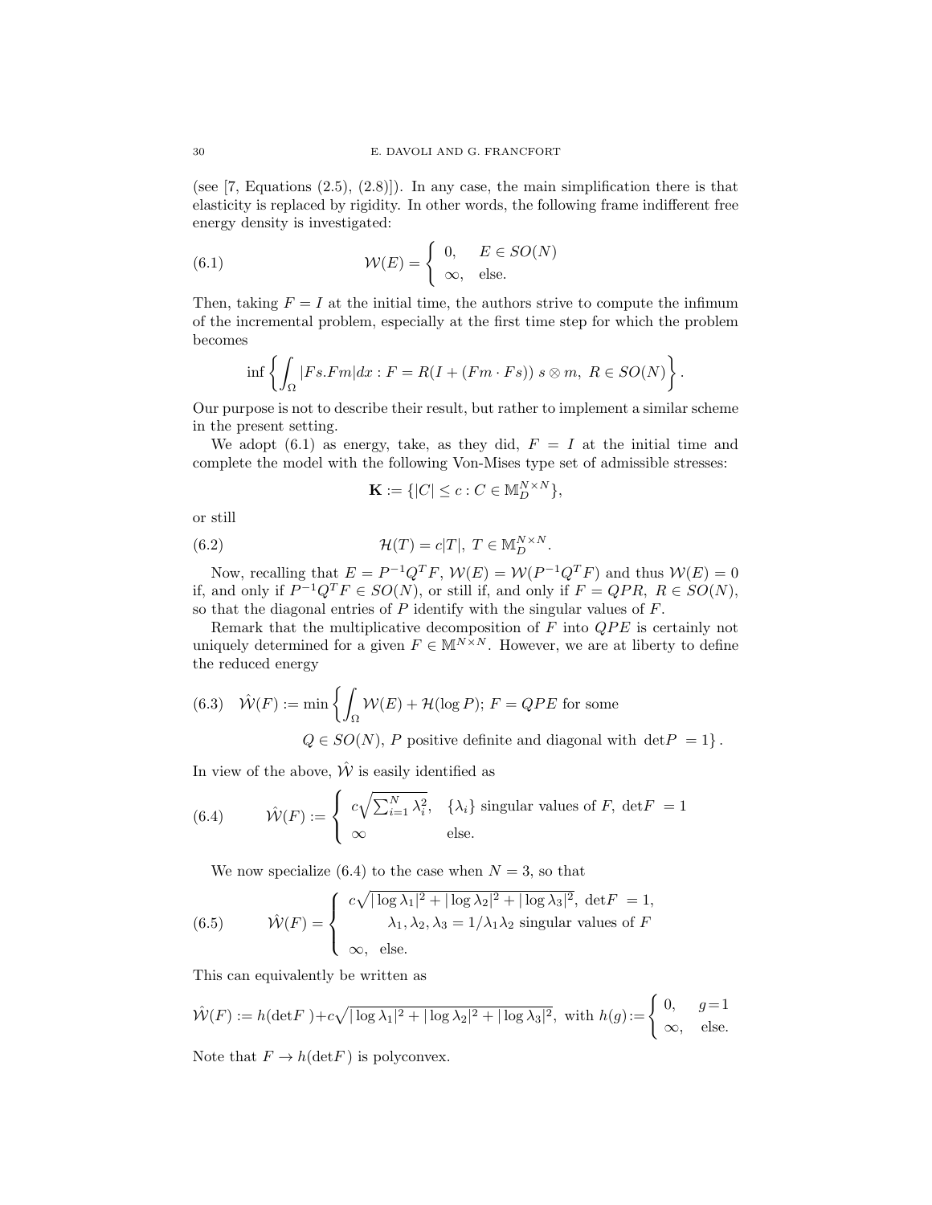(see [7, Equations (2.5), (2.8)]). In any case, the main simplification there is that elasticity is replaced by rigidity. In other words, the following frame indifferent free energy density is investigated:

$$
\mathcal{W}(E) = \begin{cases} 0, & E \in SO(N) \\ \infty, & \text{else.} \end{cases} \tag{6.1}
$$

Then, taking $F = I$ at the initial time, the authors strive to compute the infimum of the incremental problem, especially at the first time step for which the problem becomes

$$
\inf\left\{ \int_\Omega |Fs.Fm| dx : F = R(I + (Fm \cdot Fs))\, s \otimes m,\ R \in SO(N) \right\}.
$$

Our purpose is not to describe their result, but rather to implement a similar scheme in the present setting.

We adopt (6.1) as energy, take, as they did, $F = I$ at the initial time and complete the model with the following Von-Mises type set of admissible stresses:

$$
\mathbf{K} := \{|C| \le c : C \in \mathbb{M}^{N\times N}_D\},
$$

or still

$$
\mathcal{H}(T) = c|T|,\ T \in \mathbb{M}^{N\times N}_D. \tag{6.2}
$$

Now, recalling that $E = P^{-1}Q^T F$, $\mathcal{W}(E) = \mathcal{W}(P^{-1}Q^T F)$ and thus $\mathcal{W}(E) = 0$ if, and only if $P^{-1}Q^T F \in SO(N)$, or still if, and only if $F = QPR,\ R \in SO(N)$, so that the diagonal entries of $P$ identify with the singular values of $F$.

Remark that the multiplicative decomposition of $F$ into $QPE$ is certainly not uniquely determined for a given $F \in \mathbb{M}^{N\times N}$. However, we are at liberty to define the reduced energy

$$
\begin{aligned}
\hat{\mathcal{W}}(F) := \min\Big\{ \int_\Omega \mathcal{W}(E) + \mathcal{H}(\log P);\ & F = QPE \text{ for some} \\
& Q \in SO(N),\ P \text{ positive definite and diagonal with } \det P = 1 \Big\}.
\end{aligned} \tag{6.3}
$$

In view of the above, $\hat{\mathcal{W}}$ is easily identified as

$$
\hat{\mathcal{W}}(F) := \begin{cases} c\sqrt{\sum_{i=1}^N \lambda_i^2}, & \{\lambda_i\} \text{ singular values of } F,\ \det F = 1 \\ \infty & \text{else.} \end{cases} \tag{6.4}
$$

We now specialize (6.4) to the case when $N = 3$, so that

$$
\hat{\mathcal{W}}(F) = \begin{cases} c\sqrt{|\log\lambda_1|^2 + |\log\lambda_2|^2 + |\log\lambda_3|^2},\ \det F = 1, \\ \qquad \lambda_1, \lambda_2, \lambda_3 = 1/\lambda_1\lambda_2 \text{ singular values of } F \\ \infty, \quad \text{else.} \end{cases} \tag{6.5}
$$

This can equivalently be written as

$$
\hat{\mathcal{W}}(F) := h(\det F) + c\sqrt{|\log\lambda_1|^2 + |\log\lambda_2|^2 + |\log\lambda_3|^2}, \text{ with } h(g) := \begin{cases} 0, & g = 1 \\ \infty, & \text{else.} \end{cases}
$$

Note that $F \to h(\det F)$ is polyconvex.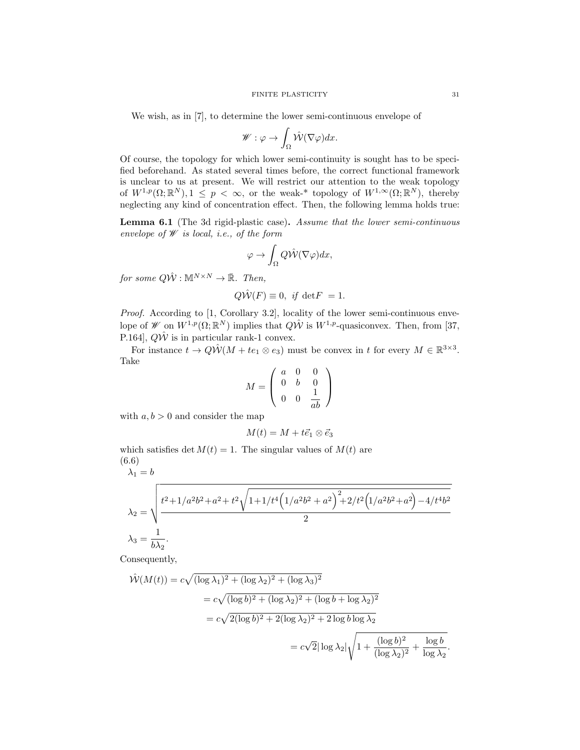We wish, as in [7], to determine the lower semi-continuous envelope of

$$\mathscr{W} : \varphi \to \int_\Omega \hat{\mathcal{W}}(\nabla\varphi)dx.$$

Of course, the topology for which lower semi-continuity is sought has to be specified beforehand. As stated several times before, the correct functional framework is unclear to us at present. We will restrict our attention to the weak topology of $W^{1,p}(\Omega;\mathbb{R}^N), 1 \le p < \infty$, or the weak-* topology of $W^{1,\infty}(\Omega;\mathbb{R}^N)$, thereby neglecting any kind of concentration effect. Then, the following lemma holds true:

**Lemma 6.1** (The 3d rigid-plastic case)**.** *Assume that the lower semi-continuous envelope of $\mathscr{W}$ is local, i.e., of the form*

$$\varphi \to \int_\Omega Q\hat{\mathcal{W}}(\nabla\varphi)dx,$$

*for some $Q\hat{\mathcal{W}} : \mathbb{M}^{N\times N} \to \bar{\mathbb{R}}$. Then,*

$$Q\hat{\mathcal{W}}(F) \equiv 0, \text{ if } \det F = 1.$$

*Proof.* According to [1, Corollary 3.2], locality of the lower semi-continuous envelope of $\mathscr{W}$ on $W^{1,p}(\Omega;\mathbb{R}^N)$ implies that $Q\hat{\mathcal{W}}$ is $W^{1,p}$-quasiconvex. Then, from [37, P.164], $Q\hat{\mathcal{W}}$ is in particular rank-1 convex.

For instance $t \to Q\hat{\mathcal{W}}(M + te_1 \otimes e_3)$ must be convex in $t$ for every $M \in \mathbb{R}^{3\times 3}$. Take

$$M = \begin{pmatrix} a & 0 & 0 \\ 0 & b & 0 \\ 0 & 0 & \dfrac{1}{ab} \end{pmatrix}$$

with $a, b > 0$ and consider the map

$$M(t) = M + t\vec{e}_1 \otimes \vec{e}_3$$

which satisfies $\det M(t) = 1$. The singular values of $M(t)$ are

(6.6)

$$\lambda_1 = b$$

$$\lambda_2 = \sqrt{\frac{t^2 + 1/a^2b^2 + a^2 + t^2\sqrt{1 + 1/t^4\left(1/a^2b^2 + a^2\right)^2 + 2/t^2\left(1/a^2b^2 + a^2\right) - 4/t^4b^2}}{2}}$$

$$\lambda_3 = \frac{1}{b\lambda_2}.$$

Consequently,

$$\begin{aligned}
\hat{\mathcal{W}}(M(t)) &= c\sqrt{(\log\lambda_1)^2 + (\log\lambda_2)^2 + (\log\lambda_3)^2} \\
&= c\sqrt{(\log b)^2 + (\log\lambda_2)^2 + (\log b + \log\lambda_2)^2} \\
&= c\sqrt{2(\log b)^2 + 2(\log\lambda_2)^2 + 2\log b\log\lambda_2} \\
&= c\sqrt{2}|\log\lambda_2|\sqrt{1 + \frac{(\log b)^2}{(\log\lambda_2)^2} + \frac{\log b}{\log\lambda_2}}.
\end{aligned}$$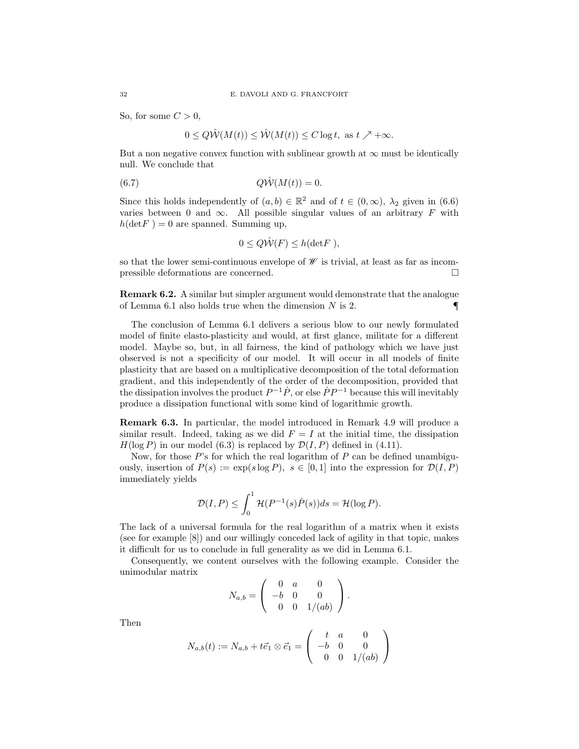So, for some $C > 0$,

$$0 \leq Q\hat{\mathcal{W}}(M(t)) \leq \hat{\mathcal{W}}(M(t)) \leq C \log t, \text{ as } t \nearrow +\infty.$$

But a non negative convex function with sublinear growth at $\infty$ must be identically null. We conclude that

$$Q\hat{\mathcal{W}}(M(t)) = 0. \tag{6.7}$$

Since this holds independently of $(a, b) \in \mathbb{R}^2$ and of $t \in (0, \infty)$, $\lambda_2$ given in (6.6) varies between 0 and $\infty$. All possible singular values of an arbitrary $F$ with $h(\det F) = 0$ are spanned. Summing up,

$$0 \leq Q\hat{\mathcal{W}}(F) \leq h(\det F),$$

so that the lower semi-continuous envelope of $\mathscr{W}$ is trivial, at least as far as incompressible deformations are concerned. □

**Remark 6.2.** A similar but simpler argument would demonstrate that the analogue of Lemma 6.1 also holds true when the dimension $N$ is 2. ¶

The conclusion of Lemma 6.1 delivers a serious blow to our newly formulated model of finite elasto-plasticity and would, at first glance, militate for a different model. Maybe so, but, in all fairness, the kind of pathology which we have just observed is not a specificity of our model. It will occur in all models of finite plasticity that are based on a multiplicative decomposition of the total deformation gradient, and this independently of the order of the decomposition, provided that the dissipation involves the product $P^{-1}\dot{P}$, or else $\dot{P}P^{-1}$ because this will inevitably produce a dissipation functional with some kind of logarithmic growth.

**Remark 6.3.** In particular, the model introduced in Remark 4.9 will produce a similar result. Indeed, taking as we did $F = I$ at the initial time, the dissipation $H(\log P)$ in our model (6.3) is replaced by $\mathcal{D}(I, P)$ defined in (4.11).

Now, for those $P$'s for which the real logarithm of $P$ can be defined unambiguously, insertion of $P(s) := \exp(s \log P)$, $s \in [0, 1]$ into the expression for $\mathcal{D}(I, P)$ immediately yields

$$\mathcal{D}(I, P) \leq \int_0^1 \mathcal{H}(P^{-1}(s)\dot{P}(s))ds = \mathcal{H}(\log P).$$

The lack of a universal formula for the real logarithm of a matrix when it exists (see for example [8]) and our willingly conceded lack of agility in that topic, makes it difficult for us to conclude in full generality as we did in Lemma 6.1.

Consequently, we content ourselves with the following example. Consider the unimodular matrix

$$N_{a,b} = \begin{pmatrix} 0 & a & 0 \\ -b & 0 & 0 \\ 0 & 0 & 1/(ab) \end{pmatrix}.$$

Then

$$N_{a,b}(t) := N_{a,b} + t\vec{e}_1 \otimes \vec{e}_1 = \begin{pmatrix} t & a & 0 \\ -b & 0 & 0 \\ 0 & 0 & 1/(ab) \end{pmatrix}$$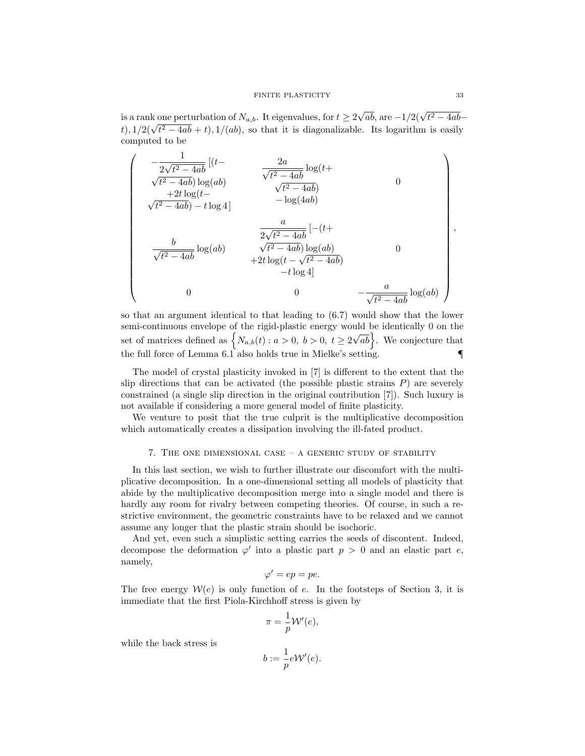is a rank one perturbation of $N_{a,b}$. It eigenvalues, for $t \geq 2\sqrt{ab}$, are $-1/2(\sqrt{t^2-4ab}-t), 1/2(\sqrt{t^2-4ab}+t), 1/(ab)$, so that it is diagonalizable. Its logarithm is easily computed to be

$$
\begin{pmatrix}
-\frac{1}{2\sqrt{t^2-4ab}}\left[(t-\sqrt{t^2-4ab})\log(ab) + 2t\log(t-\sqrt{t^2-4ab}) - t\log 4\right] & \frac{2a}{\sqrt{t^2-4ab}}\log(t+\sqrt{t^2-4ab}) - \log(4ab) & 0 \\
\frac{b}{\sqrt{t^2-4ab}}\log(ab) & \frac{a}{2\sqrt{t^2-4ab}}\left[-(t+\sqrt{t^2-4ab})\log(ab) + 2t\log(t-\sqrt{t^2-4ab}) - t\log 4\right] & 0 \\
0 & 0 & -\frac{a}{\sqrt{t^2-4ab}}\log(ab)
\end{pmatrix},
$$

so that an argument identical to that leading to (6.7) would show that the lower semi-continuous envelope of the rigid-plastic energy would be identically 0 on the set of matrices defined as $\left\{N_{a,b}(t) : a > 0,\ b > 0,\ t \geq 2\sqrt{ab}\right\}$. We conjecture that the full force of Lemma 6.1 also holds true in Mielke's setting. ¶

The model of crystal plasticity invoked in [7] is different to the extent that the slip directions that can be activated (the possible plastic strains $P$) are severely constrained (a single slip direction in the original contribution [7]). Such luxury is not available if considering a more general model of finite plasticity.

We venture to posit that the true culprit is the multiplicative decomposition which automatically creates a dissipation involving the ill-fated product.

## 7. The one dimensional case – a generic study of stability

In this last section, we wish to further illustrate our discomfort with the multiplicative decomposition. In a one-dimensional setting all models of plasticity that abide by the multiplicative decomposition merge into a single model and there is hardly any room for rivalry between competing theories. Of course, in such a restrictive environment, the geometric constraints have to be relaxed and we cannot assume any longer that the plastic strain should be isochoric.

And yet, even such a simplistic setting carries the seeds of discontent. Indeed, decompose the deformation $\varphi'$ into a plastic part $p > 0$ and an elastic part $e$, namely,

$$\varphi' = ep = pe.$$

The free energy $\mathcal{W}(e)$ is only function of $e$. In the footsteps of Section 3, it is immediate that the first Piola-Kirchhoff stress is given by

$$\pi = \frac{1}{p}\mathcal{W}'(e),$$

while the back stress is

$$b := \frac{1}{p}e\mathcal{W}'(e).$$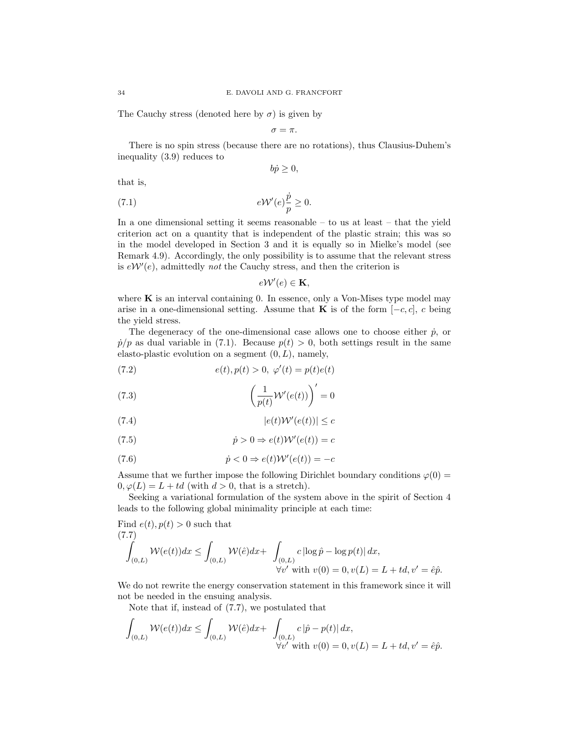The Cauchy stress (denoted here by $\sigma$) is given by

$$\sigma = \pi.$$

There is no spin stress (because there are no rotations), thus Clausius-Duhem's inequality (3.9) reduces to

$$b\dot{p} \geq 0,$$

that is,

$$e\mathcal{W}'(e)\frac{\dot{p}}{p} \geq 0. \tag{7.1}$$

In a one dimensional setting it seems reasonable – to us at least – that the yield criterion act on a quantity that is independent of the plastic strain; this was so in the model developed in Section 3 and it is equally so in Mielke's model (see Remark 4.9). Accordingly, the only possibility is to assume that the relevant stress is $e\mathcal{W}'(e)$, admittedly *not* the Cauchy stress, and then the criterion is

$$e\mathcal{W}'(e) \in \mathbf{K},$$

where $\mathbf{K}$ is an interval containing 0. In essence, only a Von-Mises type model may arise in a one-dimensional setting. Assume that $\mathbf{K}$ is of the form $[-c, c]$, $c$ being the yield stress.

The degeneracy of the one-dimensional case allows one to choose either $\dot{p}$, or $\dot{p}/p$ as dual variable in (7.1). Because $p(t) > 0$, both settings result in the same elasto-plastic evolution on a segment $(0, L)$, namely,

$$e(t), p(t) > 0,\ \varphi'(t) = p(t)e(t) \tag{7.2}$$

$$\left(\frac{1}{p(t)}\mathcal{W}'(e(t))\right)' = 0 \tag{7.3}$$

$$|e(t)\mathcal{W}'(e(t))| \leq c \tag{7.4}$$

$$\dot{p} > 0 \Rightarrow e(t)\mathcal{W}'(e(t)) = c \tag{7.5}$$

$$\dot{p} < 0 \Rightarrow e(t)\mathcal{W}'(e(t)) = -c \tag{7.6}$$

Assume that we further impose the following Dirichlet boundary conditions $\varphi(0) = 0, \varphi(L) = L + td$ (with $d > 0$, that is a stretch).

Seeking a variational formulation of the system above in the spirit of Section 4 leads to the following global minimality principle at each time:

Find $e(t), p(t) > 0$ such that

$$\int_{(0,L)} \mathcal{W}(e(t))dx \leq \int_{(0,L)} \mathcal{W}(\hat{e})dx + \int_{(0,L)} c\,|\log\hat{p} - \log p(t)|\,dx, \quad \forall v' \text{ with } v(0) = 0, v(L) = L + td, v' = \hat{e}\hat{p}. \tag{7.7}$$

We do not rewrite the energy conservation statement in this framework since it will not be needed in the ensuing analysis.

Note that if, instead of (7.7), we postulated that

$$\int_{(0,L)} \mathcal{W}(e(t))dx \leq \int_{(0,L)} \mathcal{W}(\hat{e})dx + \int_{(0,L)} c\,|\hat{p} - p(t)|\,dx, \quad \forall v' \text{ with } v(0) = 0, v(L) = L + td, v' = \hat{e}\hat{p}.$$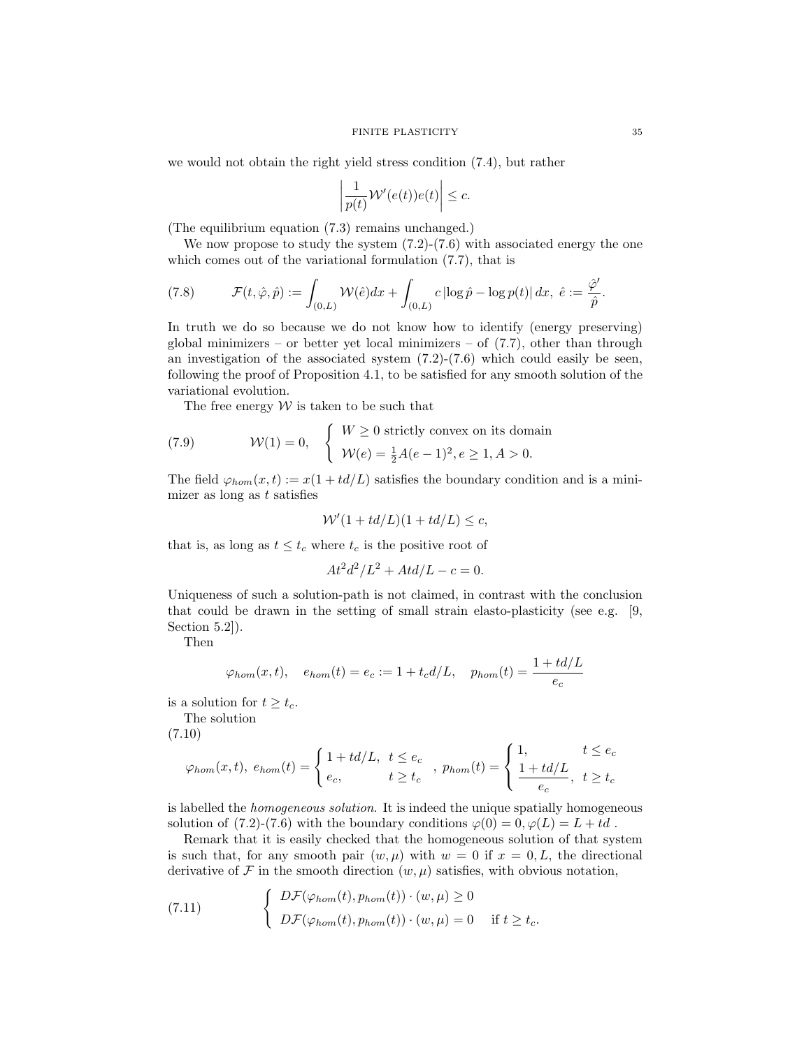we would not obtain the right yield stress condition (7.4), but rather

$$\left| \frac{1}{p(t)} \mathcal{W}'(e(t))e(t) \right| \le c.$$

(The equilibrium equation (7.3) remains unchanged.)

We now propose to study the system (7.2)-(7.6) with associated energy the one which comes out of the variational formulation (7.7), that is

$$\mathcal{F}(t, \hat\varphi, \hat p) := \int_{(0,L)} \mathcal{W}(\hat e)dx + \int_{(0,L)} c\,|\log \hat p - \log p(t)|\, dx,\ \hat e := \frac{\hat\varphi'}{\hat p}. \tag{7.8}$$

In truth we do so because we do not know how to identify (energy preserving) global minimizers – or better yet local minimizers – of (7.7), other than through an investigation of the associated system (7.2)-(7.6) which could easily be seen, following the proof of Proposition 4.1, to be satisfied for any smooth solution of the variational evolution.

The free energy $\mathcal{W}$ is taken to be such that

$$\mathcal{W}(1) = 0, \quad \begin{cases} W \ge 0 \text{ strictly convex on its domain} \\ \mathcal{W}(e) = \frac{1}{2}A(e-1)^2, e \ge 1, A > 0. \end{cases} \tag{7.9}$$

The field $\varphi_{hom}(x,t) := x(1 + td/L)$ satisfies the boundary condition and is a minimizer as long as $t$ satisfies

$$\mathcal{W}'(1 + td/L)(1 + td/L) \le c,$$

that is, as long as $t \le t_c$ where $t_c$ is the positive root of

$$At^2d^2/L^2 + Atd/L - c = 0.$$

Uniqueness of such a solution-path is not claimed, in contrast with the conclusion that could be drawn in the setting of small strain elasto-plasticity (see e.g. [9, Section 5.2]).

Then

$$\varphi_{hom}(x,t), \quad e_{hom}(t) = e_c := 1 + t_c d/L, \quad p_{hom}(t) = \frac{1 + td/L}{e_c}$$

is a solution for $t \ge t_c$.

The solution

$$\varphi_{hom}(x,t),\ e_{hom}(t) = \begin{cases} 1 + td/L, & t \le e_c \\ e_c, & t \ge t_c \end{cases},\ p_{hom}(t) = \begin{cases} 1, & t \le e_c \\ \dfrac{1 + td/L}{e_c}, & t \ge t_c \end{cases} \tag{7.10}$$

is labelled the *homogeneous solution*. It is indeed the unique spatially homogeneous solution of (7.2)-(7.6) with the boundary conditions $\varphi(0) = 0, \varphi(L) = L + td$ .

Remark that it is easily checked that the homogeneous solution of that system is such that, for any smooth pair $(w, \mu)$ with $w = 0$ if $x = 0, L$, the directional derivative of $\mathcal{F}$ in the smooth direction $(w, \mu)$ satisfies, with obvious notation,

$$\begin{cases} D\mathcal{F}(\varphi_{hom}(t), p_{hom}(t)) \cdot (w, \mu) \ge 0 \\ D\mathcal{F}(\varphi_{hom}(t), p_{hom}(t)) \cdot (w, \mu) = 0 \quad \text{ if } t \ge t_c. \end{cases} \tag{7.11}$$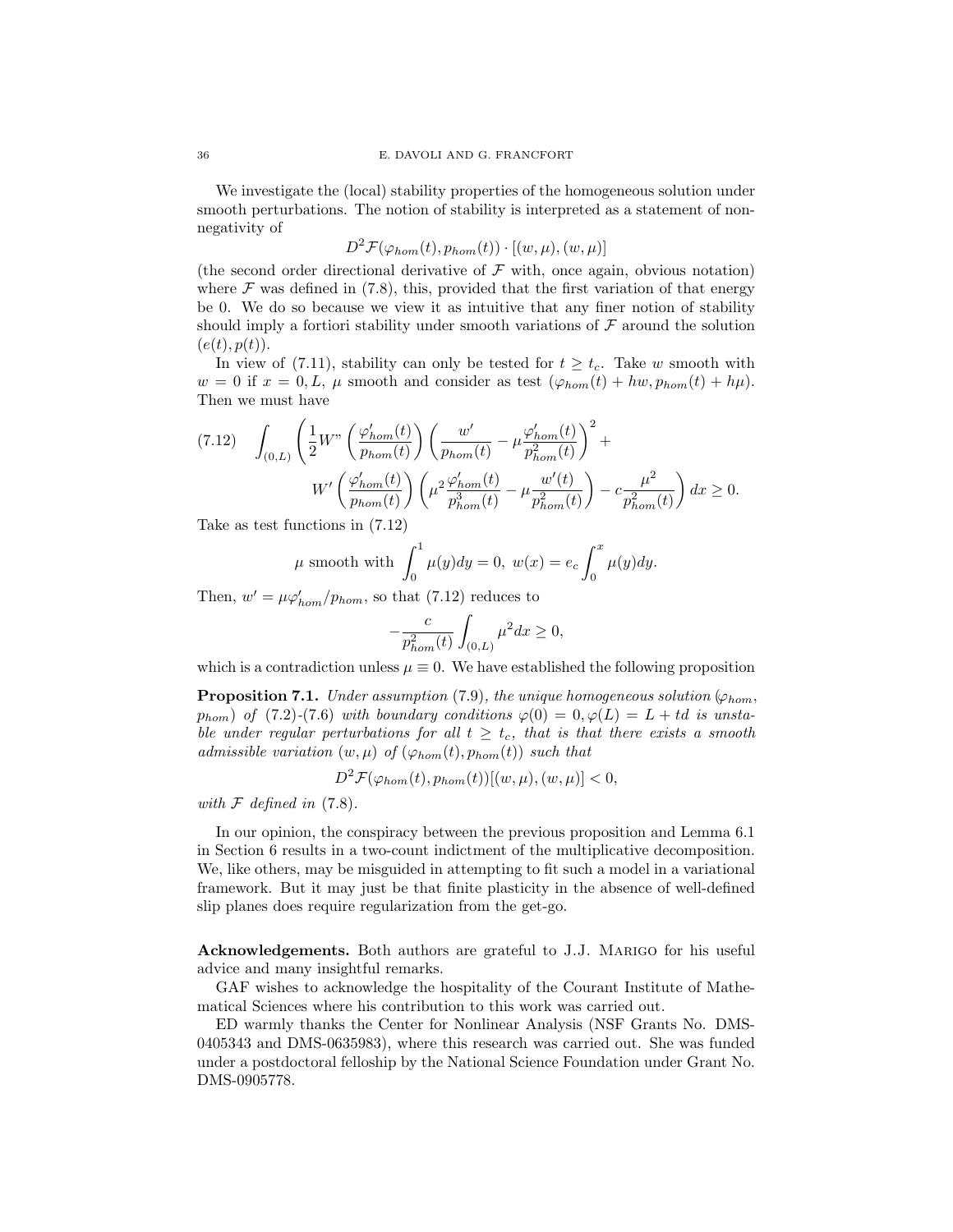We investigate the (local) stability properties of the homogeneous solution under smooth perturbations. The notion of stability is interpreted as a statement of non-negativity of

$$D^2\mathcal{F}(\varphi_{hom}(t), p_{hom}(t)) \cdot [(w,\mu),(w,\mu)]$$

(the second order directional derivative of $\mathcal{F}$ with, once again, obvious notation) where $\mathcal{F}$ was defined in (7.8), this, provided that the first variation of that energy be 0. We do so because we view it as intuitive that any finer notion of stability should imply a fortiori stability under smooth variations of $\mathcal{F}$ around the solution $(e(t), p(t))$.

In view of (7.11), stability can only be tested for $t \geq t_c$. Take $w$ smooth with $w = 0$ if $x = 0, L$, $\mu$ smooth and consider as test $(\varphi_{hom}(t) + hw, p_{hom}(t) + h\mu)$. Then we must have

$$\int_{(0,L)} \left( \frac{1}{2} W\text{"} \left( \frac{\varphi'_{hom}(t)}{p_{hom}(t)} \right) \left( \frac{w'}{p_{hom}(t)} - \mu \frac{\varphi'_{hom}(t)}{p^2_{hom}(t)} \right)^2 + W' \left( \frac{\varphi'_{hom}(t)}{p_{hom}(t)} \right) \left( \mu^2 \frac{\varphi'_{hom}(t)}{p^3_{hom}(t)} - \mu \frac{w'(t)}{p^2_{hom}(t)} \right) - c \frac{\mu^2}{p^2_{hom}(t)} \right) dx \geq 0. \tag{7.12}$$

Take as test functions in (7.12)

$$\mu \text{ smooth with } \int_0^1 \mu(y)dy = 0, \; w(x) = e_c \int_0^x \mu(y)dy.$$

Then, $w' = \mu\varphi'_{hom}/p_{hom}$, so that (7.12) reduces to

$$-\frac{c}{p^2_{hom}(t)} \int_{(0,L)} \mu^2 dx \geq 0,$$

which is a contradiction unless $\mu \equiv 0$. We have established the following proposition

**Proposition 7.1.** *Under assumption* (7.9)*, the unique homogeneous solution* $(\varphi_{hom}, p_{hom})$ *of* (7.2)-(7.6) *with boundary conditions* $\varphi(0) = 0, \varphi(L) = L + td$ *is unstable under regular perturbations for all* $t \geq t_c$*, that is that there exists a smooth admissible variation* $(w,\mu)$ *of* $(\varphi_{hom}(t), p_{hom}(t))$ *such that*

$$D^2\mathcal{F}(\varphi_{hom}(t), p_{hom}(t))[(w,\mu),(w,\mu)] < 0,$$

*with* $\mathcal{F}$ *defined in* (7.8).

In our opinion, the conspiracy between the previous proposition and Lemma 6.1 in Section 6 results in a two-count indictment of the multiplicative decomposition. We, like others, may be misguided in attempting to fit such a model in a variational framework. But it may just be that finite plasticity in the absence of well-defined slip planes does require regularization from the get-go.

**Acknowledgements.** Both authors are grateful to J.J. Marigo for his useful advice and many insightful remarks.

GAF wishes to acknowledge the hospitality of the Courant Institute of Mathematical Sciences where his contribution to this work was carried out.

ED warmly thanks the Center for Nonlinear Analysis (NSF Grants No. DMS-0405343 and DMS-0635983), where this research was carried out. She was funded under a postdoctoral fellowship by the National Science Foundation under Grant No. DMS-0905778.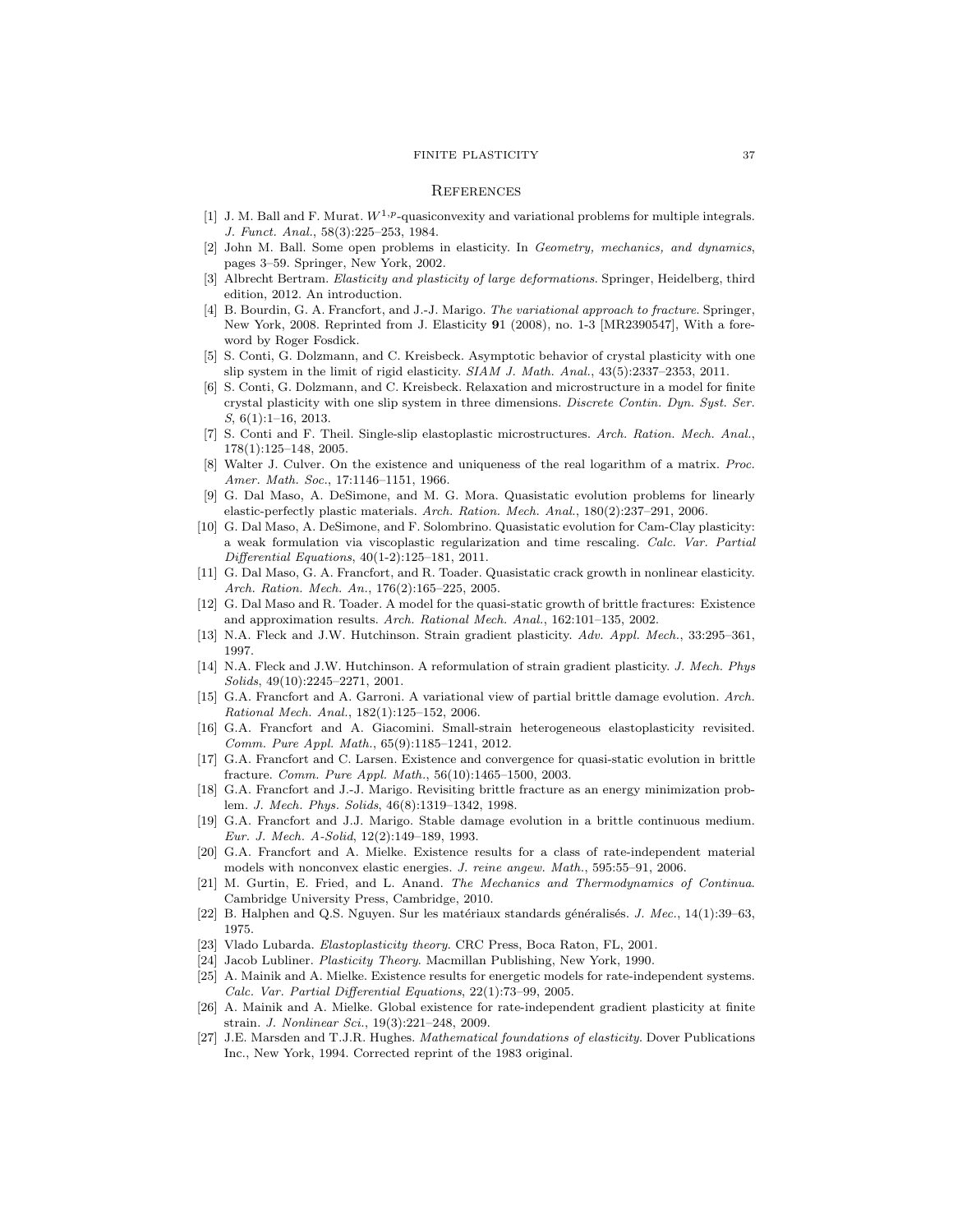## References

[1] J. M. Ball and F. Murat. $W^{1,p}$-quasiconvexity and variational problems for multiple integrals. *J. Funct. Anal.*, 58(3):225–253, 1984.

[2] John M. Ball. Some open problems in elasticity. In *Geometry, mechanics, and dynamics*, pages 3–59. Springer, New York, 2002.

[3] Albrecht Bertram. *Elasticity and plasticity of large deformations*. Springer, Heidelberg, third edition, 2012. An introduction.

[4] B. Bourdin, G. A. Francfort, and J.-J. Marigo. *The variational approach to fracture*. Springer, New York, 2008. Reprinted from J. Elasticity **91** (2008), no. 1-3 [MR2390547], With a foreword by Roger Fosdick.

[5] S. Conti, G. Dolzmann, and C. Kreisbeck. Asymptotic behavior of crystal plasticity with one slip system in the limit of rigid elasticity. *SIAM J. Math. Anal.*, 43(5):2337–2353, 2011.

[6] S. Conti, G. Dolzmann, and C. Kreisbeck. Relaxation and microstructure in a model for finite crystal plasticity with one slip system in three dimensions. *Discrete Contin. Dyn. Syst. Ser. S*, 6(1):1–16, 2013.

[7] S. Conti and F. Theil. Single-slip elastoplastic microstructures. *Arch. Ration. Mech. Anal.*, 178(1):125–148, 2005.

[8] Walter J. Culver. On the existence and uniqueness of the real logarithm of a matrix. *Proc. Amer. Math. Soc.*, 17:1146–1151, 1966.

[9] G. Dal Maso, A. DeSimone, and M. G. Mora. Quasistatic evolution problems for linearly elastic-perfectly plastic materials. *Arch. Ration. Mech. Anal.*, 180(2):237–291, 2006.

[10] G. Dal Maso, A. DeSimone, and F. Solombrino. Quasistatic evolution for Cam-Clay plasticity: a weak formulation via viscoplastic regularization and time rescaling. *Calc. Var. Partial Differential Equations*, 40(1-2):125–181, 2011.

[11] G. Dal Maso, G. A. Francfort, and R. Toader. Quasistatic crack growth in nonlinear elasticity. *Arch. Ration. Mech. An.*, 176(2):165–225, 2005.

[12] G. Dal Maso and R. Toader. A model for the quasi-static growth of brittle fractures: Existence and approximation results. *Arch. Rational Mech. Anal.*, 162:101–135, 2002.

[13] N.A. Fleck and J.W. Hutchinson. Strain gradient plasticity. *Adv. Appl. Mech.*, 33:295–361, 1997.

[14] N.A. Fleck and J.W. Hutchinson. A reformulation of strain gradient plasticity. *J. Mech. Phys Solids*, 49(10):2245–2271, 2001.

[15] G.A. Francfort and A. Garroni. A variational view of partial brittle damage evolution. *Arch. Rational Mech. Anal.*, 182(1):125–152, 2006.

[16] G.A. Francfort and A. Giacomini. Small-strain heterogeneous elastoplasticity revisited. *Comm. Pure Appl. Math.*, 65(9):1185–1241, 2012.

[17] G.A. Francfort and C. Larsen. Existence and convergence for quasi-static evolution in brittle fracture. *Comm. Pure Appl. Math.*, 56(10):1465–1500, 2003.

[18] G.A. Francfort and J.-J. Marigo. Revisiting brittle fracture as an energy minimization problem. *J. Mech. Phys. Solids*, 46(8):1319–1342, 1998.

[19] G.A. Francfort and J.J. Marigo. Stable damage evolution in a brittle continuous medium. *Eur. J. Mech. A-Solid*, 12(2):149–189, 1993.

[20] G.A. Francfort and A. Mielke. Existence results for a class of rate-independent material models with nonconvex elastic energies. *J. reine angew. Math.*, 595:55–91, 2006.

[21] M. Gurtin, E. Fried, and L. Anand. *The Mechanics and Thermodynamics of Continua*. Cambridge University Press, Cambridge, 2010.

[22] B. Halphen and Q.S. Nguyen. Sur les matériaux standards généralisés. *J. Mec.*, 14(1):39–63, 1975.

[23] Vlado Lubarda. *Elastoplasticity theory*. CRC Press, Boca Raton, FL, 2001.

[24] Jacob Lubliner. *Plasticity Theory*. Macmillan Publishing, New York, 1990.

[25] A. Mainik and A. Mielke. Existence results for energetic models for rate-independent systems. *Calc. Var. Partial Differential Equations*, 22(1):73–99, 2005.

[26] A. Mainik and A. Mielke. Global existence for rate-independent gradient plasticity at finite strain. *J. Nonlinear Sci.*, 19(3):221–248, 2009.

[27] J.E. Marsden and T.J.R. Hughes. *Mathematical foundations of elasticity*. Dover Publications Inc., New York, 1994. Corrected reprint of the 1983 original.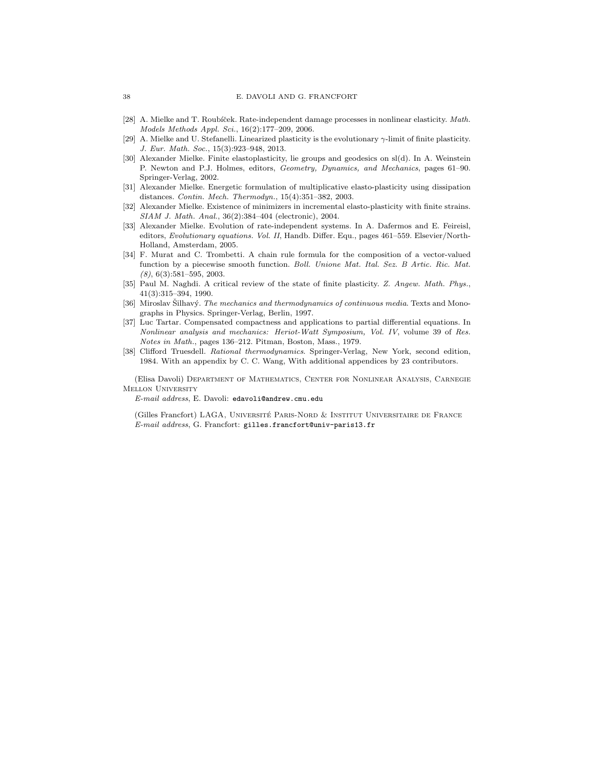[28] A. Mielke and T. Roubíček. Rate-independent damage processes in nonlinear elasticity. *Math. Models Methods Appl. Sci.*, 16(2):177–209, 2006.

[29] A. Mielke and U. Stefanelli. Linearized plasticity is the evolutionary $\gamma$-limit of finite plasticity. *J. Eur. Math. Soc.*, 15(3):923–948, 2013.

[30] Alexander Mielke. Finite elastoplasticity, lie groups and geodesics on sl(d). In A. Weinstein P. Newton and P.J. Holmes, editors, *Geometry, Dynamics, and Mechanics*, pages 61–90. Springer-Verlag, 2002.

[31] Alexander Mielke. Energetic formulation of multiplicative elasto-plasticity using dissipation distances. *Contin. Mech. Thermodyn.*, 15(4):351–382, 2003.

[32] Alexander Mielke. Existence of minimizers in incremental elasto-plasticity with finite strains. *SIAM J. Math. Anal.*, 36(2):384–404 (electronic), 2004.

[33] Alexander Mielke. Evolution of rate-independent systems. In A. Dafermos and E. Feireisl, editors, *Evolutionary equations. Vol. II*, Handb. Differ. Equ., pages 461–559. Elsevier/North-Holland, Amsterdam, 2005.

[34] F. Murat and C. Trombetti. A chain rule formula for the composition of a vector-valued function by a piecewise smooth function. *Boll. Unione Mat. Ital. Sez. B Artic. Ric. Mat. (8)*, 6(3):581–595, 2003.

[35] Paul M. Naghdi. A critical review of the state of finite plasticity. *Z. Angew. Math. Phys.*, 41(3):315–394, 1990.

[36] Miroslav Šilhavý. *The mechanics and thermodynamics of continuous media*. Texts and Monographs in Physics. Springer-Verlag, Berlin, 1997.

[37] Luc Tartar. Compensated compactness and applications to partial differential equations. In *Nonlinear analysis and mechanics: Heriot-Watt Symposium, Vol. IV*, volume 39 of *Res. Notes in Math.*, pages 136–212. Pitman, Boston, Mass., 1979.

[38] Clifford Truesdell. *Rational thermodynamics*. Springer-Verlag, New York, second edition, 1984. With an appendix by C. C. Wang, With additional appendices by 23 contributors.

(Elisa Davoli) Department of Mathematics, Center for Nonlinear Analysis, Carnegie Mellon University

*E-mail address*, E. Davoli: `edavoli@andrew.cmu.edu`

(Gilles Francfort) LAGA, Université Paris-Nord & Institut Universitaire de France

*E-mail address*, G. Francfort: `gilles.francfort@univ-paris13.fr`